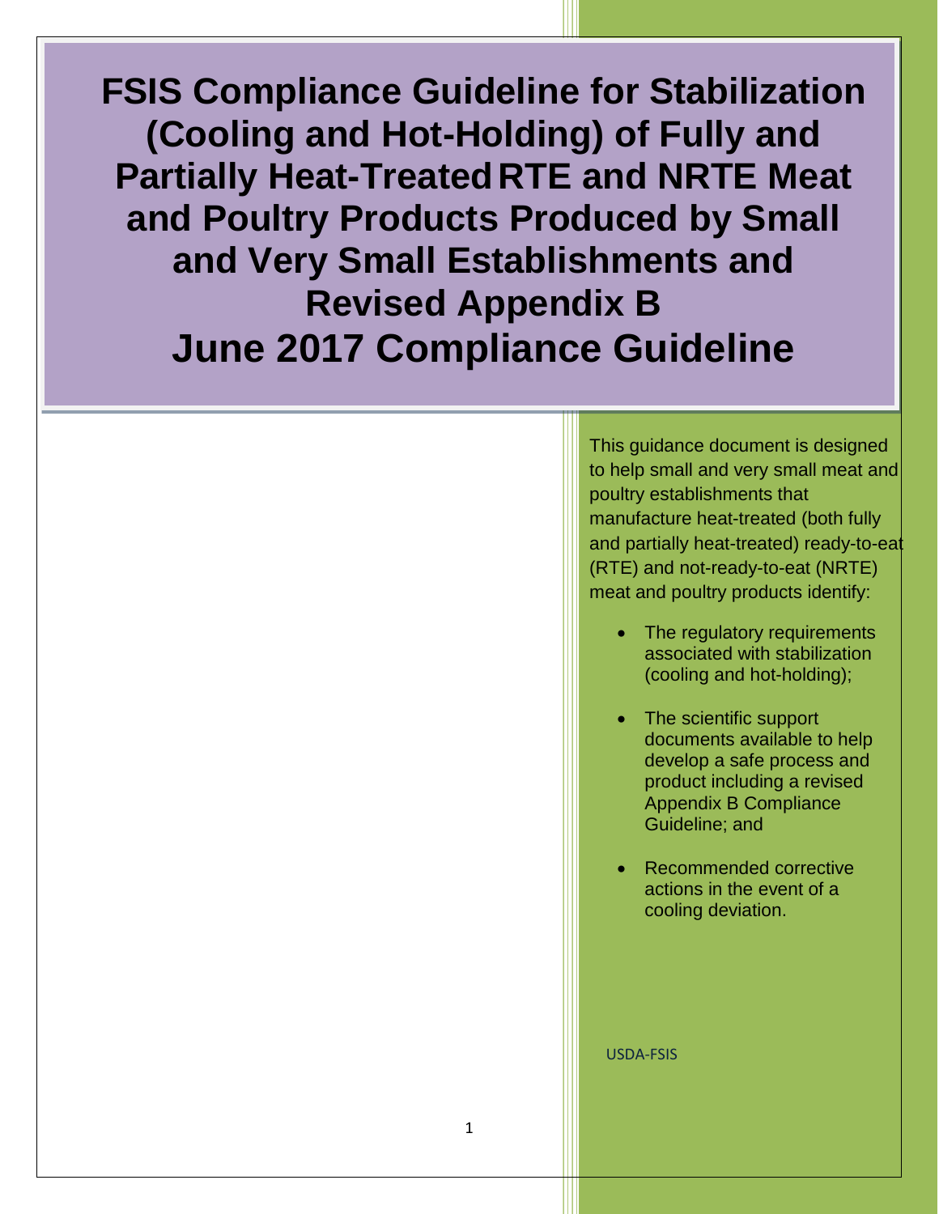# FSIS Compliance Guideline for Stabilization (Cooling and Hot-Holding) of Fully and Partially Heat-Treated RTE and NRTE Meat and Poultry Products Produced by Small and Very Small Establishments and Revised Appendix B June 2017 Compliance Guideline

This guidance document is designed to help small and very small meat and poultry establishments that manufacture heat-treated (both fully and partially heat-treated) ready-to-eat (RTE) and not-ready-to-eat (NRTE) meat and poultry products identify:

- The regulatory requirements associated with stabilization (cooling and hot-holding);
- The scientific support documents available to help develop a safe process and product including a revised Appendix B Compliance Guideline; and
- Recommended corrective actions in the event of a cooling deviation.

USDA-FSIS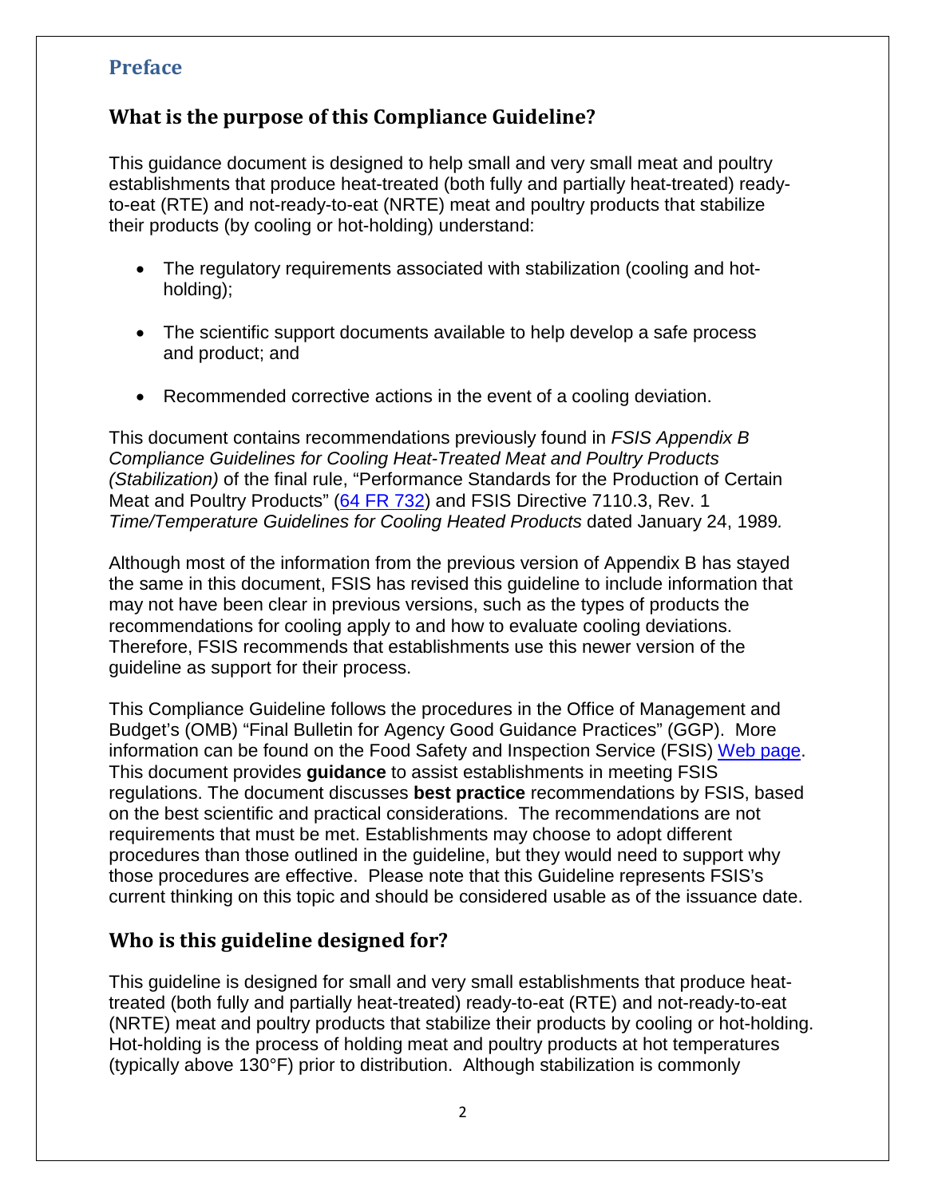## Preface

### What is the purpose of this Compliance Guideline?

This guidance document is designed to help small and very small meat and poultry establishments that produce heat-treated (both fully and partially heat-treated) ready-to-eat (RTE) and not-ready-to-eat (NRTE) meat and poultry products that stabilize their products (by cooling or hot-holding) understand:

- The regulatory requirements associated with stabilization (cooling and hot-holding);
- The scientific support documents available to help develop a safe process and product; and
- Recommended corrective actions in the event of a cooling deviation.

This document contains recommendations previously found in *FSIS Appendix B Compliance Guidelines for Cooling Heat-Treated Meat and Poultry Products (Stabilization)* of the final rule, "Performance Standards for the Production of Certain Meat and Poultry Products" (64 FR 732) and FSIS Directive 7110.3, Rev. 1 *Time/Temperature Guidelines for Cooling Heated Products* dated January 24, 1989*.*

Although most of the information from the previous version of Appendix B has stayed the same in this document, FSIS has revised this guideline to include information that may not have been clear in previous versions, such as the types of products the recommendations for cooling apply to and how to evaluate cooling deviations. Therefore, FSIS recommends that establishments use this newer version of the guideline as support for their process.

This Compliance Guideline follows the procedures in the Office of Management and Budget's (OMB) "Final Bulletin for Agency Good Guidance Practices" (GGP). More information can be found on the Food Safety and Inspection Service (FSIS) Web page. This document provides **guidance** to assist establishments in meeting FSIS regulations. The document discusses **best practice** recommendations by FSIS, based on the best scientific and practical considerations. The recommendations are not requirements that must be met. Establishments may choose to adopt different procedures than those outlined in the guideline, but they would need to support why those procedures are effective. Please note that this Guideline represents FSIS's current thinking on this topic and should be considered usable as of the issuance date.

### Who is this guideline designed for?

This guideline is designed for small and very small establishments that produce heat-treated (both fully and partially heat-treated) ready-to-eat (RTE) and not-ready-to-eat (NRTE) meat and poultry products that stabilize their products by cooling or hot-holding. Hot-holding is the process of holding meat and poultry products at hot temperatures (typically above 130°F) prior to distribution. Although stabilization is commonly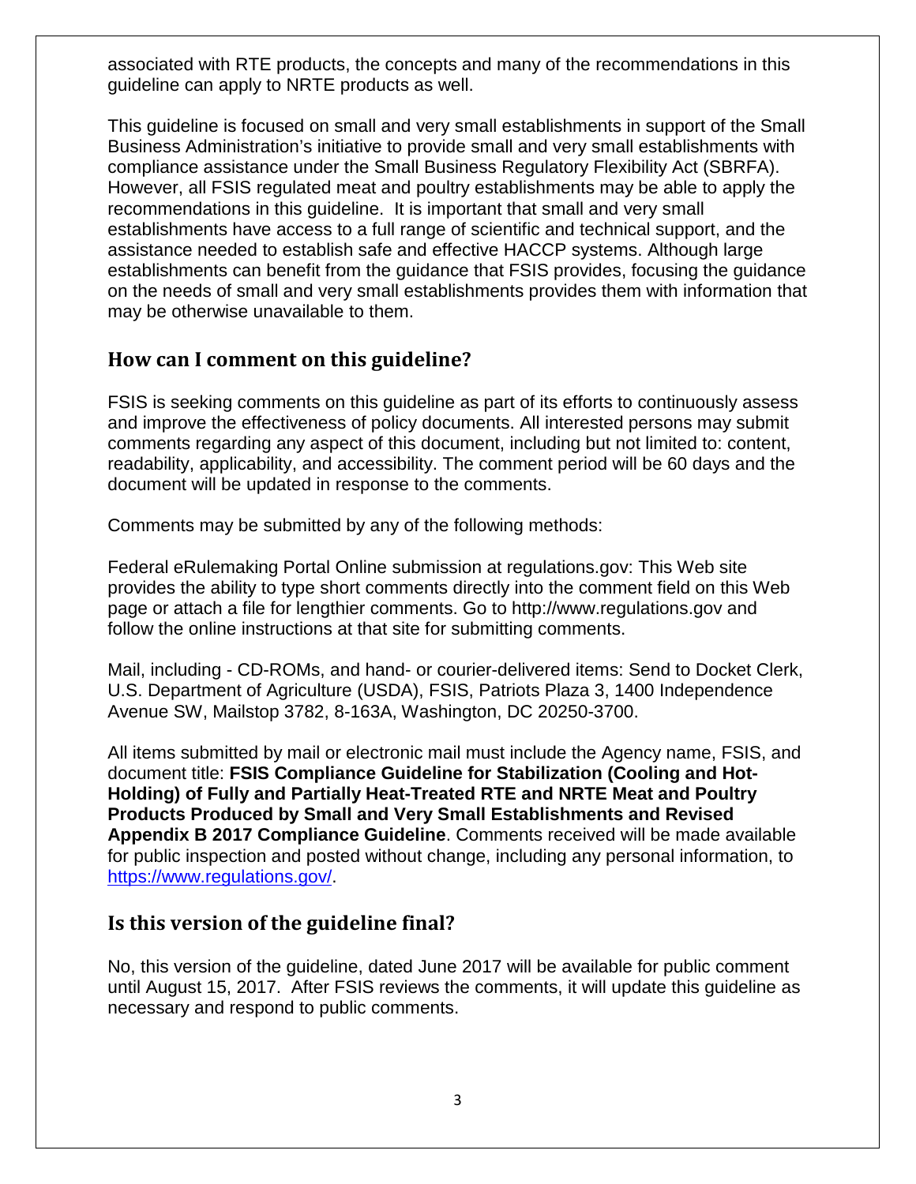associated with RTE products, the concepts and many of the recommendations in this guideline can apply to NRTE products as well.

This guideline is focused on small and very small establishments in support of the Small Business Administration's initiative to provide small and very small establishments with compliance assistance under the Small Business Regulatory Flexibility Act (SBRFA). However, all FSIS regulated meat and poultry establishments may be able to apply the recommendations in this guideline. It is important that small and very small establishments have access to a full range of scientific and technical support, and the assistance needed to establish safe and effective HACCP systems. Although large establishments can benefit from the guidance that FSIS provides, focusing the guidance on the needs of small and very small establishments provides them with information that may be otherwise unavailable to them.

## How can I comment on this guideline?

FSIS is seeking comments on this guideline as part of its efforts to continuously assess and improve the effectiveness of policy documents. All interested persons may submit comments regarding any aspect of this document, including but not limited to: content, readability, applicability, and accessibility. The comment period will be 60 days and the document will be updated in response to the comments.

Comments may be submitted by any of the following methods:

Federal eRulemaking Portal Online submission at regulations.gov: This Web site provides the ability to type short comments directly into the comment field on this Web page or attach a file for lengthier comments. Go to http://www.regulations.gov and follow the online instructions at that site for submitting comments.

Mail, including - CD-ROMs, and hand- or courier-delivered items: Send to Docket Clerk, U.S. Department of Agriculture (USDA), FSIS, Patriots Plaza 3, 1400 Independence Avenue SW, Mailstop 3782, 8-163A, Washington, DC 20250-3700.

All items submitted by mail or electronic mail must include the Agency name, FSIS, and document title: **FSIS Compliance Guideline for Stabilization (Cooling and Hot-Holding) of Fully and Partially Heat-Treated RTE and NRTE Meat and Poultry Products Produced by Small and Very Small Establishments and Revised Appendix B 2017 Compliance Guideline**. Comments received will be made available for public inspection and posted without change, including any personal information, to https://www.regulations.gov/.

## Is this version of the guideline final?

No, this version of the guideline, dated June 2017 will be available for public comment until August 15, 2017. After FSIS reviews the comments, it will update this guideline as necessary and respond to public comments.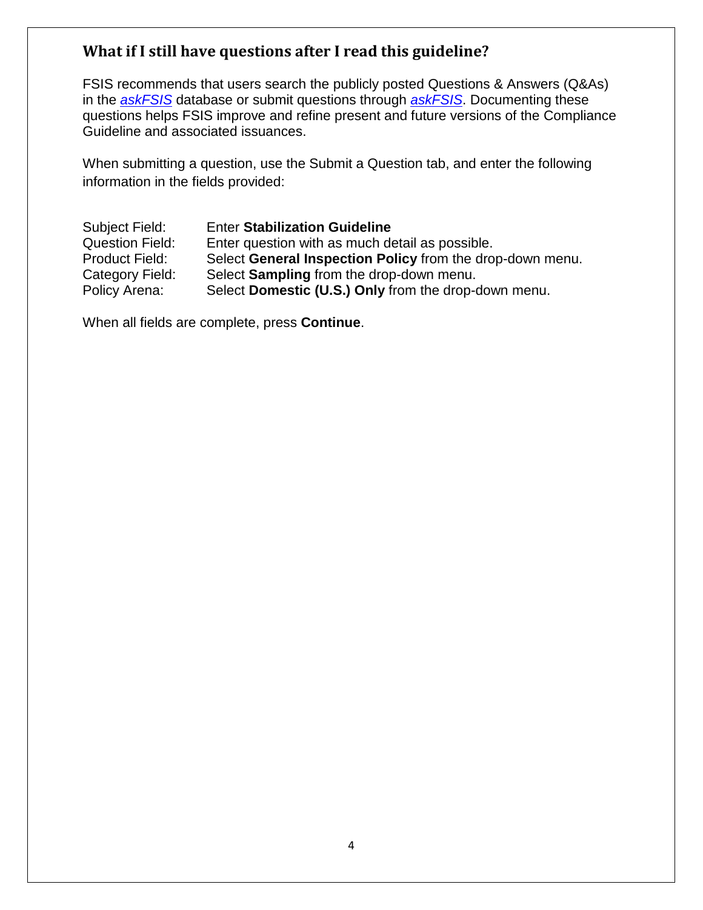## What if I still have questions after I read this guideline?

FSIS recommends that users search the publicly posted Questions & Answers (Q&As) in the *askFSIS* database or submit questions through *askFSIS*. Documenting these questions helps FSIS improve and refine present and future versions of the Compliance Guideline and associated issuances.

When submitting a question, use the Submit a Question tab, and enter the following information in the fields provided:

| | |
|---|---|
| Subject Field: | Enter **Stabilization Guideline** |
| Question Field: | Enter question with as much detail as possible. |
| Product Field: | Select **General Inspection Policy** from the drop-down menu. |
| Category Field: | Select **Sampling** from the drop-down menu. |
| Policy Arena: | Select **Domestic (U.S.) Only** from the drop-down menu. |

When all fields are complete, press **Continue**.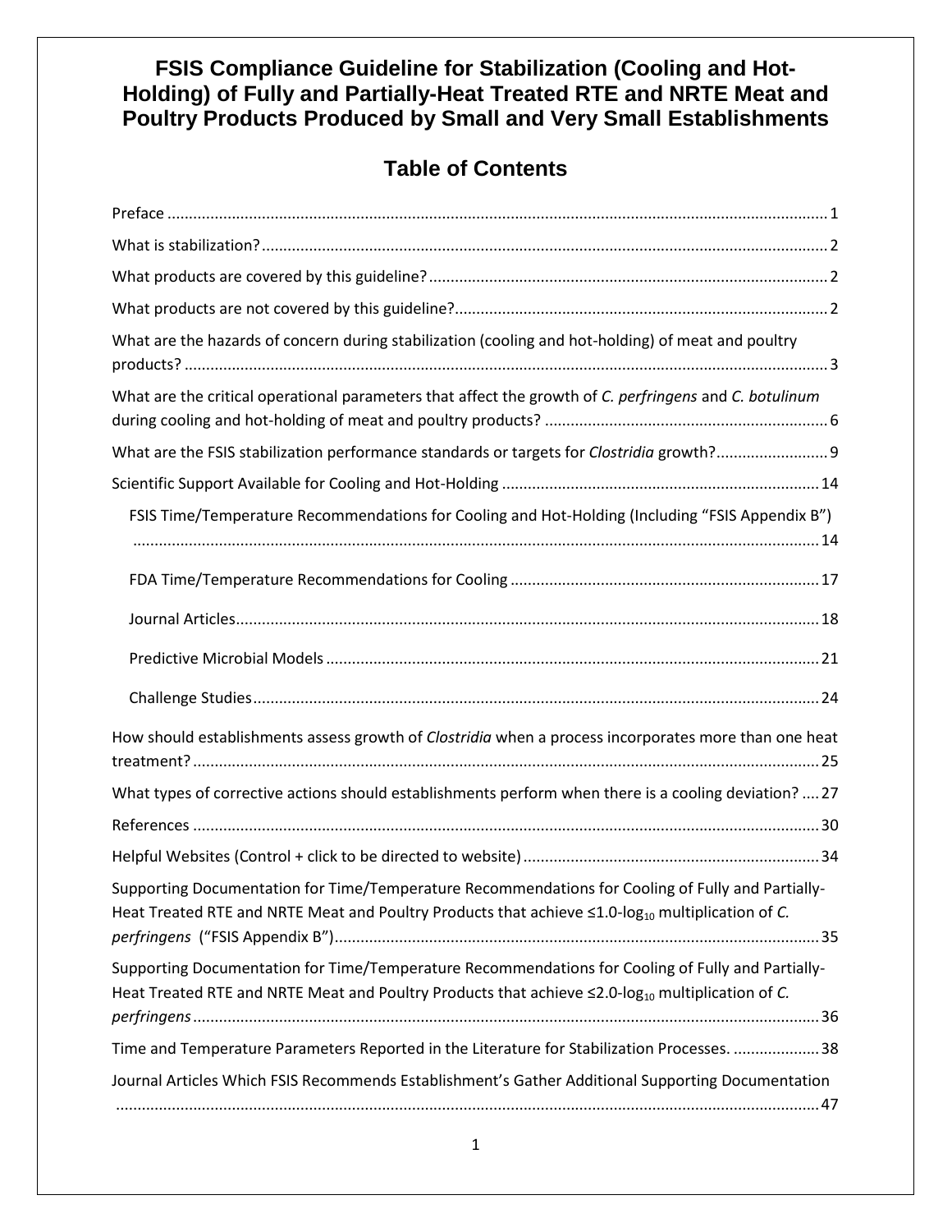# FSIS Compliance Guideline for Stabilization (Cooling and Hot-Holding) of Fully and Partially-Heat Treated RTE and NRTE Meat and Poultry Products Produced by Small and Very Small Establishments

## Table of Contents

Preface ........................................................................................................................................... 1

What is stabilization? ...................................................................................................................... 2

What products are covered by this guideline? ............................................................................... 2

What products are not covered by this guideline? .......................................................................... 2

What are the hazards of concern during stabilization (cooling and hot-holding) of meat and poultry products? ...................................................................................................................................... 3

What are the critical operational parameters that affect the growth of *C. perfringens* and *C. botulinum* during cooling and hot-holding of meat and poultry products? ................................................................... 6

What are the FSIS stabilization performance standards or targets for *Clostridia* growth? .......................... 9

Scientific Support Available for Cooling and Hot-Holding .......................................................................... 14

- FSIS Time/Temperature Recommendations for Cooling and Hot-Holding (Including "FSIS Appendix B") ....................................................................................................................................... 14
- FDA Time/Temperature Recommendations for Cooling ....................................................................... 17
- Journal Articles ........................................................................................................................ 18
- Predictive Microbial Models ....................................................................................................... 21
- Challenge Studies .................................................................................................................... 24

How should establishments assess growth of *Clostridia* when a process incorporates more than one heat treatment? .................................................................................................................................. 25

What types of corrective actions should establishments perform when there is a cooling deviation? .... 27

References ................................................................................................................................... 30

Helpful Websites (Control + click to be directed to website) ..................................................................... 34

Supporting Documentation for Time/Temperature Recommendations for Cooling of Fully and Partially-Heat Treated RTE and NRTE Meat and Poultry Products that achieve ≤1.0-$\log_{10}$ multiplication of *C. perfringens* ("FSIS Appendix B") ................................................................................................ 35

Supporting Documentation for Time/Temperature Recommendations for Cooling of Fully and Partially-Heat Treated RTE and NRTE Meat and Poultry Products that achieve ≤2.0-$\log_{10}$ multiplication of *C. perfringens* ................................................................................................................................ 36

Time and Temperature Parameters Reported in the Literature for Stabilization Processes. .................... 38

Journal Articles Which FSIS Recommends Establishment's Gather Additional Supporting Documentation ............................................................................................................................................... 47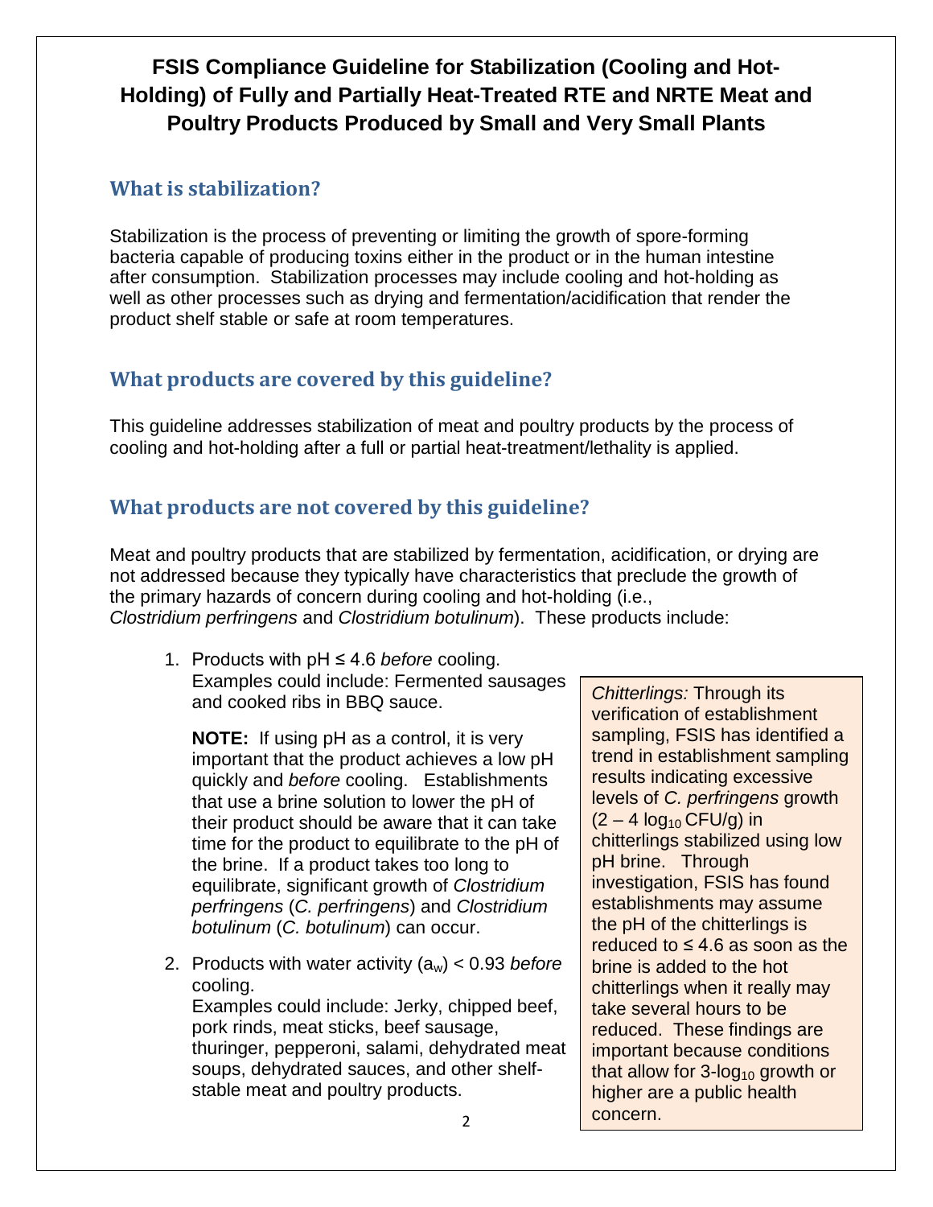# FSIS Compliance Guideline for Stabilization (Cooling and Hot-Holding) of Fully and Partially Heat-Treated RTE and NRTE Meat and Poultry Products Produced by Small and Very Small Plants

## What is stabilization?

Stabilization is the process of preventing or limiting the growth of spore-forming bacteria capable of producing toxins either in the product or in the human intestine after consumption. Stabilization processes may include cooling and hot-holding as well as other processes such as drying and fermentation/acidification that render the product shelf stable or safe at room temperatures.

## What products are covered by this guideline?

This guideline addresses stabilization of meat and poultry products by the process of cooling and hot-holding after a full or partial heat-treatment/lethality is applied.

## What products are not covered by this guideline?

Meat and poultry products that are stabilized by fermentation, acidification, or drying are not addressed because they typically have characteristics that preclude the growth of the primary hazards of concern during cooling and hot-holding (i.e., *Clostridium perfringens* and *Clostridium botulinum*). These products include:

1. Products with pH ≤ 4.6 *before* cooling. Examples could include: Fermented sausages and cooked ribs in BBQ sauce.

   **NOTE:** If using pH as a control, it is very important that the product achieves a low pH quickly and *before* cooling. Establishments that use a brine solution to lower the pH of their product should be aware that it can take time for the product to equilibrate to the pH of the brine. If a product takes too long to equilibrate, significant growth of *Clostridium perfringens* (*C. perfringens*) and *Clostridium botulinum* (*C. botulinum*) can occur.

2. Products with water activity ($a_w$) < 0.93 *before* cooling.
   Examples could include: Jerky, chipped beef, pork rinds, meat sticks, beef sausage, thuringer, pepperoni, salami, dehydrated meat soups, dehydrated sauces, and other shelf-stable meat and poultry products.

> *Chitterlings:* Through its verification of establishment sampling, FSIS has identified a trend in establishment sampling results indicating excessive levels of *C. perfringens* growth ($2 – 4 \log_{10}$ CFU/g) in chitterlings stabilized using low pH brine. Through investigation, FSIS has found establishments may assume the pH of the chitterlings is reduced to ≤ 4.6 as soon as the brine is added to the hot chitterlings when it really may take several hours to be reduced. These findings are important because conditions that allow for $3\text{-}\log_{10}$ growth or higher are a public health concern.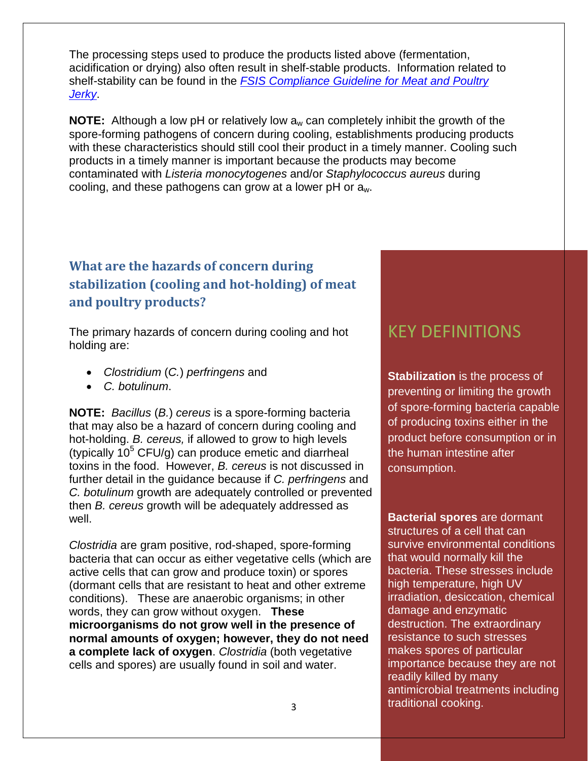The processing steps used to produce the products listed above (fermentation, acidification or drying) also often result in shelf-stable products. Information related to shelf-stability can be found in the *FSIS Compliance Guideline for Meat and Poultry Jerky*.

**NOTE:** Although a low pH or relatively low $a_w$ can completely inhibit the growth of the spore-forming pathogens of concern during cooling, establishments producing products with these characteristics should still cool their product in a timely manner. Cooling such products in a timely manner is important because the products may become contaminated with *Listeria monocytogenes* and/or *Staphylococcus aureus* during cooling, and these pathogens can grow at a lower pH or $a_w$.

## What are the hazards of concern during stabilization (cooling and hot-holding) of meat and poultry products?

The primary hazards of concern during cooling and hot holding are:

- *Clostridium* (*C.*) *perfringens* and
- *C. botulinum*.

**NOTE:** *Bacillus* (*B.*) *cereus* is a spore-forming bacteria that may also be a hazard of concern during cooling and hot-holding. *B. cereus,* if allowed to grow to high levels (typically $10^5$ CFU/g) can produce emetic and diarrheal toxins in the food. However, *B. cereus* is not discussed in further detail in the guidance because if *C. perfringens* and *C. botulinum* growth are adequately controlled or prevented then *B. cereus* growth will be adequately addressed as well.

*Clostridia* are gram positive, rod-shaped, spore-forming bacteria that can occur as either vegetative cells (which are active cells that can grow and produce toxin) or spores (dormant cells that are resistant to heat and other extreme conditions). These are anaerobic organisms; in other words, they can grow without oxygen. **These microorganisms do not grow well in the presence of normal amounts of oxygen; however, they do not need a complete lack of oxygen**. *Clostridia* (both vegetative cells and spores) are usually found in soil and water.

## KEY DEFINITIONS

**Stabilization** is the process of preventing or limiting the growth of spore-forming bacteria capable of producing toxins either in the product before consumption or in the human intestine after consumption.

**Bacterial spores** are dormant structures of a cell that can survive environmental conditions that would normally kill the bacteria. These stresses include high temperature, high UV irradiation, desiccation, chemical damage and enzymatic destruction. The extraordinary resistance to such stresses makes spores of particular importance because they are not readily killed by many antimicrobial treatments including traditional cooking.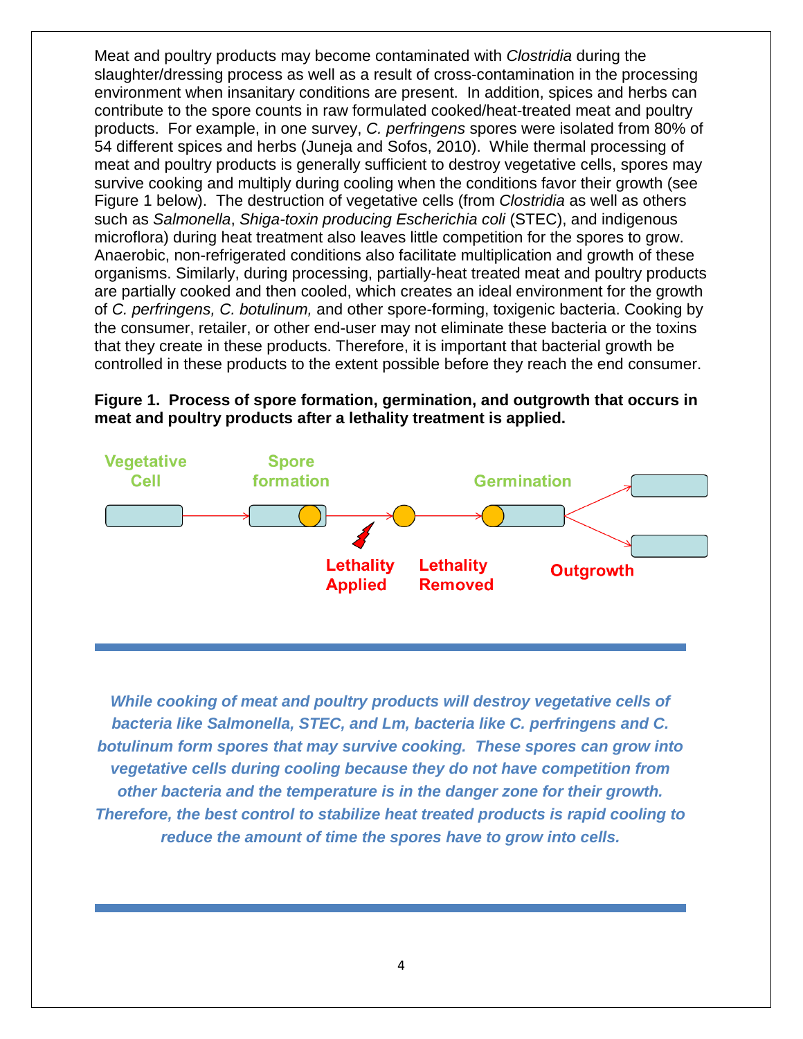Meat and poultry products may become contaminated with *Clostridia* during the slaughter/dressing process as well as a result of cross-contamination in the processing environment when insanitary conditions are present. In addition, spices and herbs can contribute to the spore counts in raw formulated cooked/heat-treated meat and poultry products. For example, in one survey, *C. perfringens* spores were isolated from 80% of 54 different spices and herbs (Juneja and Sofos, 2010). While thermal processing of meat and poultry products is generally sufficient to destroy vegetative cells, spores may survive cooking and multiply during cooling when the conditions favor their growth (see Figure 1 below). The destruction of vegetative cells (from *Clostridia* as well as others such as *Salmonella*, *Shiga-toxin producing Escherichia coli* (STEC), and indigenous microflora) during heat treatment also leaves little competition for the spores to grow. Anaerobic, non-refrigerated conditions also facilitate multiplication and growth of these organisms. Similarly, during processing, partially-heat treated meat and poultry products are partially cooked and then cooled, which creates an ideal environment for the growth of *C. perfringens, C. botulinum,* and other spore-forming, toxigenic bacteria. Cooking by the consumer, retailer, or other end-user may not eliminate these bacteria or the toxins that they create in these products. Therefore, it is important that bacterial growth be controlled in these products to the extent possible before they reach the end consumer.

**Figure 1. Process of spore formation, germination, and outgrowth that occurs in meat and poultry products after a lethality treatment is applied.**

Vegetative Cell → Spore formation → Lethality Applied → Lethality Removed → Germination → Outgrowth

---

***While cooking of meat and poultry products will destroy vegetative cells of bacteria like Salmonella, STEC, and Lm, bacteria like C. perfringens and C. botulinum form spores that may survive cooking. These spores can grow into vegetative cells during cooling because they do not have competition from other bacteria and the temperature is in the danger zone for their growth. Therefore, the best control to stabilize heat treated products is rapid cooling to reduce the amount of time the spores have to grow into cells.***

---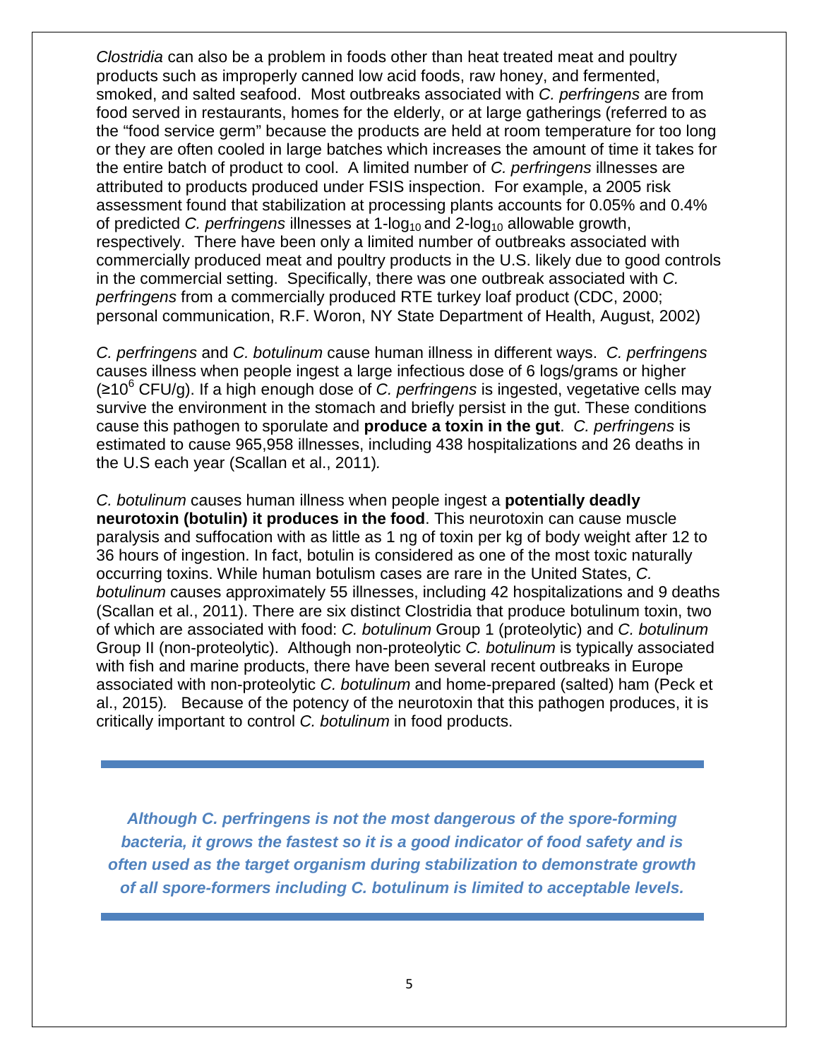*Clostridia* can also be a problem in foods other than heat treated meat and poultry products such as improperly canned low acid foods, raw honey, and fermented, smoked, and salted seafood. Most outbreaks associated with *C. perfringens* are from food served in restaurants, homes for the elderly, or at large gatherings (referred to as the "food service germ" because the products are held at room temperature for too long or they are often cooled in large batches which increases the amount of time it takes for the entire batch of product to cool. A limited number of *C. perfringens* illnesses are attributed to products produced under FSIS inspection. For example, a 2005 risk assessment found that stabilization at processing plants accounts for 0.05% and 0.4% of predicted *C. perfringens* illnesses at 1-$\log_{10}$ and 2-$\log_{10}$ allowable growth, respectively. There have been only a limited number of outbreaks associated with commercially produced meat and poultry products in the U.S. likely due to good controls in the commercial setting. Specifically, there was one outbreak associated with *C. perfringens* from a commercially produced RTE turkey loaf product (CDC, 2000; personal communication, R.F. Woron, NY State Department of Health, August, 2002)

*C. perfringens* and *C. botulinum* cause human illness in different ways. *C. perfringens* causes illness when people ingest a large infectious dose of 6 logs/grams or higher ($\geq 10^6$ CFU/g). If a high enough dose of *C. perfringens* is ingested, vegetative cells may survive the environment in the stomach and briefly persist in the gut. These conditions cause this pathogen to sporulate and **produce a toxin in the gut**. *C. perfringens* is estimated to cause 965,958 illnesses, including 438 hospitalizations and 26 deaths in the U.S each year (Scallan et al., 2011).

*C. botulinum* causes human illness when people ingest a **potentially deadly neurotoxin (botulin) it produces in the food**. This neurotoxin can cause muscle paralysis and suffocation with as little as 1 ng of toxin per kg of body weight after 12 to 36 hours of ingestion. In fact, botulin is considered as one of the most toxic naturally occurring toxins. While human botulism cases are rare in the United States, *C. botulinum* causes approximately 55 illnesses, including 42 hospitalizations and 9 deaths (Scallan et al., 2011). There are six distinct Clostridia that produce botulinum toxin, two of which are associated with food: *C. botulinum* Group 1 (proteolytic) and *C. botulinum* Group II (non-proteolytic). Although non-proteolytic *C. botulinum* is typically associated with fish and marine products, there have been several recent outbreaks in Europe associated with non-proteolytic *C. botulinum* and home-prepared (salted) ham (Peck et al., 2015). Because of the potency of the neurotoxin that this pathogen produces, it is critically important to control *C. botulinum* in food products.

---

***Although C. perfringens is not the most dangerous of the spore-forming bacteria, it grows the fastest so it is a good indicator of food safety and is often used as the target organism during stabilization to demonstrate growth of all spore-formers including C. botulinum is limited to acceptable levels.***

---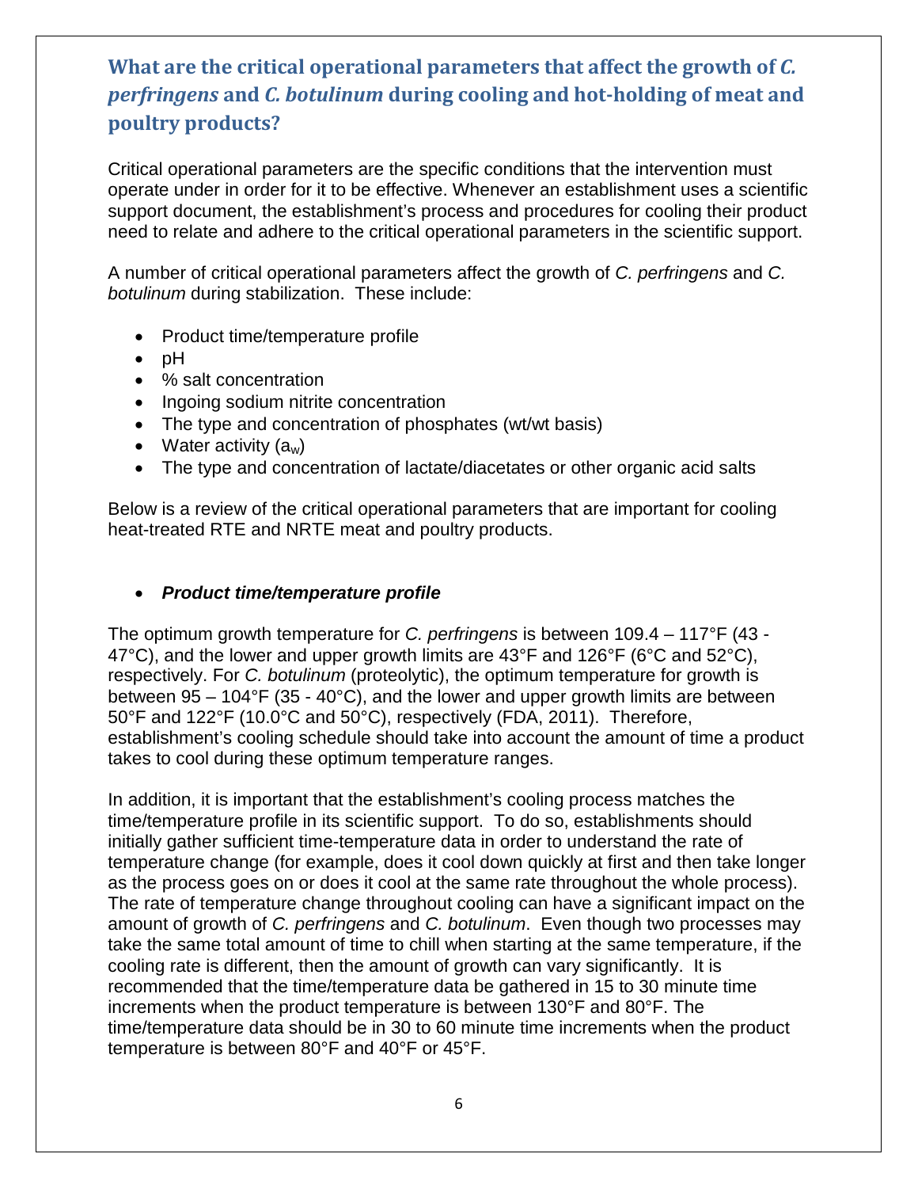## What are the critical operational parameters that affect the growth of *C. perfringens* and *C. botulinum* during cooling and hot-holding of meat and poultry products?

Critical operational parameters are the specific conditions that the intervention must operate under in order for it to be effective. Whenever an establishment uses a scientific support document, the establishment's process and procedures for cooling their product need to relate and adhere to the critical operational parameters in the scientific support.

A number of critical operational parameters affect the growth of *C. perfringens* and *C. botulinum* during stabilization. These include:

- Product time/temperature profile
- pH
- % salt concentration
- Ingoing sodium nitrite concentration
- The type and concentration of phosphates (wt/wt basis)
- Water activity ($a_w$)
- The type and concentration of lactate/diacetates or other organic acid salts

Below is a review of the critical operational parameters that are important for cooling heat-treated RTE and NRTE meat and poultry products.

- ***Product time/temperature profile***

The optimum growth temperature for *C. perfringens* is between 109.4 – 117°F (43 - 47°C), and the lower and upper growth limits are 43°F and 126°F (6°C and 52°C), respectively. For *C. botulinum* (proteolytic), the optimum temperature for growth is between 95 – 104°F (35 - 40°C), and the lower and upper growth limits are between 50°F and 122°F (10.0°C and 50°C), respectively (FDA, 2011). Therefore, establishment's cooling schedule should take into account the amount of time a product takes to cool during these optimum temperature ranges.

In addition, it is important that the establishment's cooling process matches the time/temperature profile in its scientific support. To do so, establishments should initially gather sufficient time-temperature data in order to understand the rate of temperature change (for example, does it cool down quickly at first and then take longer as the process goes on or does it cool at the same rate throughout the whole process). The rate of temperature change throughout cooling can have a significant impact on the amount of growth of *C. perfringens* and *C. botulinum*. Even though two processes may take the same total amount of time to chill when starting at the same temperature, if the cooling rate is different, then the amount of growth can vary significantly. It is recommended that the time/temperature data be gathered in 15 to 30 minute time increments when the product temperature is between 130°F and 80°F. The time/temperature data should be in 30 to 60 minute time increments when the product temperature is between 80°F and 40°F or 45°F.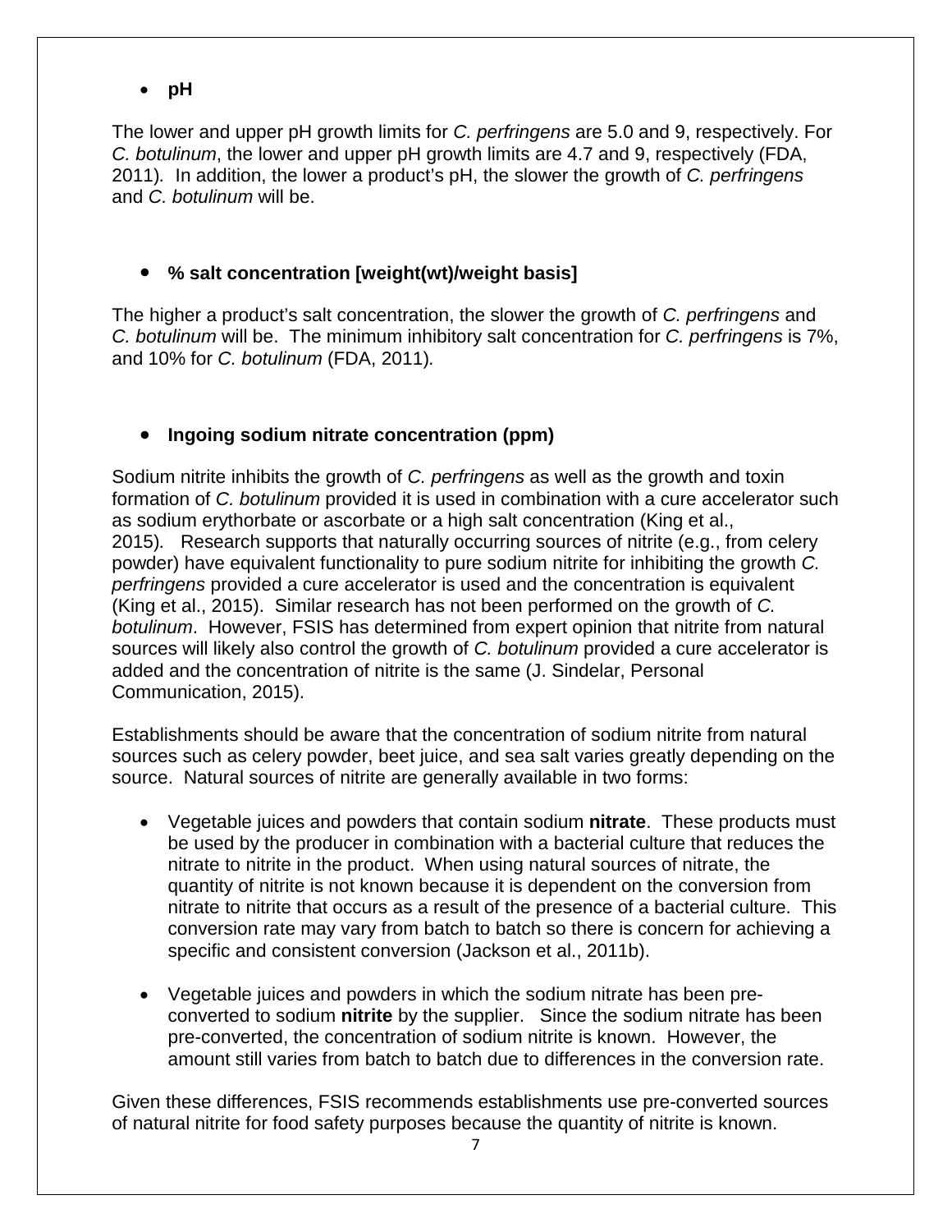- **pH**

The lower and upper pH growth limits for *C. perfringens* are 5.0 and 9, respectively. For *C. botulinum*, the lower and upper pH growth limits are 4.7 and 9, respectively (FDA, 2011). In addition, the lower a product's pH, the slower the growth of *C. perfringens* and *C. botulinum* will be.

- **% salt concentration [weight(wt)/weight basis]**

The higher a product's salt concentration, the slower the growth of *C. perfringens* and *C. botulinum* will be. The minimum inhibitory salt concentration for *C. perfringens* is 7%, and 10% for *C. botulinum* (FDA, 2011).

- **Ingoing sodium nitrate concentration (ppm)**

Sodium nitrite inhibits the growth of *C. perfringens* as well as the growth and toxin formation of *C. botulinum* provided it is used in combination with a cure accelerator such as sodium erythorbate or ascorbate or a high salt concentration (King et al., 2015). Research supports that naturally occurring sources of nitrite (e.g., from celery powder) have equivalent functionality to pure sodium nitrite for inhibiting the growth *C. perfringens* provided a cure accelerator is used and the concentration is equivalent (King et al., 2015). Similar research has not been performed on the growth of *C. botulinum*. However, FSIS has determined from expert opinion that nitrite from natural sources will likely also control the growth of *C. botulinum* provided a cure accelerator is added and the concentration of nitrite is the same (J. Sindelar, Personal Communication, 2015).

Establishments should be aware that the concentration of sodium nitrite from natural sources such as celery powder, beet juice, and sea salt varies greatly depending on the source. Natural sources of nitrite are generally available in two forms:

- Vegetable juices and powders that contain sodium **nitrate**. These products must be used by the producer in combination with a bacterial culture that reduces the nitrate to nitrite in the product. When using natural sources of nitrate, the quantity of nitrite is not known because it is dependent on the conversion from nitrate to nitrite that occurs as a result of the presence of a bacterial culture. This conversion rate may vary from batch to batch so there is concern for achieving a specific and consistent conversion (Jackson et al., 2011b).

- Vegetable juices and powders in which the sodium nitrate has been pre-converted to sodium **nitrite** by the supplier. Since the sodium nitrate has been pre-converted, the concentration of sodium nitrite is known. However, the amount still varies from batch to batch due to differences in the conversion rate.

Given these differences, FSIS recommends establishments use pre-converted sources of natural nitrite for food safety purposes because the quantity of nitrite is known.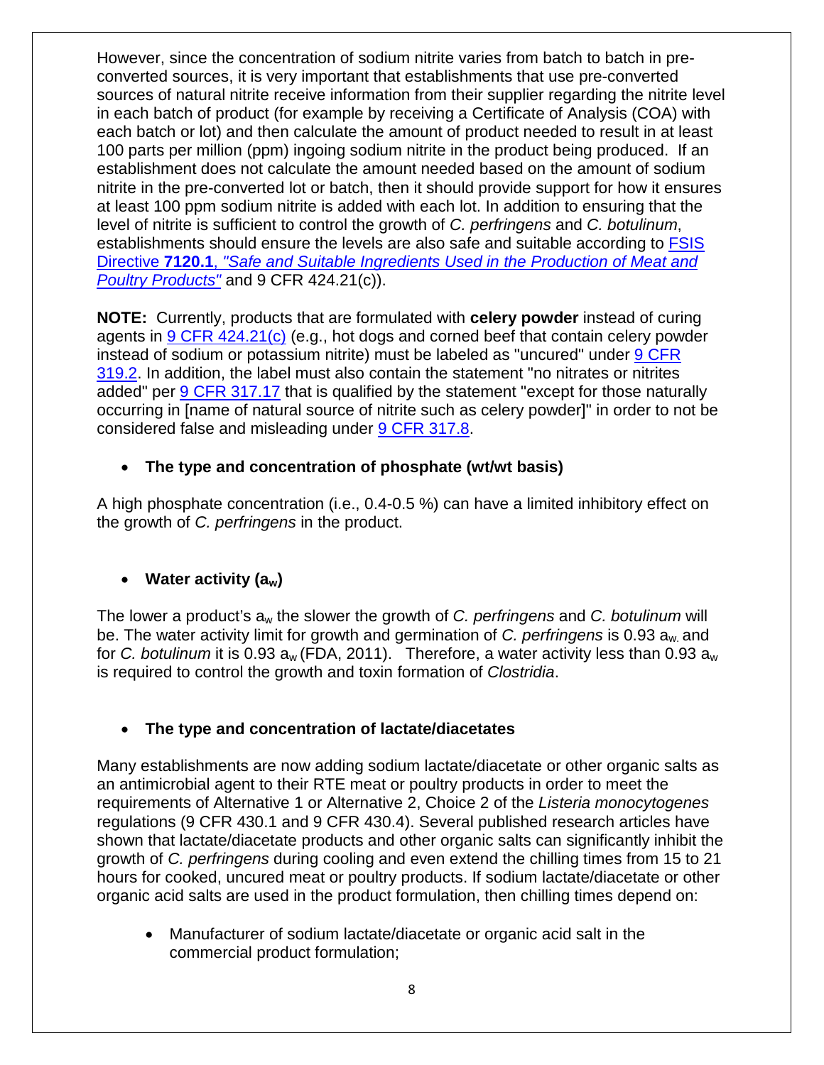However, since the concentration of sodium nitrite varies from batch to batch in pre-converted sources, it is very important that establishments that use pre-converted sources of natural nitrite receive information from their supplier regarding the nitrite level in each batch of product (for example by receiving a Certificate of Analysis (COA) with each batch or lot) and then calculate the amount of product needed to result in at least 100 parts per million (ppm) ingoing sodium nitrite in the product being produced. If an establishment does not calculate the amount needed based on the amount of sodium nitrite in the pre-converted lot or batch, then it should provide support for how it ensures at least 100 ppm sodium nitrite is added with each lot. In addition to ensuring that the level of nitrite is sufficient to control the growth of *C. perfringens* and *C. botulinum*, establishments should ensure the levels are also safe and suitable according to FSIS Directive **7120.1**, *"Safe and Suitable Ingredients Used in the Production of Meat and Poultry Products"* and 9 CFR 424.21(c)).

**NOTE:** Currently, products that are formulated with **celery powder** instead of curing agents in 9 CFR 424.21(c) (e.g., hot dogs and corned beef that contain celery powder instead of sodium or potassium nitrite) must be labeled as "uncured" under 9 CFR 319.2. In addition, the label must also contain the statement "no nitrates or nitrites added" per 9 CFR 317.17 that is qualified by the statement "except for those naturally occurring in [name of natural source of nitrite such as celery powder]" in order to not be considered false and misleading under 9 CFR 317.8.

- **The type and concentration of phosphate (wt/wt basis)**

A high phosphate concentration (i.e., 0.4-0.5 %) can have a limited inhibitory effect on the growth of *C. perfringens* in the product.

- **Water activity ($a_w$)**

The lower a product's $a_w$ the slower the growth of *C. perfringens* and *C. botulinum* will be. The water activity limit for growth and germination of *C. perfringens* is 0.93 $a_w$ and for *C. botulinum* it is 0.93 $a_w$ (FDA, 2011). Therefore, a water activity less than 0.93 $a_w$ is required to control the growth and toxin formation of *Clostridia*.

- **The type and concentration of lactate/diacetates**

Many establishments are now adding sodium lactate/diacetate or other organic salts as an antimicrobial agent to their RTE meat or poultry products in order to meet the requirements of Alternative 1 or Alternative 2, Choice 2 of the *Listeria monocytogenes* regulations (9 CFR 430.1 and 9 CFR 430.4). Several published research articles have shown that lactate/diacetate products and other organic salts can significantly inhibit the growth of *C. perfringens* during cooling and even extend the chilling times from 15 to 21 hours for cooked, uncured meat or poultry products. If sodium lactate/diacetate or other organic acid salts are used in the product formulation, then chilling times depend on:

- Manufacturer of sodium lactate/diacetate or organic acid salt in the commercial product formulation;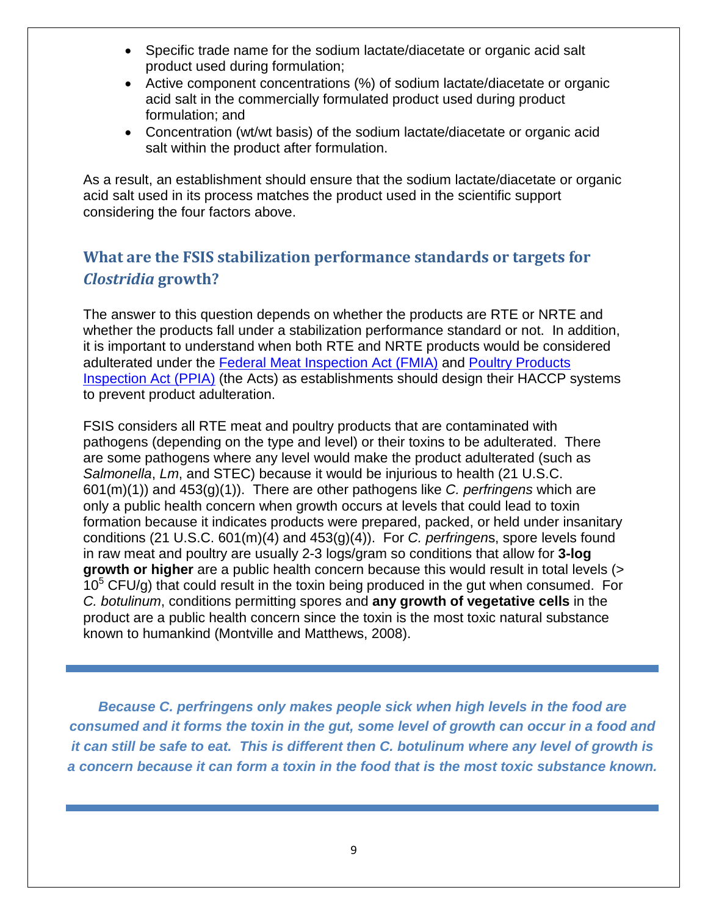- Specific trade name for the sodium lactate/diacetate or organic acid salt product used during formulation;
- Active component concentrations (%) of sodium lactate/diacetate or organic acid salt in the commercially formulated product used during product formulation; and
- Concentration (wt/wt basis) of the sodium lactate/diacetate or organic acid salt within the product after formulation.

As a result, an establishment should ensure that the sodium lactate/diacetate or organic acid salt used in its process matches the product used in the scientific support considering the four factors above.

## What are the FSIS stabilization performance standards or targets for *Clostridia* growth?

The answer to this question depends on whether the products are RTE or NRTE and whether the products fall under a stabilization performance standard or not. In addition, it is important to understand when both RTE and NRTE products would be considered adulterated under the Federal Meat Inspection Act (FMIA) and Poultry Products Inspection Act (PPIA) (the Acts) as establishments should design their HACCP systems to prevent product adulteration.

FSIS considers all RTE meat and poultry products that are contaminated with pathogens (depending on the type and level) or their toxins to be adulterated. There are some pathogens where any level would make the product adulterated (such as *Salmonella*, *Lm*, and STEC) because it would be injurious to health (21 U.S.C. 601(m)(1)) and 453(g)(1)). There are other pathogens like *C. perfringens* which are only a public health concern when growth occurs at levels that could lead to toxin formation because it indicates products were prepared, packed, or held under insanitary conditions (21 U.S.C. 601(m)(4) and 453(g)(4)). For *C. perfringens*, spore levels found in raw meat and poultry are usually 2-3 logs/gram so conditions that allow for **3-log growth or higher** are a public health concern because this would result in total levels (> $10^5$ CFU/g) that could result in the toxin being produced in the gut when consumed. For *C. botulinum*, conditions permitting spores and **any growth of vegetative cells** in the product are a public health concern since the toxin is the most toxic natural substance known to humankind (Montville and Matthews, 2008).

---

***Because C. perfringens only makes people sick when high levels in the food are consumed and it forms the toxin in the gut, some level of growth can occur in a food and it can still be safe to eat. This is different then C. botulinum where any level of growth is a concern because it can form a toxin in the food that is the most toxic substance known.***

---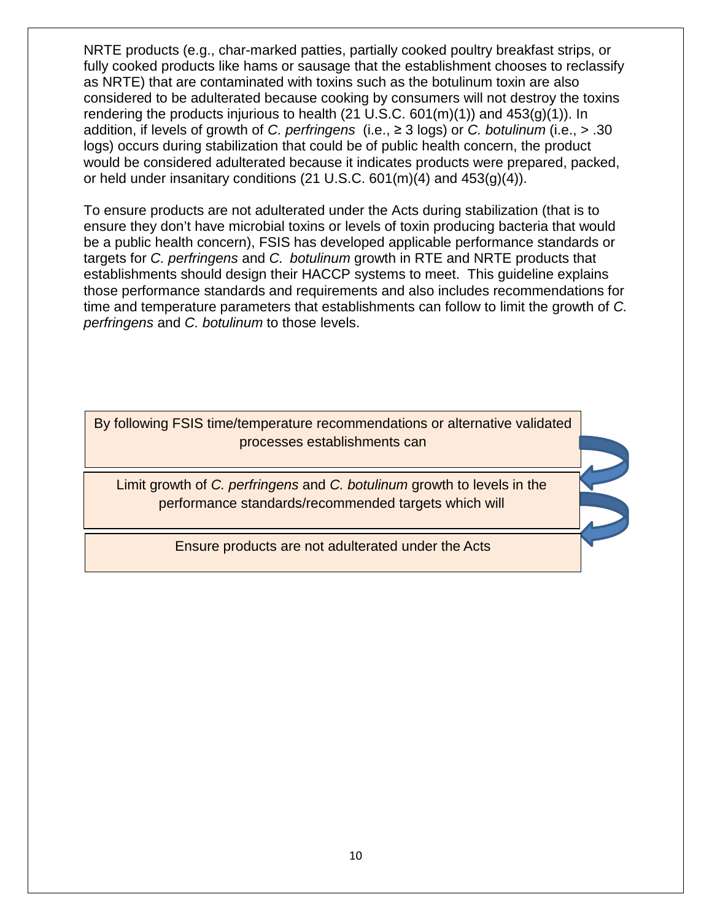NRTE products (e.g., char-marked patties, partially cooked poultry breakfast strips, or fully cooked products like hams or sausage that the establishment chooses to reclassify as NRTE) that are contaminated with toxins such as the botulinum toxin are also considered to be adulterated because cooking by consumers will not destroy the toxins rendering the products injurious to health (21 U.S.C. 601(m)(1)) and 453(g)(1)). In addition, if levels of growth of *C. perfringens* (i.e., ≥ 3 logs) or *C. botulinum* (i.e., > .30 logs) occurs during stabilization that could be of public health concern, the product would be considered adulterated because it indicates products were prepared, packed, or held under insanitary conditions (21 U.S.C. 601(m)(4) and 453(g)(4)).

To ensure products are not adulterated under the Acts during stabilization (that is to ensure they don't have microbial toxins or levels of toxin producing bacteria that would be a public health concern), FSIS has developed applicable performance standards or targets for *C. perfringens* and *C. botulinum* growth in RTE and NRTE products that establishments should design their HACCP systems to meet. This guideline explains those performance standards and requirements and also includes recommendations for time and temperature parameters that establishments can follow to limit the growth of *C. perfringens* and *C. botulinum* to those levels.

By following FSIS time/temperature recommendations or alternative validated processes establishments can

Limit growth of *C. perfringens* and *C. botulinum* growth to levels in the performance standards/recommended targets which will

Ensure products are not adulterated under the Acts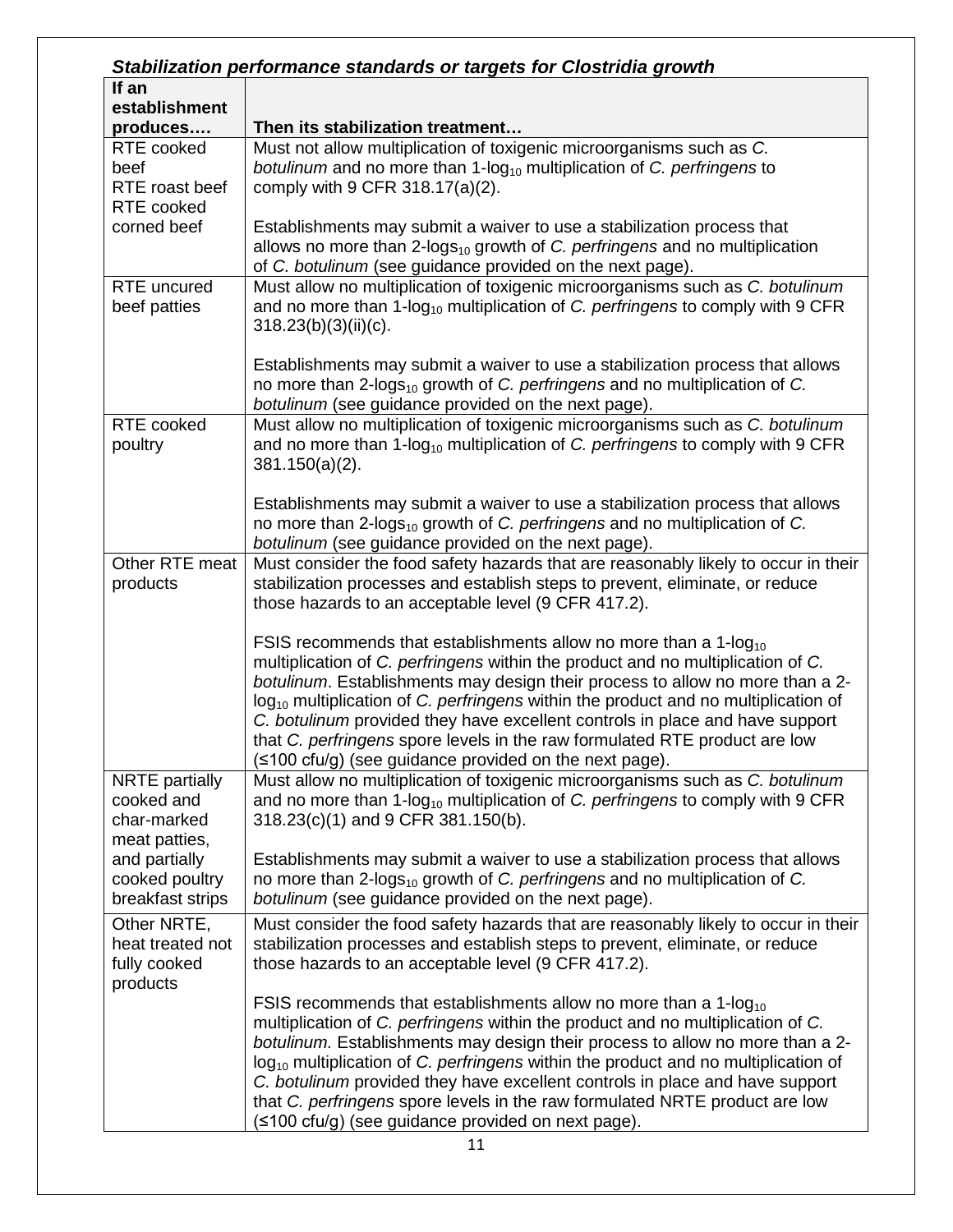***Stabilization performance standards or targets for Clostridia growth***

| **If an establishment produces….** | **Then its stabilization treatment…** |
|---|---|
| RTE cooked beef<br>RTE roast beef<br>RTE cooked corned beef | Must not allow multiplication of toxigenic microorganisms such as *C. botulinum* and no more than 1-$\log_{10}$ multiplication of *C. perfringens* to comply with 9 CFR 318.17(a)(2).<br><br>Establishments may submit a waiver to use a stabilization process that allows no more than 2-$\text{logs}_{10}$ growth of *C. perfringens* and no multiplication of *C. botulinum* (see guidance provided on the next page). |
| RTE uncured beef patties | Must allow no multiplication of toxigenic microorganisms such as *C. botulinum* and no more than 1-$\log_{10}$ multiplication of *C. perfringens* to comply with 9 CFR 318.23(b)(3)(ii)(c).<br><br>Establishments may submit a waiver to use a stabilization process that allows no more than 2-$\text{logs}_{10}$ growth of *C. perfringens* and no multiplication of *C. botulinum* (see guidance provided on the next page). |
| RTE cooked poultry | Must allow no multiplication of toxigenic microorganisms such as *C. botulinum* and no more than 1-$\log_{10}$ multiplication of *C. perfringens* to comply with 9 CFR 381.150(a)(2).<br><br>Establishments may submit a waiver to use a stabilization process that allows no more than 2-$\text{logs}_{10}$ growth of *C. perfringens* and no multiplication of *C. botulinum* (see guidance provided on the next page). |
| Other RTE meat products | Must consider the food safety hazards that are reasonably likely to occur in their stabilization processes and establish steps to prevent, eliminate, or reduce those hazards to an acceptable level (9 CFR 417.2).<br><br>FSIS recommends that establishments allow no more than a 1-$\log_{10}$ multiplication of *C. perfringens* within the product and no multiplication of *C. botulinum*. Establishments may design their process to allow no more than a 2-$\log_{10}$ multiplication of *C. perfringens* within the product and no multiplication of *C. botulinum* provided they have excellent controls in place and have support that *C. perfringens* spore levels in the raw formulated RTE product are low (≤100 cfu/g) (see guidance provided on the next page). |
| NRTE partially cooked and char-marked meat patties, and partially cooked poultry breakfast strips | Must allow no multiplication of toxigenic microorganisms such as *C. botulinum* and no more than 1-$\log_{10}$ multiplication of *C. perfringens* to comply with 9 CFR 318.23(c)(1) and 9 CFR 381.150(b).<br><br>Establishments may submit a waiver to use a stabilization process that allows no more than 2-$\text{logs}_{10}$ growth of *C. perfringens* and no multiplication of *C. botulinum* (see guidance provided on the next page). |
| Other NRTE, heat treated not fully cooked products | Must consider the food safety hazards that are reasonably likely to occur in their stabilization processes and establish steps to prevent, eliminate, or reduce those hazards to an acceptable level (9 CFR 417.2).<br><br>FSIS recommends that establishments allow no more than a 1-$\log_{10}$ multiplication of *C. perfringens* within the product and no multiplication of *C. botulinum.* Establishments may design their process to allow no more than a 2-$\log_{10}$ multiplication of *C. perfringens* within the product and no multiplication of *C. botulinum* provided they have excellent controls in place and have support that *C. perfringens* spore levels in the raw formulated NRTE product are low (≤100 cfu/g) (see guidance provided on next page). |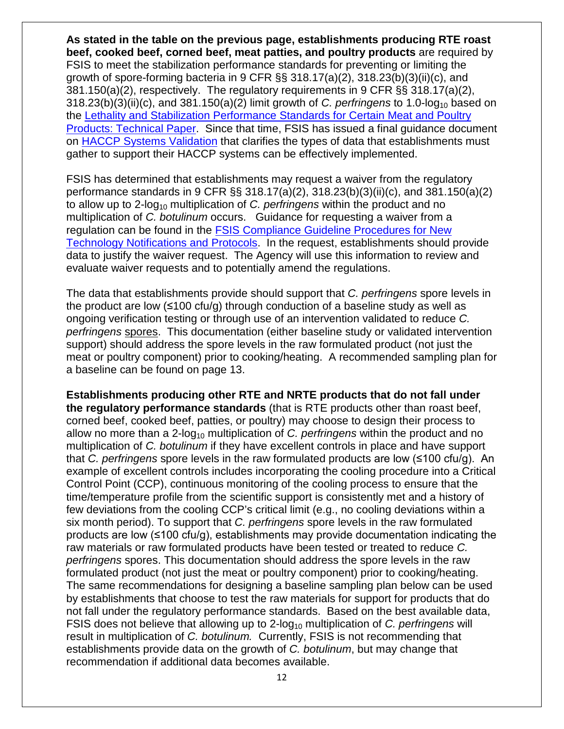**As stated in the table on the previous page, establishments producing RTE roast beef, cooked beef, corned beef, meat patties, and poultry products** are required by FSIS to meet the stabilization performance standards for preventing or limiting the growth of spore-forming bacteria in 9 CFR §§ 318.17(a)(2), 318.23(b)(3)(ii)(c), and 381.150(a)(2), respectively. The regulatory requirements in 9 CFR §§ 318.17(a)(2), 318.23(b)(3)(ii)(c), and 381.150(a)(2) limit growth of *C. perfringens* to 1.0-$\log_{10}$ based on the [Lethality and Stabilization Performance Standards for Certain Meat and Poultry Products: Technical Paper](). Since that time, FSIS has issued a final guidance document on [HACCP Systems Validation]() that clarifies the types of data that establishments must gather to support their HACCP systems can be effectively implemented.

FSIS has determined that establishments may request a waiver from the regulatory performance standards in 9 CFR §§ 318.17(a)(2), 318.23(b)(3)(ii)(c), and 381.150(a)(2) to allow up to 2-$\log_{10}$ multiplication of *C. perfringens* within the product and no multiplication of *C. botulinum* occurs. Guidance for requesting a waiver from a regulation can be found in the [FSIS Compliance Guideline Procedures for New Technology Notifications and Protocols](). In the request, establishments should provide data to justify the waiver request. The Agency will use this information to review and evaluate waiver requests and to potentially amend the regulations.

The data that establishments provide should support that *C. perfringens* spore levels in the product are low (≤100 cfu/g) through conduction of a baseline study as well as ongoing verification testing or through use of an intervention validated to reduce *C. perfringens* spores. This documentation (either baseline study or validated intervention support) should address the spore levels in the raw formulated product (not just the meat or poultry component) prior to cooking/heating. A recommended sampling plan for a baseline can be found on page 13.

**Establishments producing other RTE and NRTE products that do not fall under the regulatory performance standards** (that is RTE products other than roast beef, corned beef, cooked beef, patties, or poultry) may choose to design their process to allow no more than a 2-$\log_{10}$ multiplication of *C. perfringens* within the product and no multiplication of *C. botulinum* if they have excellent controls in place and have support that *C. perfringens* spore levels in the raw formulated products are low (≤100 cfu/g). An example of excellent controls includes incorporating the cooling procedure into a Critical Control Point (CCP), continuous monitoring of the cooling process to ensure that the time/temperature profile from the scientific support is consistently met and a history of few deviations from the cooling CCP's critical limit (e.g., no cooling deviations within a six month period). To support that *C. perfringens* spore levels in the raw formulated products are low (≤100 cfu/g), establishments may provide documentation indicating the raw materials or raw formulated products have been tested or treated to reduce *C. perfringens* spores. This documentation should address the spore levels in the raw formulated product (not just the meat or poultry component) prior to cooking/heating. The same recommendations for designing a baseline sampling plan below can be used by establishments that choose to test the raw materials for support for products that do not fall under the regulatory performance standards. Based on the best available data, FSIS does not believe that allowing up to 2-$\log_{10}$ multiplication of *C. perfringens* will result in multiplication of *C. botulinum.* Currently, FSIS is not recommending that establishments provide data on the growth of *C. botulinum*, but may change that recommendation if additional data becomes available.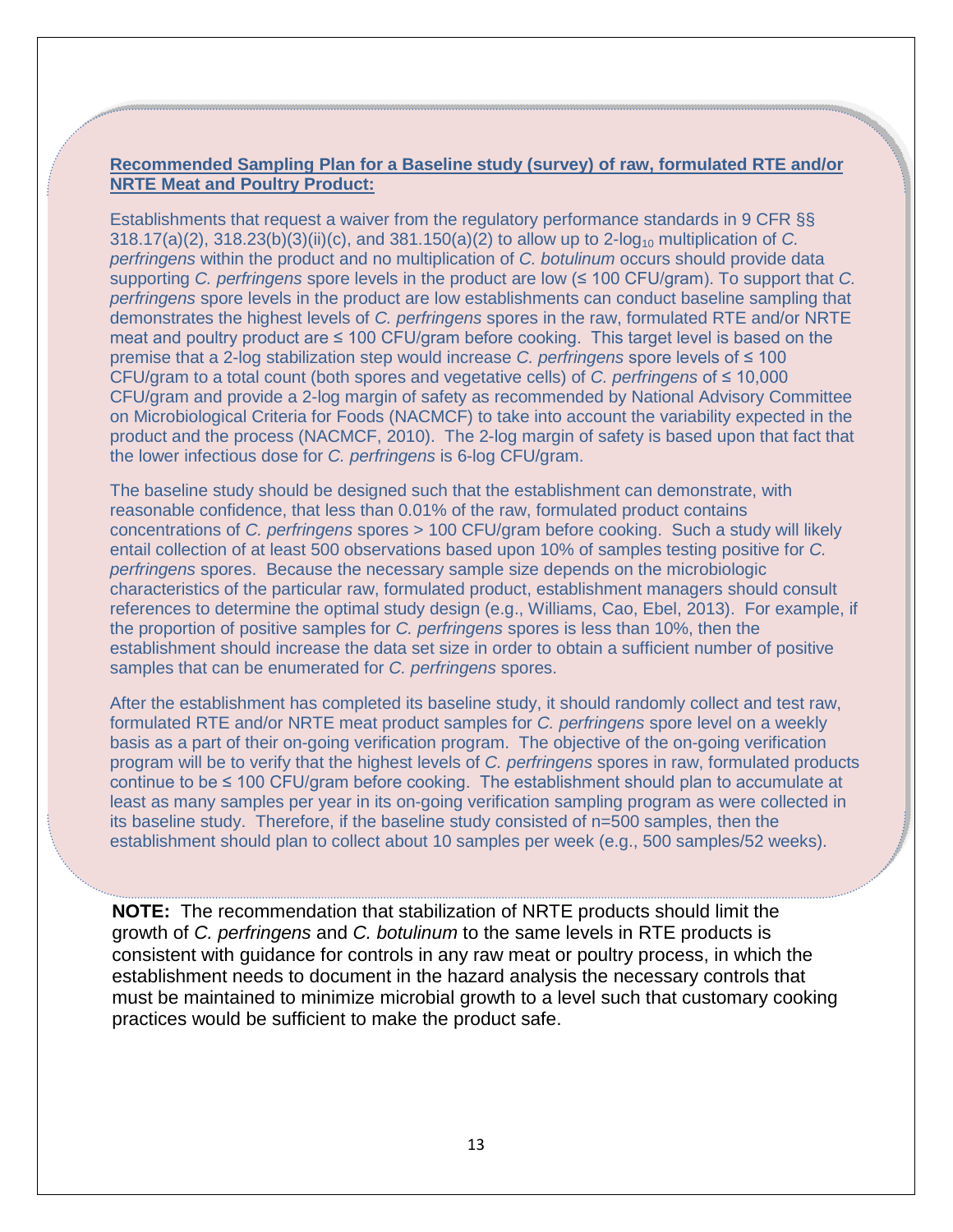**Recommended Sampling Plan for a Baseline study (survey) of raw, formulated RTE and/or NRTE Meat and Poultry Product:**

Establishments that request a waiver from the regulatory performance standards in 9 CFR §§ 318.17(a)(2), 318.23(b)(3)(ii)(c), and 381.150(a)(2) to allow up to 2-$\log_{10}$ multiplication of *C. perfringens* within the product and no multiplication of *C. botulinum* occurs should provide data supporting *C. perfringens* spore levels in the product are low (≤ 100 CFU/gram). To support that *C. perfringens* spore levels in the product are low establishments can conduct baseline sampling that demonstrates the highest levels of *C. perfringens* spores in the raw, formulated RTE and/or NRTE meat and poultry product are ≤ 100 CFU/gram before cooking. This target level is based on the premise that a 2-log stabilization step would increase *C. perfringens* spore levels of ≤ 100 CFU/gram to a total count (both spores and vegetative cells) of *C. perfringens* of ≤ 10,000 CFU/gram and provide a 2-log margin of safety as recommended by National Advisory Committee on Microbiological Criteria for Foods (NACMCF) to take into account the variability expected in the product and the process (NACMCF, 2010). The 2-log margin of safety is based upon that fact that the lower infectious dose for *C. perfringens* is 6-log CFU/gram.

The baseline study should be designed such that the establishment can demonstrate, with reasonable confidence, that less than 0.01% of the raw, formulated product contains concentrations of *C. perfringens* spores > 100 CFU/gram before cooking. Such a study will likely entail collection of at least 500 observations based upon 10% of samples testing positive for *C. perfringens* spores. Because the necessary sample size depends on the microbiologic characteristics of the particular raw, formulated product, establishment managers should consult references to determine the optimal study design (e.g., Williams, Cao, Ebel, 2013). For example, if the proportion of positive samples for *C. perfringens* spores is less than 10%, then the establishment should increase the data set size in order to obtain a sufficient number of positive samples that can be enumerated for *C. perfringens* spores.

After the establishment has completed its baseline study, it should randomly collect and test raw, formulated RTE and/or NRTE meat product samples for *C. perfringens* spore level on a weekly basis as a part of their on-going verification program. The objective of the on-going verification program will be to verify that the highest levels of *C. perfringens* spores in raw, formulated products continue to be ≤ 100 CFU/gram before cooking. The establishment should plan to accumulate at least as many samples per year in its on-going verification sampling program as were collected in its baseline study. Therefore, if the baseline study consisted of n=500 samples, then the establishment should plan to collect about 10 samples per week (e.g., 500 samples/52 weeks).

**NOTE:** The recommendation that stabilization of NRTE products should limit the growth of *C. perfringens* and *C. botulinum* to the same levels in RTE products is consistent with guidance for controls in any raw meat or poultry process, in which the establishment needs to document in the hazard analysis the necessary controls that must be maintained to minimize microbial growth to a level such that customary cooking practices would be sufficient to make the product safe.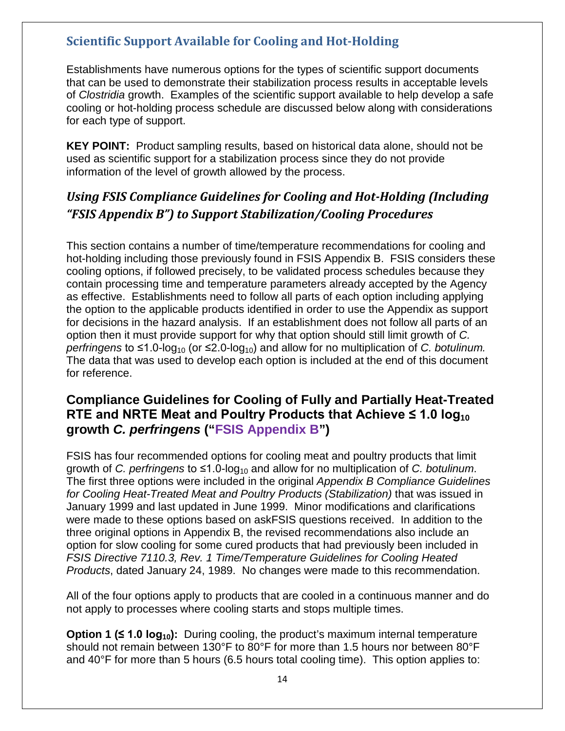## Scientific Support Available for Cooling and Hot-Holding

Establishments have numerous options for the types of scientific support documents that can be used to demonstrate their stabilization process results in acceptable levels of *Clostridia* growth. Examples of the scientific support available to help develop a safe cooling or hot-holding process schedule are discussed below along with considerations for each type of support.

**KEY POINT:** Product sampling results, based on historical data alone, should not be used as scientific support for a stabilization process since they do not provide information of the level of growth allowed by the process.

### *Using FSIS Compliance Guidelines for Cooling and Hot-Holding (Including "FSIS Appendix B") to Support Stabilization/Cooling Procedures*

This section contains a number of time/temperature recommendations for cooling and hot-holding including those previously found in FSIS Appendix B. FSIS considers these cooling options, if followed precisely, to be validated process schedules because they contain processing time and temperature parameters already accepted by the Agency as effective. Establishments need to follow all parts of each option including applying the option to the applicable products identified in order to use the Appendix as support for decisions in the hazard analysis. If an establishment does not follow all parts of an option then it must provide support for why that option should still limit growth of *C. perfringens* to ≤1.0-$\log_{10}$ (or ≤2.0-$\log_{10}$) and allow for no multiplication of *C. botulinum.* The data that was used to develop each option is included at the end of this document for reference.

### Compliance Guidelines for Cooling of Fully and Partially Heat-Treated RTE and NRTE Meat and Poultry Products that Achieve ≤ 1.0 $\log_{10}$ growth *C. perfringens* ("FSIS Appendix B")

FSIS has four recommended options for cooling meat and poultry products that limit growth of *C. perfringens* to ≤1.0-$\log_{10}$ and allow for no multiplication of *C. botulinum*. The first three options were included in the original *Appendix B Compliance Guidelines for Cooling Heat-Treated Meat and Poultry Products (Stabilization)* that was issued in January 1999 and last updated in June 1999. Minor modifications and clarifications were made to these options based on askFSIS questions received. In addition to the three original options in Appendix B, the revised recommendations also include an option for slow cooling for some cured products that had previously been included in *FSIS Directive 7110.3, Rev. 1 Time/Temperature Guidelines for Cooling Heated Products*, dated January 24, 1989. No changes were made to this recommendation.

All of the four options apply to products that are cooled in a continuous manner and do not apply to processes where cooling starts and stops multiple times.

**Option 1 (≤ 1.0 $\log_{10}$):** During cooling, the product's maximum internal temperature should not remain between 130°F to 80°F for more than 1.5 hours nor between 80°F and 40°F for more than 5 hours (6.5 hours total cooling time). This option applies to: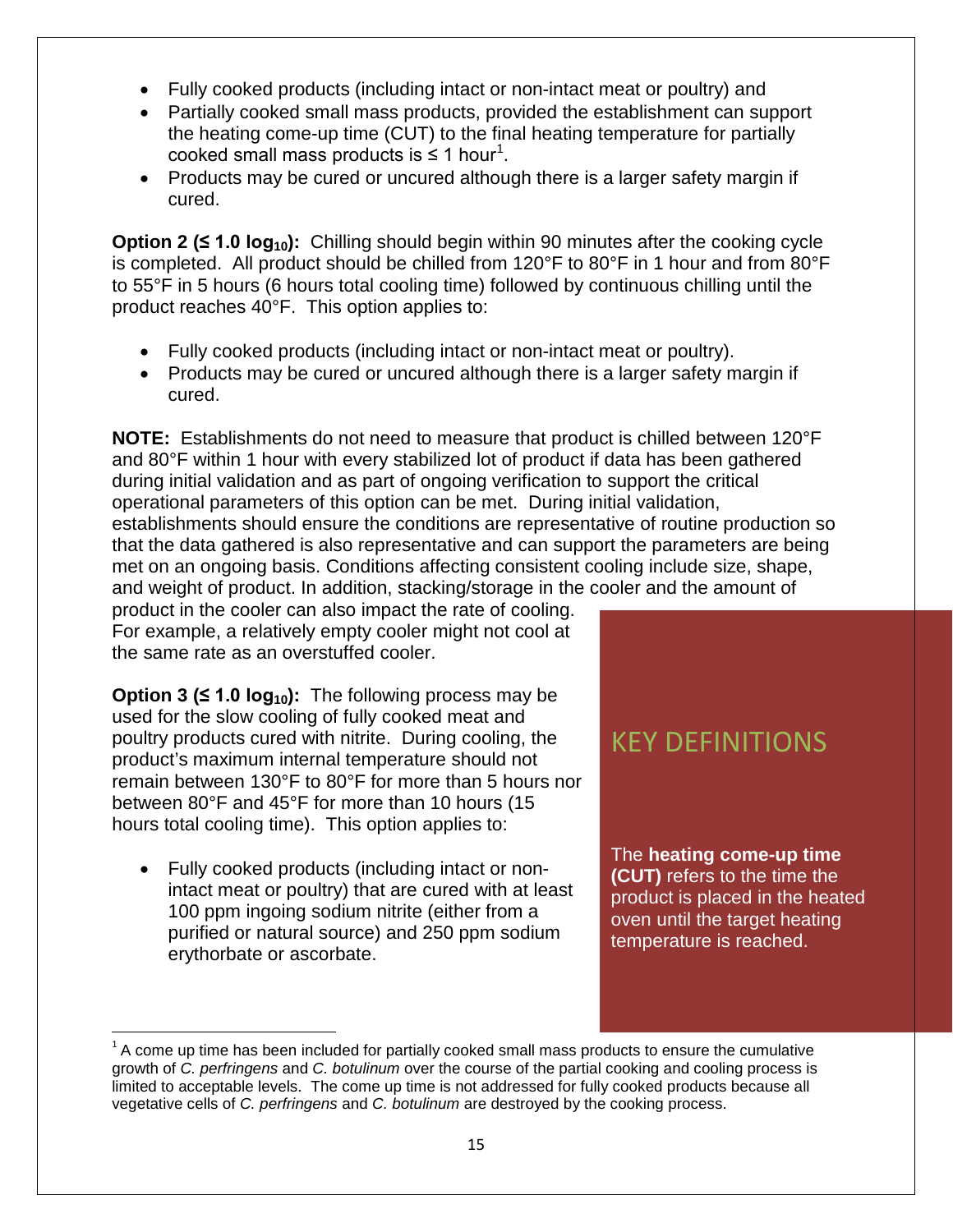- Fully cooked products (including intact or non-intact meat or poultry) and
- Partially cooked small mass products, provided the establishment can support the heating come-up time (CUT) to the final heating temperature for partially cooked small mass products is ≤ 1 hour[1].
- Products may be cured or uncured although there is a larger safety margin if cured.

**Option 2 (≤ 1.0 $\log_{10}$):** Chilling should begin within 90 minutes after the cooking cycle is completed. All product should be chilled from 120°F to 80°F in 1 hour and from 80°F to 55°F in 5 hours (6 hours total cooling time) followed by continuous chilling until the product reaches 40°F. This option applies to:

- Fully cooked products (including intact or non-intact meat or poultry).
- Products may be cured or uncured although there is a larger safety margin if cured.

**NOTE:** Establishments do not need to measure that product is chilled between 120°F and 80°F within 1 hour with every stabilized lot of product if data has been gathered during initial validation and as part of ongoing verification to support the critical operational parameters of this option can be met. During initial validation, establishments should ensure the conditions are representative of routine production so that the data gathered is also representative and can support the parameters are being met on an ongoing basis. Conditions affecting consistent cooling include size, shape, and weight of product. In addition, stacking/storage in the cooler and the amount of product in the cooler can also impact the rate of cooling. For example, a relatively empty cooler might not cool at the same rate as an overstuffed cooler.

**Option 3 (≤ 1.0 $\log_{10}$):** The following process may be used for the slow cooling of fully cooked meat and poultry products cured with nitrite. During cooling, the product's maximum internal temperature should not remain between 130°F to 80°F for more than 5 hours nor between 80°F and 45°F for more than 10 hours (15 hours total cooling time). This option applies to:

- Fully cooked products (including intact or non-intact meat or poultry) that are cured with at least 100 ppm ingoing sodium nitrite (either from a purified or natural source) and 250 ppm sodium erythorbate or ascorbate.

## KEY DEFINITIONS

The **heating come-up time (CUT)** refers to the time the product is placed in the heated oven until the target heating temperature is reached.

[1] A come up time has been included for partially cooked small mass products to ensure the cumulative growth of *C. perfringens* and *C. botulinum* over the course of the partial cooking and cooling process is limited to acceptable levels. The come up time is not addressed for fully cooked products because all vegetative cells of *C. perfringens* and *C. botulinum* are destroyed by the cooking process.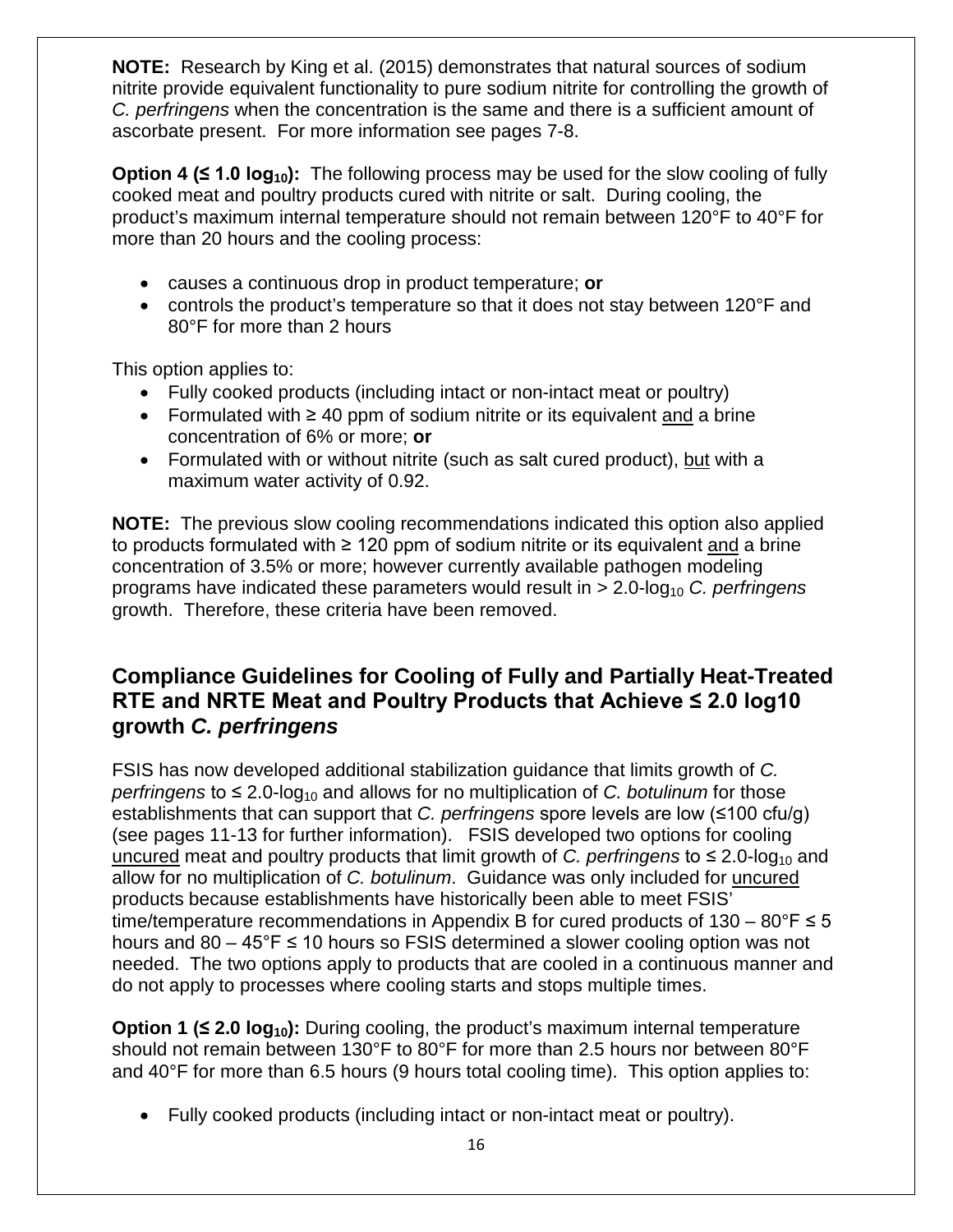**NOTE:** Research by King et al. (2015) demonstrates that natural sources of sodium nitrite provide equivalent functionality to pure sodium nitrite for controlling the growth of *C. perfringens* when the concentration is the same and there is a sufficient amount of ascorbate present. For more information see pages 7-8.

**Option 4 (≤ 1.0 $\log_{10}$):** The following process may be used for the slow cooling of fully cooked meat and poultry products cured with nitrite or salt. During cooling, the product's maximum internal temperature should not remain between 120°F to 40°F for more than 20 hours and the cooling process:

- causes a continuous drop in product temperature; **or**
- controls the product's temperature so that it does not stay between 120°F and 80°F for more than 2 hours

This option applies to:

- Fully cooked products (including intact or non-intact meat or poultry)
- Formulated with ≥ 40 ppm of sodium nitrite or its equivalent <u>and</u> a brine concentration of 6% or more; **or**
- Formulated with or without nitrite (such as salt cured product), <u>but</u> with a maximum water activity of 0.92.

**NOTE:** The previous slow cooling recommendations indicated this option also applied to products formulated with ≥ 120 ppm of sodium nitrite or its equivalent <u>and</u> a brine concentration of 3.5% or more; however currently available pathogen modeling programs have indicated these parameters would result in > 2.0-$\log_{10}$ *C. perfringens* growth. Therefore, these criteria have been removed.

## Compliance Guidelines for Cooling of Fully and Partially Heat-Treated RTE and NRTE Meat and Poultry Products that Achieve ≤ 2.0 log10 growth *C. perfringens*

FSIS has now developed additional stabilization guidance that limits growth of *C. perfringens* to ≤ 2.0-$\log_{10}$ and allows for no multiplication of *C. botulinum* for those establishments that can support that *C. perfringens* spore levels are low (≤100 cfu/g) (see pages 11-13 for further information). FSIS developed two options for cooling <u>uncured</u> meat and poultry products that limit growth of *C. perfringens* to ≤ 2.0-$\log_{10}$ and allow for no multiplication of *C. botulinum*. Guidance was only included for <u>uncured</u> products because establishments have historically been able to meet FSIS' time/temperature recommendations in Appendix B for cured products of 130 – 80°F ≤ 5 hours and 80 – 45°F ≤ 10 hours so FSIS determined a slower cooling option was not needed. The two options apply to products that are cooled in a continuous manner and do not apply to processes where cooling starts and stops multiple times.

**Option 1 (≤ 2.0 $\log_{10}$):** During cooling, the product's maximum internal temperature should not remain between 130°F to 80°F for more than 2.5 hours nor between 80°F and 40°F for more than 6.5 hours (9 hours total cooling time). This option applies to:

- Fully cooked products (including intact or non-intact meat or poultry).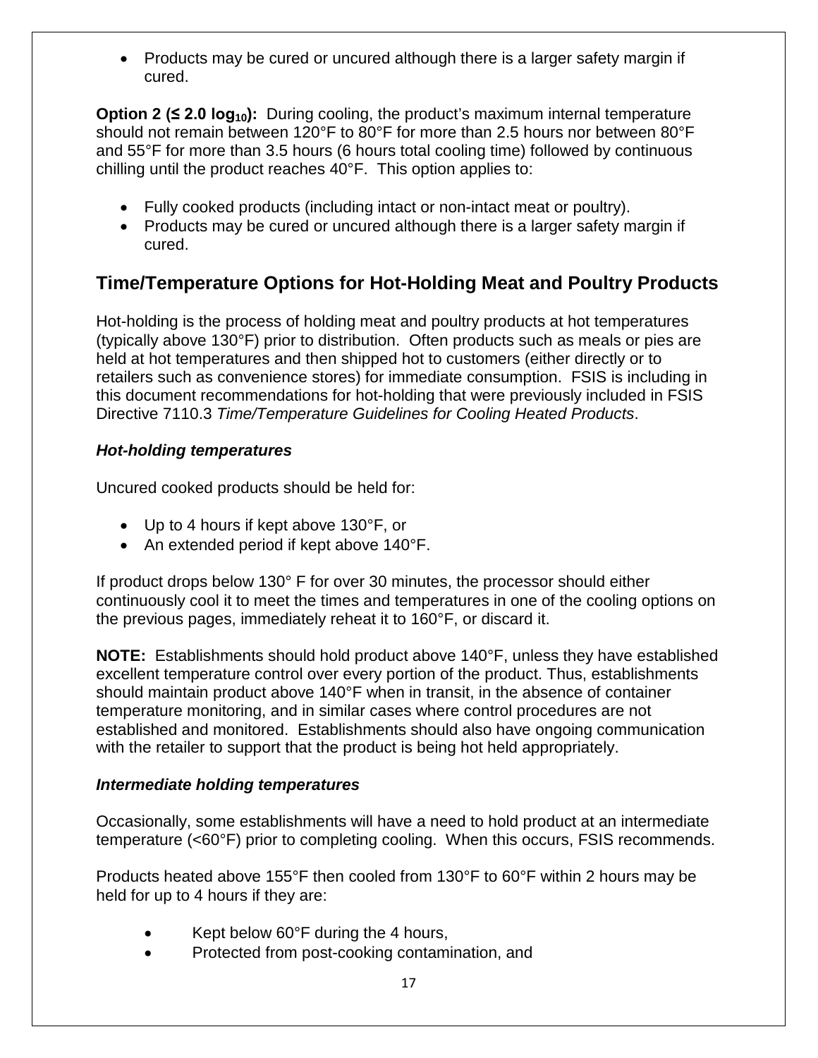- Products may be cured or uncured although there is a larger safety margin if cured.

**Option 2 (≤ 2.0 $\log_{10}$):** During cooling, the product's maximum internal temperature should not remain between 120°F to 80°F for more than 2.5 hours nor between 80°F and 55°F for more than 3.5 hours (6 hours total cooling time) followed by continuous chilling until the product reaches 40°F. This option applies to:

- Fully cooked products (including intact or non-intact meat or poultry).
- Products may be cured or uncured although there is a larger safety margin if cured.

## Time/Temperature Options for Hot-Holding Meat and Poultry Products

Hot-holding is the process of holding meat and poultry products at hot temperatures (typically above 130°F) prior to distribution. Often products such as meals or pies are held at hot temperatures and then shipped hot to customers (either directly or to retailers such as convenience stores) for immediate consumption. FSIS is including in this document recommendations for hot-holding that were previously included in FSIS Directive 7110.3 *Time/Temperature Guidelines for Cooling Heated Products*.

### *Hot-holding temperatures*

Uncured cooked products should be held for:

- Up to 4 hours if kept above 130°F, or
- An extended period if kept above 140°F.

If product drops below 130° F for over 30 minutes, the processor should either continuously cool it to meet the times and temperatures in one of the cooling options on the previous pages, immediately reheat it to 160°F, or discard it.

**NOTE:** Establishments should hold product above 140°F, unless they have established excellent temperature control over every portion of the product. Thus, establishments should maintain product above 140°F when in transit, in the absence of container temperature monitoring, and in similar cases where control procedures are not established and monitored. Establishments should also have ongoing communication with the retailer to support that the product is being hot held appropriately.

### *Intermediate holding temperatures*

Occasionally, some establishments will have a need to hold product at an intermediate temperature (<60°F) prior to completing cooling. When this occurs, FSIS recommends.

Products heated above 155°F then cooled from 130°F to 60°F within 2 hours may be held for up to 4 hours if they are:

- Kept below 60°F during the 4 hours,
- Protected from post-cooking contamination, and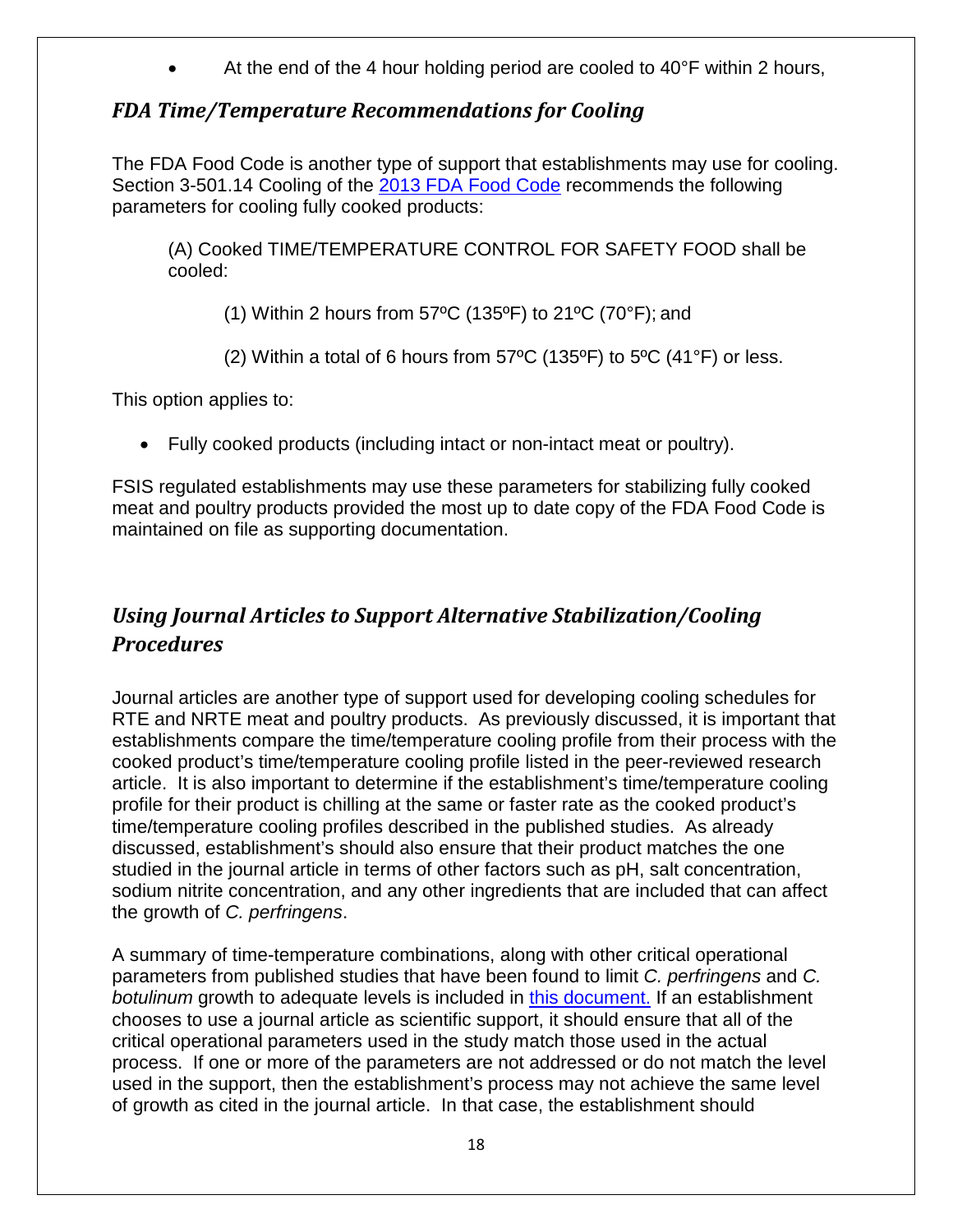- At the end of the 4 hour holding period are cooled to 40°F within 2 hours,

### *FDA Time/Temperature Recommendations for Cooling*

The FDA Food Code is another type of support that establishments may use for cooling. Section 3-501.14 Cooling of the [2013 FDA Food Code](#) recommends the following parameters for cooling fully cooked products:

> (A) Cooked TIME/TEMPERATURE CONTROL FOR SAFETY FOOD shall be cooled:
>
> (1) Within 2 hours from 57ºC (135ºF) to 21ºC (70°F); and
>
> (2) Within a total of 6 hours from 57ºC (135ºF) to 5ºC (41°F) or less.

This option applies to:

- Fully cooked products (including intact or non-intact meat or poultry).

FSIS regulated establishments may use these parameters for stabilizing fully cooked meat and poultry products provided the most up to date copy of the FDA Food Code is maintained on file as supporting documentation.

### *Using Journal Articles to Support Alternative Stabilization/Cooling Procedures*

Journal articles are another type of support used for developing cooling schedules for RTE and NRTE meat and poultry products. As previously discussed, it is important that establishments compare the time/temperature cooling profile from their process with the cooked product's time/temperature cooling profile listed in the peer-reviewed research article. It is also important to determine if the establishment's time/temperature cooling profile for their product is chilling at the same or faster rate as the cooked product's time/temperature cooling profiles described in the published studies. As already discussed, establishment's should also ensure that their product matches the one studied in the journal article in terms of other factors such as pH, salt concentration, sodium nitrite concentration, and any other ingredients that are included that can affect the growth of *C. perfringens*.

A summary of time-temperature combinations, along with other critical operational parameters from published studies that have been found to limit *C. perfringens* and *C. botulinum* growth to adequate levels is included in [this document.](#) If an establishment chooses to use a journal article as scientific support, it should ensure that all of the critical operational parameters used in the study match those used in the actual process. If one or more of the parameters are not addressed or do not match the level used in the support, then the establishment's process may not achieve the same level of growth as cited in the journal article. In that case, the establishment should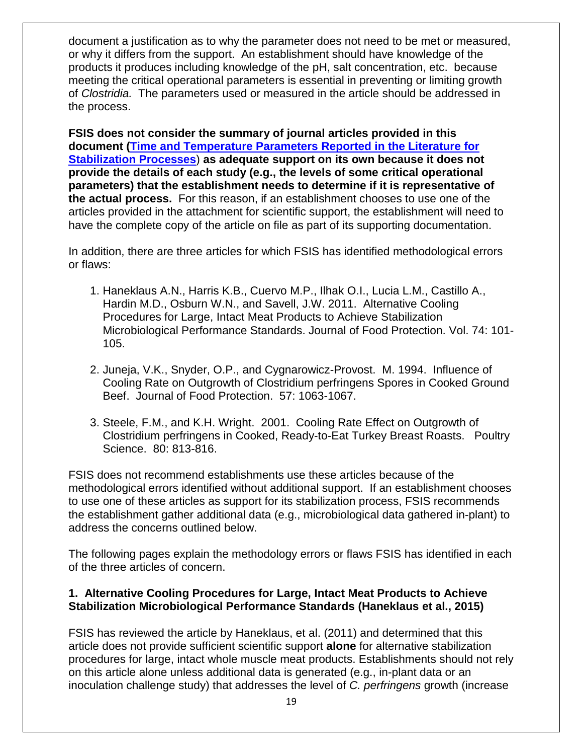document a justification as to why the parameter does not need to be met or measured, or why it differs from the support. An establishment should have knowledge of the products it produces including knowledge of the pH, salt concentration, etc. because meeting the critical operational parameters is essential in preventing or limiting growth of *Clostridia.* The parameters used or measured in the article should be addressed in the process.

**FSIS does not consider the summary of journal articles provided in this document ([Time and Temperature Parameters Reported in the Literature for Stabilization Processes]) as adequate support on its own because it does not provide the details of each study (e.g., the levels of some critical operational parameters) that the establishment needs to determine if it is representative of the actual process.** For this reason, if an establishment chooses to use one of the articles provided in the attachment for scientific support, the establishment will need to have the complete copy of the article on file as part of its supporting documentation.

In addition, there are three articles for which FSIS has identified methodological errors or flaws:

1. Haneklaus A.N., Harris K.B., Cuervo M.P., Ilhak O.I., Lucia L.M., Castillo A., Hardin M.D., Osburn W.N., and Savell, J.W. 2011. Alternative Cooling Procedures for Large, Intact Meat Products to Achieve Stabilization Microbiological Performance Standards. Journal of Food Protection. Vol. 74: 101-105.

2. Juneja, V.K., Snyder, O.P., and Cygnarowicz-Provost. M. 1994. Influence of Cooling Rate on Outgrowth of Clostridium perfringens Spores in Cooked Ground Beef. Journal of Food Protection. 57: 1063-1067.

3. Steele, F.M., and K.H. Wright. 2001. Cooling Rate Effect on Outgrowth of Clostridium perfringens in Cooked, Ready-to-Eat Turkey Breast Roasts. Poultry Science. 80: 813-816.

FSIS does not recommend establishments use these articles because of the methodological errors identified without additional support. If an establishment chooses to use one of these articles as support for its stabilization process, FSIS recommends the establishment gather additional data (e.g., microbiological data gathered in-plant) to address the concerns outlined below.

The following pages explain the methodology errors or flaws FSIS has identified in each of the three articles of concern.

### 1. Alternative Cooling Procedures for Large, Intact Meat Products to Achieve Stabilization Microbiological Performance Standards (Haneklaus et al., 2015)

FSIS has reviewed the article by Haneklaus, et al. (2011) and determined that this article does not provide sufficient scientific support **alone** for alternative stabilization procedures for large, intact whole muscle meat products. Establishments should not rely on this article alone unless additional data is generated (e.g., in-plant data or an inoculation challenge study) that addresses the level of *C. perfringens* growth (increase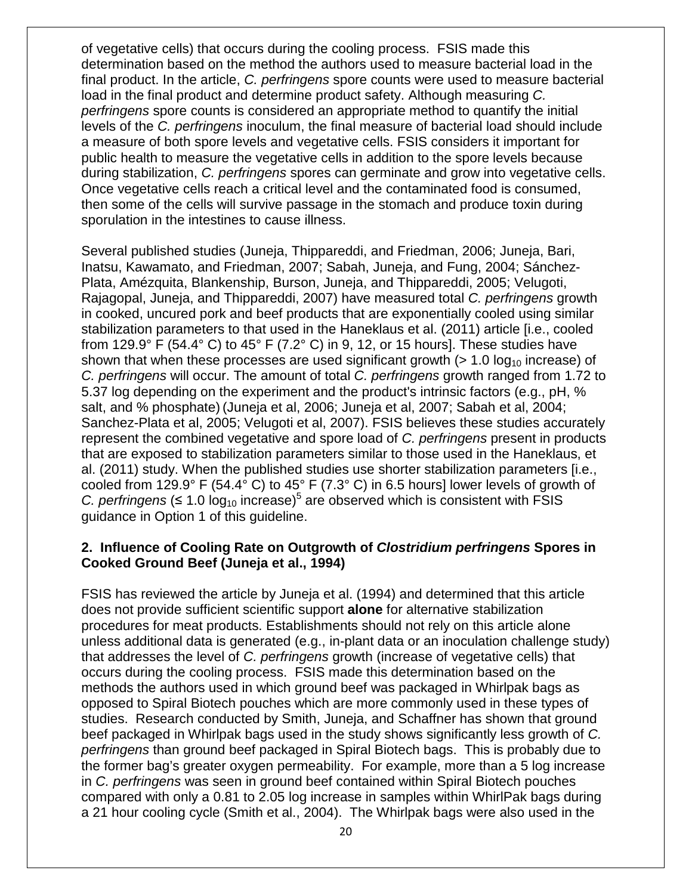of vegetative cells) that occurs during the cooling process. FSIS made this determination based on the method the authors used to measure bacterial load in the final product. In the article, *C. perfringens* spore counts were used to measure bacterial load in the final product and determine product safety. Although measuring *C. perfringens* spore counts is considered an appropriate method to quantify the initial levels of the *C. perfringens* inoculum, the final measure of bacterial load should include a measure of both spore levels and vegetative cells. FSIS considers it important for public health to measure the vegetative cells in addition to the spore levels because during stabilization, *C. perfringens* spores can germinate and grow into vegetative cells. Once vegetative cells reach a critical level and the contaminated food is consumed, then some of the cells will survive passage in the stomach and produce toxin during sporulation in the intestines to cause illness.

Several published studies (Juneja, Thippareddi, and Friedman, 2006; Juneja, Bari, Inatsu, Kawamato, and Friedman, 2007; Sabah, Juneja, and Fung, 2004; Sánchez-Plata, Amézquita, Blankenship, Burson, Juneja, and Thippareddi, 2005; Velugoti, Rajagopal, Juneja, and Thippareddi, 2007) have measured total *C. perfringens* growth in cooked, uncured pork and beef products that are exponentially cooled using similar stabilization parameters to that used in the Haneklaus et al. (2011) article [i.e., cooled from 129.9° F (54.4° C) to 45° F (7.2° C) in 9, 12, or 15 hours]. These studies have shown that when these processes are used significant growth (> 1.0 $\log_{10}$ increase) of *C. perfringens* will occur. The amount of total *C. perfringens* growth ranged from 1.72 to 5.37 log depending on the experiment and the product's intrinsic factors (e.g., pH, % salt, and % phosphate) (Juneja et al, 2006; Juneja et al, 2007; Sabah et al, 2004; Sanchez-Plata et al, 2005; Velugoti et al, 2007). FSIS believes these studies accurately represent the combined vegetative and spore load of *C. perfringens* present in products that are exposed to stabilization parameters similar to those used in the Haneklaus, et al. (2011) study. When the published studies use shorter stabilization parameters [i.e., cooled from 129.9° F (54.4° C) to 45° F (7.3° C) in 6.5 hours] lower levels of growth of *C. perfringens* (≤ 1.0 $\log_{10}$ increase)[5] are observed which is consistent with FSIS guidance in Option 1 of this guideline.

### 2. Influence of Cooling Rate on Outgrowth of *Clostridium perfringens* Spores in Cooked Ground Beef (Juneja et al., 1994)

FSIS has reviewed the article by Juneja et al. (1994) and determined that this article does not provide sufficient scientific support **alone** for alternative stabilization procedures for meat products. Establishments should not rely on this article alone unless additional data is generated (e.g., in-plant data or an inoculation challenge study) that addresses the level of *C. perfringens* growth (increase of vegetative cells) that occurs during the cooling process. FSIS made this determination based on the methods the authors used in which ground beef was packaged in Whirlpak bags as opposed to Spiral Biotech pouches which are more commonly used in these types of studies. Research conducted by Smith, Juneja, and Schaffner has shown that ground beef packaged in Whirlpak bags used in the study shows significantly less growth of *C. perfringens* than ground beef packaged in Spiral Biotech bags. This is probably due to the former bag's greater oxygen permeability. For example, more than a 5 log increase in *C. perfringens* was seen in ground beef contained within Spiral Biotech pouches compared with only a 0.81 to 2.05 log increase in samples within WhirlPak bags during a 21 hour cooling cycle (Smith et al., 2004). The Whirlpak bags were also used in the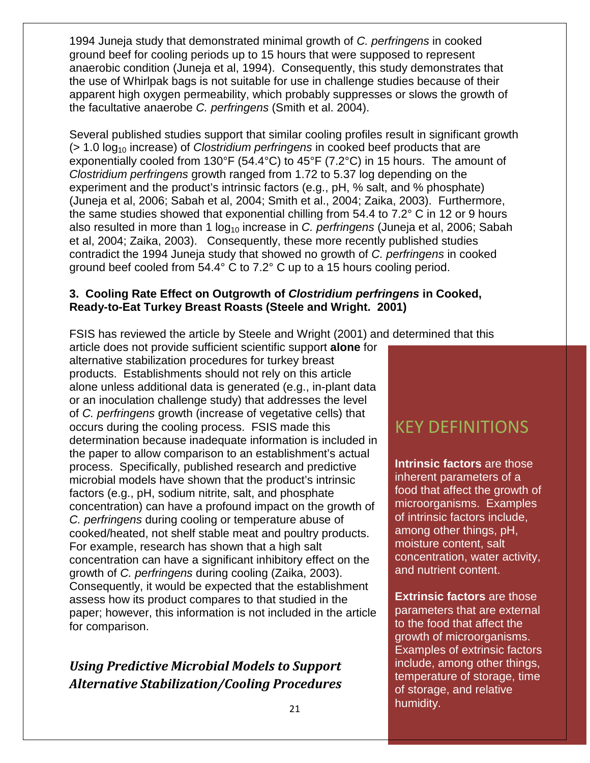1994 Juneja study that demonstrated minimal growth of *C. perfringens* in cooked ground beef for cooling periods up to 15 hours that were supposed to represent anaerobic condition (Juneja et al, 1994). Consequently, this study demonstrates that the use of Whirlpak bags is not suitable for use in challenge studies because of their apparent high oxygen permeability, which probably suppresses or slows the growth of the facultative anaerobe *C. perfringens* (Smith et al. 2004).

Several published studies support that similar cooling profiles result in significant growth (> 1.0 $\log_{10}$ increase) of *Clostridium perfringens* in cooked beef products that are exponentially cooled from 130°F (54.4°C) to 45°F (7.2°C) in 15 hours. The amount of *Clostridium perfringens* growth ranged from 1.72 to 5.37 log depending on the experiment and the product's intrinsic factors (e.g., pH, % salt, and % phosphate) (Juneja et al, 2006; Sabah et al, 2004; Smith et al., 2004; Zaika, 2003). Furthermore, the same studies showed that exponential chilling from 54.4 to 7.2° C in 12 or 9 hours also resulted in more than 1 $\log_{10}$ increase in *C. perfringens* (Juneja et al, 2006; Sabah et al, 2004; Zaika, 2003). Consequently, these more recently published studies contradict the 1994 Juneja study that showed no growth of *C. perfringens* in cooked ground beef cooled from 54.4° C to 7.2° C up to a 15 hours cooling period.

### 3. Cooling Rate Effect on Outgrowth of *Clostridium perfringens* in Cooked, Ready-to-Eat Turkey Breast Roasts (Steele and Wright. 2001)

FSIS has reviewed the article by Steele and Wright (2001) and determined that this article does not provide sufficient scientific support **alone** for alternative stabilization procedures for turkey breast products. Establishments should not rely on this article alone unless additional data is generated (e.g., in-plant data or an inoculation challenge study) that addresses the level of *C. perfringens* growth (increase of vegetative cells) that occurs during the cooling process. FSIS made this determination because inadequate information is included in the paper to allow comparison to an establishment's actual process. Specifically, published research and predictive microbial models have shown that the product's intrinsic factors (e.g., pH, sodium nitrite, salt, and phosphate concentration) can have a profound impact on the growth of *C. perfringens* during cooling or temperature abuse of cooked/heated, not shelf stable meat and poultry products. For example, research has shown that a high salt concentration can have a significant inhibitory effect on the growth of *C. perfringens* during cooling (Zaika, 2003). Consequently, it would be expected that the establishment assess how its product compares to that studied in the paper; however, this information is not included in the article for comparison.

## KEY DEFINITIONS

**Intrinsic factors** are those inherent parameters of a food that affect the growth of microorganisms. Examples of intrinsic factors include, among other things, pH, moisture content, salt concentration, water activity, and nutrient content.

**Extrinsic factors** are those parameters that are external to the food that affect the growth of microorganisms. Examples of extrinsic factors include, among other things, temperature of storage, time of storage, and relative humidity.

## *Using Predictive Microbial Models to Support Alternative Stabilization/Cooling Procedures*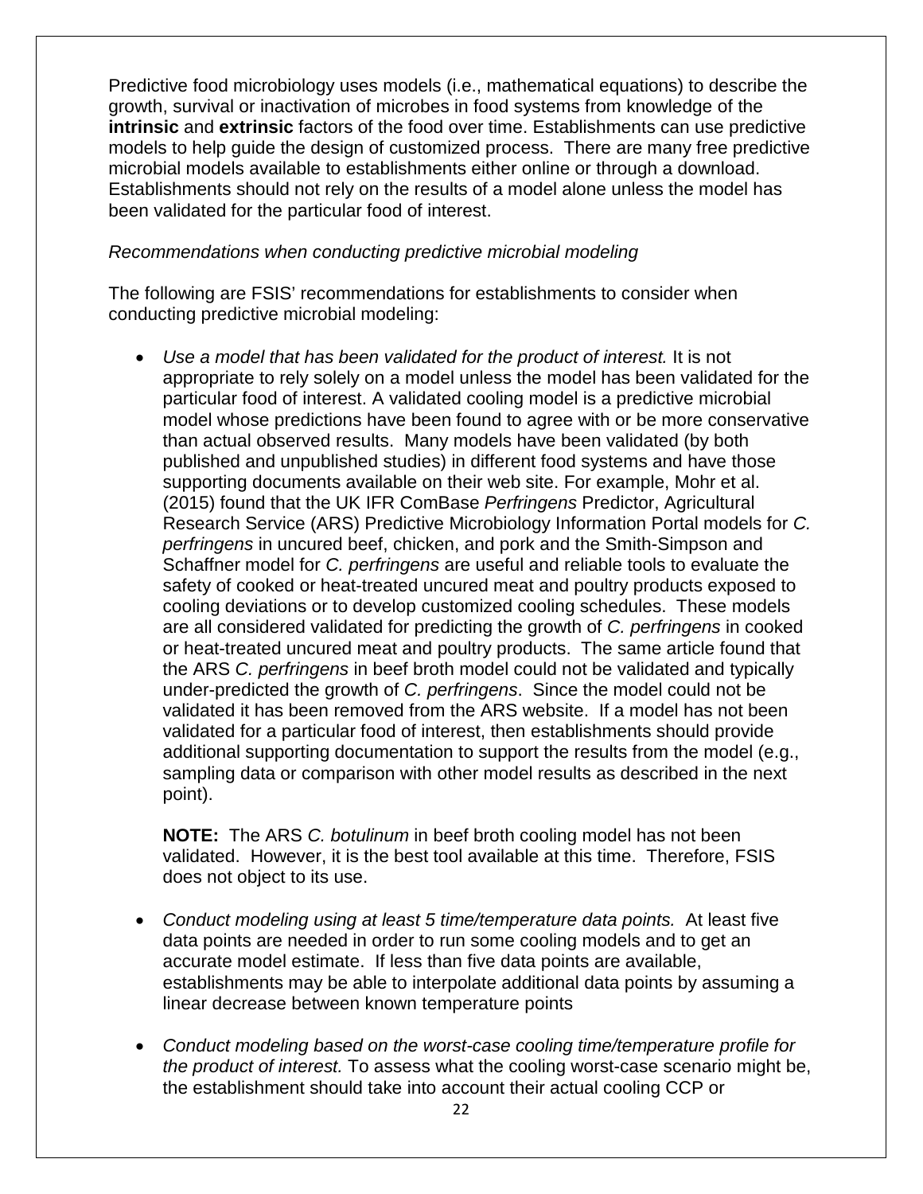Predictive food microbiology uses models (i.e., mathematical equations) to describe the growth, survival or inactivation of microbes in food systems from knowledge of the **intrinsic** and **extrinsic** factors of the food over time. Establishments can use predictive models to help guide the design of customized process. There are many free predictive microbial models available to establishments either online or through a download. Establishments should not rely on the results of a model alone unless the model has been validated for the particular food of interest.

*Recommendations when conducting predictive microbial modeling*

The following are FSIS' recommendations for establishments to consider when conducting predictive microbial modeling:

- *Use a model that has been validated for the product of interest.* It is not appropriate to rely solely on a model unless the model has been validated for the particular food of interest. A validated cooling model is a predictive microbial model whose predictions have been found to agree with or be more conservative than actual observed results. Many models have been validated (by both published and unpublished studies) in different food systems and have those supporting documents available on their web site. For example, Mohr et al. (2015) found that the UK IFR ComBase *Perfringens* Predictor, Agricultural Research Service (ARS) Predictive Microbiology Information Portal models for *C. perfringens* in uncured beef, chicken, and pork and the Smith-Simpson and Schaffner model for *C. perfringens* are useful and reliable tools to evaluate the safety of cooked or heat-treated uncured meat and poultry products exposed to cooling deviations or to develop customized cooling schedules. These models are all considered validated for predicting the growth of *C. perfringens* in cooked or heat-treated uncured meat and poultry products. The same article found that the ARS *C. perfringens* in beef broth model could not be validated and typically under-predicted the growth of *C. perfringens*. Since the model could not be validated it has been removed from the ARS website. If a model has not been validated for a particular food of interest, then establishments should provide additional supporting documentation to support the results from the model (e.g., sampling data or comparison with other model results as described in the next point).

  **NOTE:** The ARS *C. botulinum* in beef broth cooling model has not been validated. However, it is the best tool available at this time. Therefore, FSIS does not object to its use.

- *Conduct modeling using at least 5 time/temperature data points.* At least five data points are needed in order to run some cooling models and to get an accurate model estimate. If less than five data points are available, establishments may be able to interpolate additional data points by assuming a linear decrease between known temperature points

- *Conduct modeling based on the worst-case cooling time/temperature profile for the product of interest.* To assess what the cooling worst-case scenario might be, the establishment should take into account their actual cooling CCP or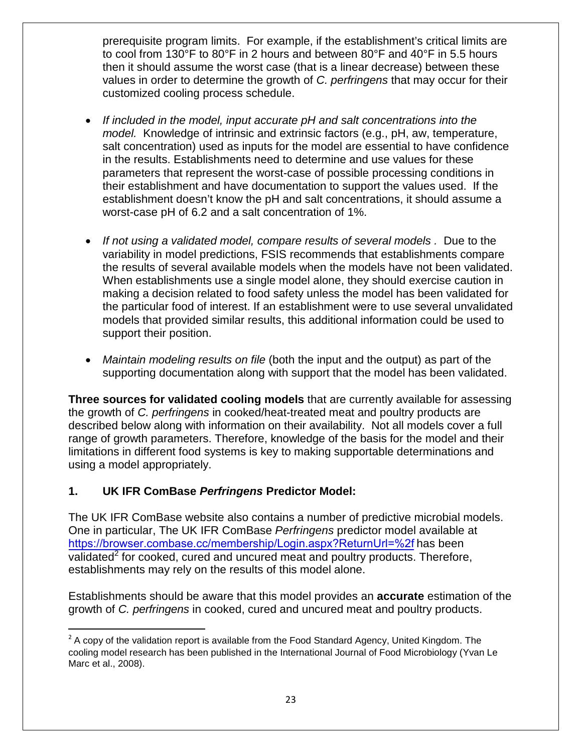prerequisite program limits. For example, if the establishment's critical limits are to cool from 130°F to 80°F in 2 hours and between 80°F and 40°F in 5.5 hours then it should assume the worst case (that is a linear decrease) between these values in order to determine the growth of *C. perfringens* that may occur for their customized cooling process schedule.

- *If included in the model, input accurate pH and salt concentrations into the model.* Knowledge of intrinsic and extrinsic factors (e.g., pH, aw, temperature, salt concentration) used as inputs for the model are essential to have confidence in the results. Establishments need to determine and use values for these parameters that represent the worst-case of possible processing conditions in their establishment and have documentation to support the values used. If the establishment doesn't know the pH and salt concentrations, it should assume a worst-case pH of 6.2 and a salt concentration of 1%.

- *If not using a validated model, compare results of several models .* Due to the variability in model predictions, FSIS recommends that establishments compare the results of several available models when the models have not been validated. When establishments use a single model alone, they should exercise caution in making a decision related to food safety unless the model has been validated for the particular food of interest. If an establishment were to use several unvalidated models that provided similar results, this additional information could be used to support their position.

- *Maintain modeling results on file* (both the input and the output) as part of the supporting documentation along with support that the model has been validated.

**Three sources for validated cooling models** that are currently available for assessing the growth of *C. perfringens* in cooked/heat-treated meat and poultry products are described below along with information on their availability. Not all models cover a full range of growth parameters. Therefore, knowledge of the basis for the model and their limitations in different food systems is key to making supportable determinations and using a model appropriately.

### 1. UK IFR ComBase *Perfringens* Predictor Model:

The UK IFR ComBase website also contains a number of predictive microbial models. One in particular, The UK IFR ComBase *Perfringens* predictor model available at https://browser.combase.cc/membership/Login.aspx?ReturnUrl=%2f has been validated[2] for cooked, cured and uncured meat and poultry products. Therefore, establishments may rely on the results of this model alone.

Establishments should be aware that this model provides an **accurate** estimation of the growth of *C. perfringens* in cooked, cured and uncured meat and poultry products.

[2] A copy of the validation report is available from the Food Standard Agency, United Kingdom. The cooling model research has been published in the International Journal of Food Microbiology (Yvan Le Marc et al., 2008).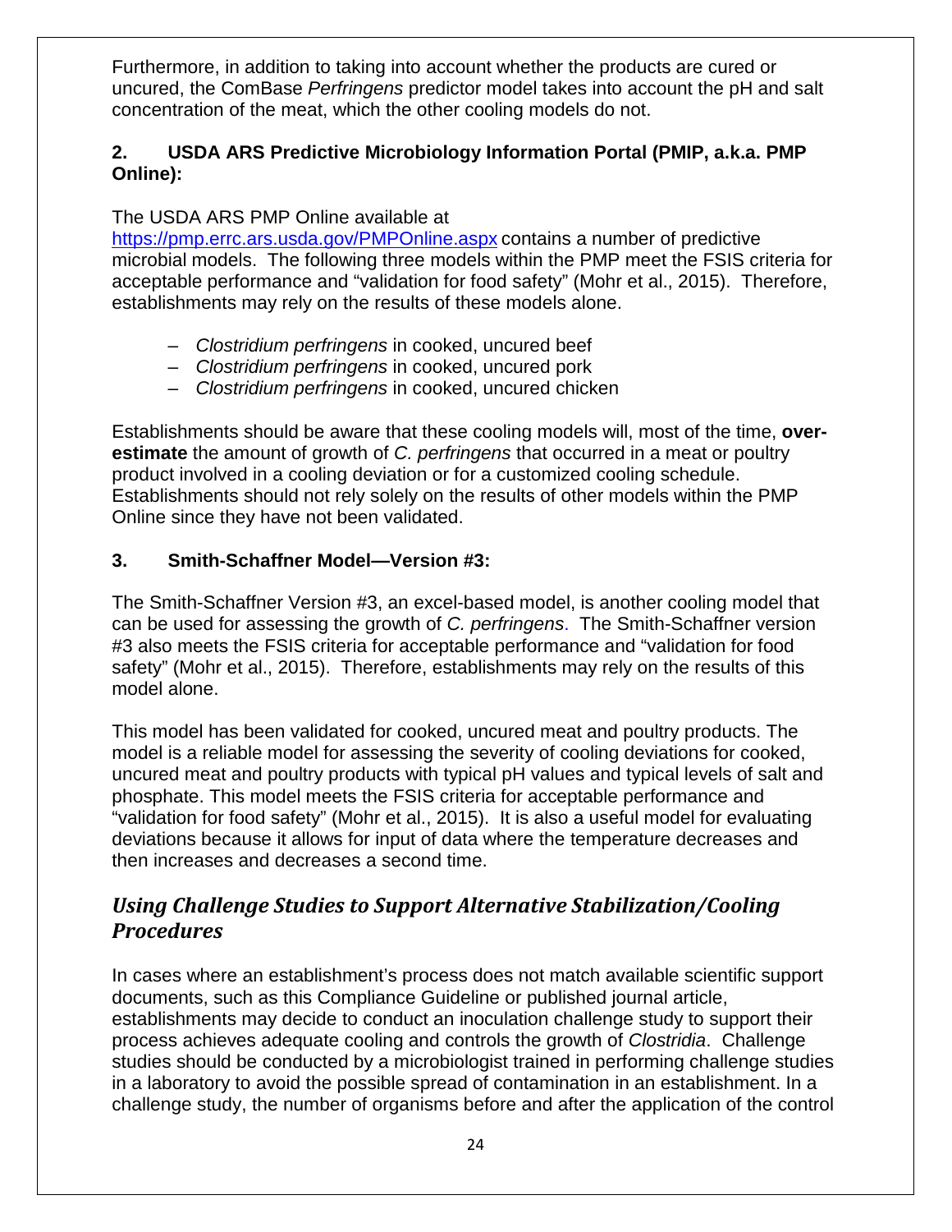Furthermore, in addition to taking into account whether the products are cured or uncured, the ComBase *Perfringens* predictor model takes into account the pH and salt concentration of the meat, which the other cooling models do not.

**2. USDA ARS Predictive Microbiology Information Portal (PMIP, a.k.a. PMP Online):**

The USDA ARS PMP Online available at https://pmp.errc.ars.usda.gov/PMPOnline.aspx contains a number of predictive microbial models. The following three models within the PMP meet the FSIS criteria for acceptable performance and "validation for food safety" (Mohr et al., 2015). Therefore, establishments may rely on the results of these models alone.

- *Clostridium perfringens* in cooked, uncured beef
- *Clostridium perfringens* in cooked, uncured pork
- *Clostridium perfringens* in cooked, uncured chicken

Establishments should be aware that these cooling models will, most of the time, **over-estimate** the amount of growth of *C. perfringens* that occurred in a meat or poultry product involved in a cooling deviation or for a customized cooling schedule. Establishments should not rely solely on the results of other models within the PMP Online since they have not been validated.

**3. Smith-Schaffner Model—Version #3:**

The Smith-Schaffner Version #3, an excel-based model, is another cooling model that can be used for assessing the growth of *C. perfringens*. The Smith-Schaffner version #3 also meets the FSIS criteria for acceptable performance and "validation for food safety" (Mohr et al., 2015). Therefore, establishments may rely on the results of this model alone.

This model has been validated for cooked, uncured meat and poultry products. The model is a reliable model for assessing the severity of cooling deviations for cooked, uncured meat and poultry products with typical pH values and typical levels of salt and phosphate. This model meets the FSIS criteria for acceptable performance and "validation for food safety" (Mohr et al., 2015). It is also a useful model for evaluating deviations because it allows for input of data where the temperature decreases and then increases and decreases a second time.

## *Using Challenge Studies to Support Alternative Stabilization/Cooling Procedures*

In cases where an establishment's process does not match available scientific support documents, such as this Compliance Guideline or published journal article, establishments may decide to conduct an inoculation challenge study to support their process achieves adequate cooling and controls the growth of *Clostridia*. Challenge studies should be conducted by a microbiologist trained in performing challenge studies in a laboratory to avoid the possible spread of contamination in an establishment. In a challenge study, the number of organisms before and after the application of the control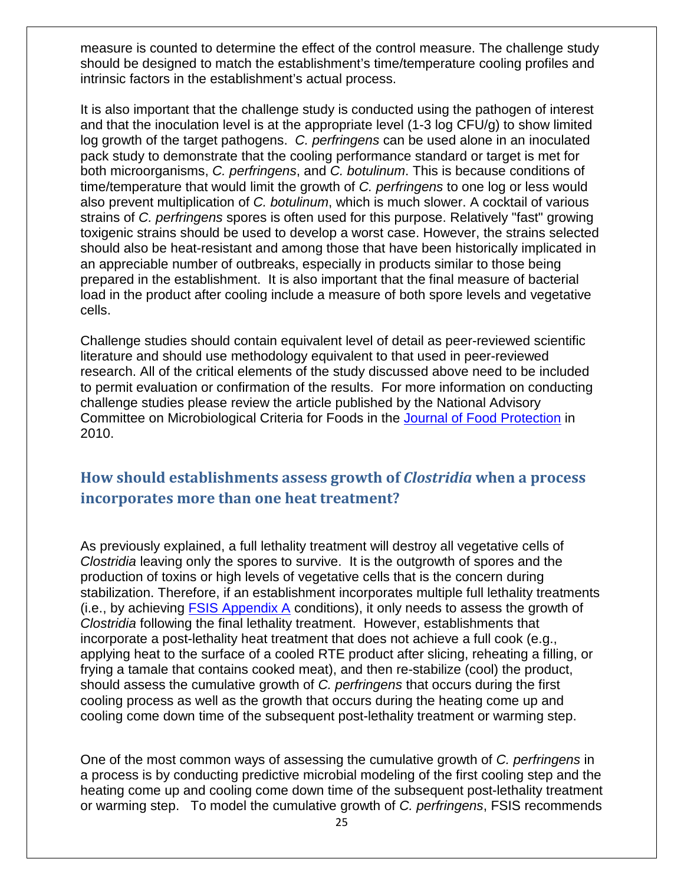measure is counted to determine the effect of the control measure. The challenge study should be designed to match the establishment's time/temperature cooling profiles and intrinsic factors in the establishment's actual process.

It is also important that the challenge study is conducted using the pathogen of interest and that the inoculation level is at the appropriate level (1-3 log CFU/g) to show limited log growth of the target pathogens. *C. perfringens* can be used alone in an inoculated pack study to demonstrate that the cooling performance standard or target is met for both microorganisms, *C. perfringens*, and *C. botulinum*. This is because conditions of time/temperature that would limit the growth of *C. perfringens* to one log or less would also prevent multiplication of *C. botulinum*, which is much slower. A cocktail of various strains of *C. perfringens* spores is often used for this purpose. Relatively "fast" growing toxigenic strains should be used to develop a worst case. However, the strains selected should also be heat-resistant and among those that have been historically implicated in an appreciable number of outbreaks, especially in products similar to those being prepared in the establishment. It is also important that the final measure of bacterial load in the product after cooling include a measure of both spore levels and vegetative cells.

Challenge studies should contain equivalent level of detail as peer-reviewed scientific literature and should use methodology equivalent to that used in peer-reviewed research. All of the critical elements of the study discussed above need to be included to permit evaluation or confirmation of the results. For more information on conducting challenge studies please review the article published by the National Advisory Committee on Microbiological Criteria for Foods in the [Journal of Food Protection](Journal of Food Protection) in 2010.

## How should establishments assess growth of *Clostridia* when a process incorporates more than one heat treatment?

As previously explained, a full lethality treatment will destroy all vegetative cells of *Clostridia* leaving only the spores to survive. It is the outgrowth of spores and the production of toxins or high levels of vegetative cells that is the concern during stabilization. Therefore, if an establishment incorporates multiple full lethality treatments (i.e., by achieving [FSIS Appendix A](FSIS Appendix A) conditions), it only needs to assess the growth of *Clostridia* following the final lethality treatment. However, establishments that incorporate a post-lethality heat treatment that does not achieve a full cook (e.g., applying heat to the surface of a cooled RTE product after slicing, reheating a filling, or frying a tamale that contains cooked meat), and then re-stabilize (cool) the product, should assess the cumulative growth of *C. perfringens* that occurs during the first cooling process as well as the growth that occurs during the heating come up and cooling come down time of the subsequent post-lethality treatment or warming step.

One of the most common ways of assessing the cumulative growth of *C. perfringens* in a process is by conducting predictive microbial modeling of the first cooling step and the heating come up and cooling come down time of the subsequent post-lethality treatment or warming step. To model the cumulative growth of *C. perfringens*, FSIS recommends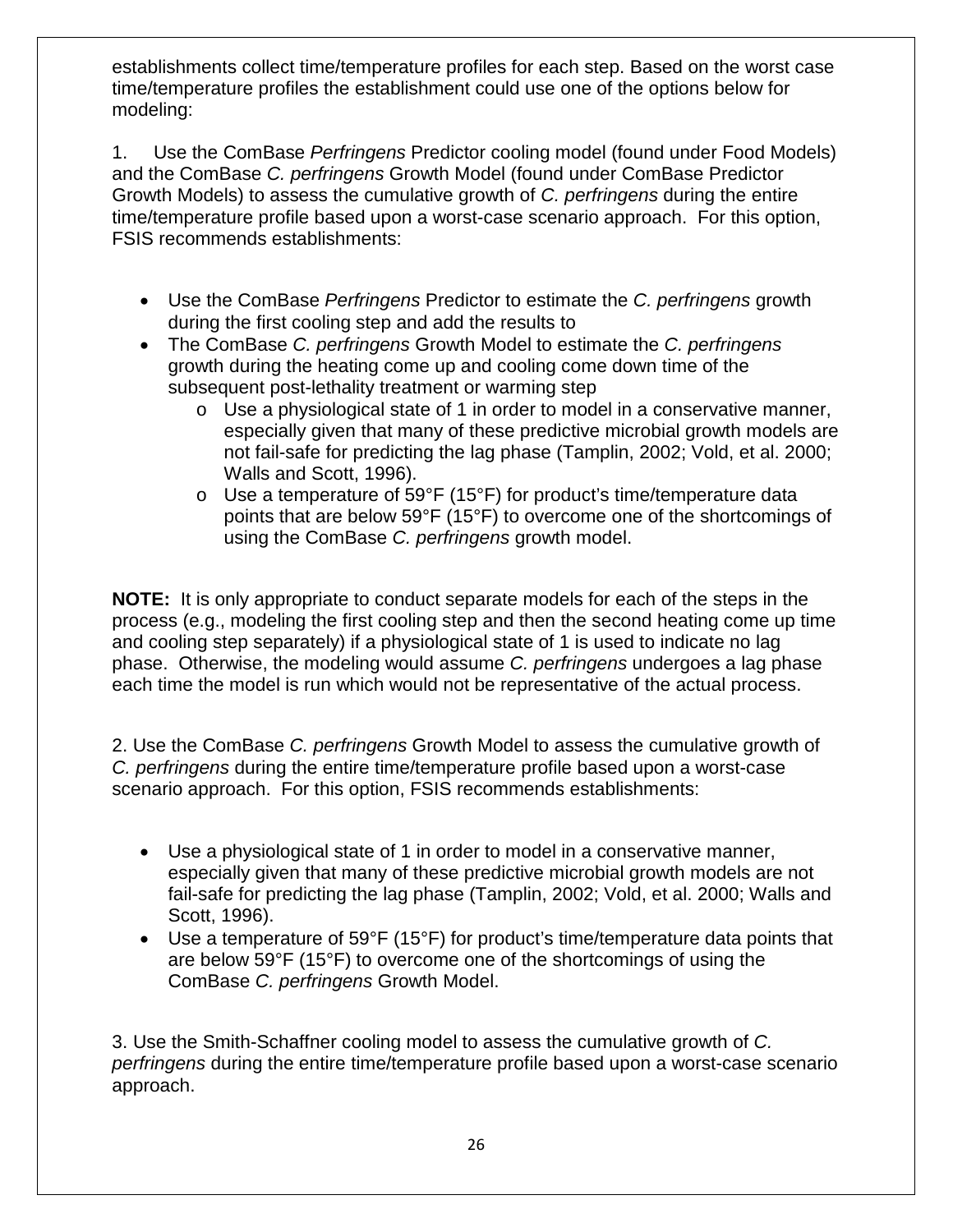establishments collect time/temperature profiles for each step. Based on the worst case time/temperature profiles the establishment could use one of the options below for modeling:

1. Use the ComBase *Perfringens* Predictor cooling model (found under Food Models) and the ComBase *C. perfringens* Growth Model (found under ComBase Predictor Growth Models) to assess the cumulative growth of *C. perfringens* during the entire time/temperature profile based upon a worst-case scenario approach. For this option, FSIS recommends establishments:

- Use the ComBase *Perfringens* Predictor to estimate the *C. perfringens* growth during the first cooling step and add the results to
- The ComBase *C. perfringens* Growth Model to estimate the *C. perfringens* growth during the heating come up and cooling come down time of the subsequent post-lethality treatment or warming step
  - Use a physiological state of 1 in order to model in a conservative manner, especially given that many of these predictive microbial growth models are not fail-safe for predicting the lag phase (Tamplin, 2002; Vold, et al. 2000; Walls and Scott, 1996).
  - Use a temperature of 59°F (15°F) for product's time/temperature data points that are below 59°F (15°F) to overcome one of the shortcomings of using the ComBase *C. perfringens* growth model.

**NOTE:** It is only appropriate to conduct separate models for each of the steps in the process (e.g., modeling the first cooling step and then the second heating come up time and cooling step separately) if a physiological state of 1 is used to indicate no lag phase. Otherwise, the modeling would assume *C. perfringens* undergoes a lag phase each time the model is run which would not be representative of the actual process.

2. Use the ComBase *C. perfringens* Growth Model to assess the cumulative growth of *C. perfringens* during the entire time/temperature profile based upon a worst-case scenario approach. For this option, FSIS recommends establishments:

- Use a physiological state of 1 in order to model in a conservative manner, especially given that many of these predictive microbial growth models are not fail-safe for predicting the lag phase (Tamplin, 2002; Vold, et al. 2000; Walls and Scott, 1996).
- Use a temperature of 59°F (15°F) for product's time/temperature data points that are below 59°F (15°F) to overcome one of the shortcomings of using the ComBase *C. perfringens* Growth Model.

3. Use the Smith-Schaffner cooling model to assess the cumulative growth of *C. perfringens* during the entire time/temperature profile based upon a worst-case scenario approach.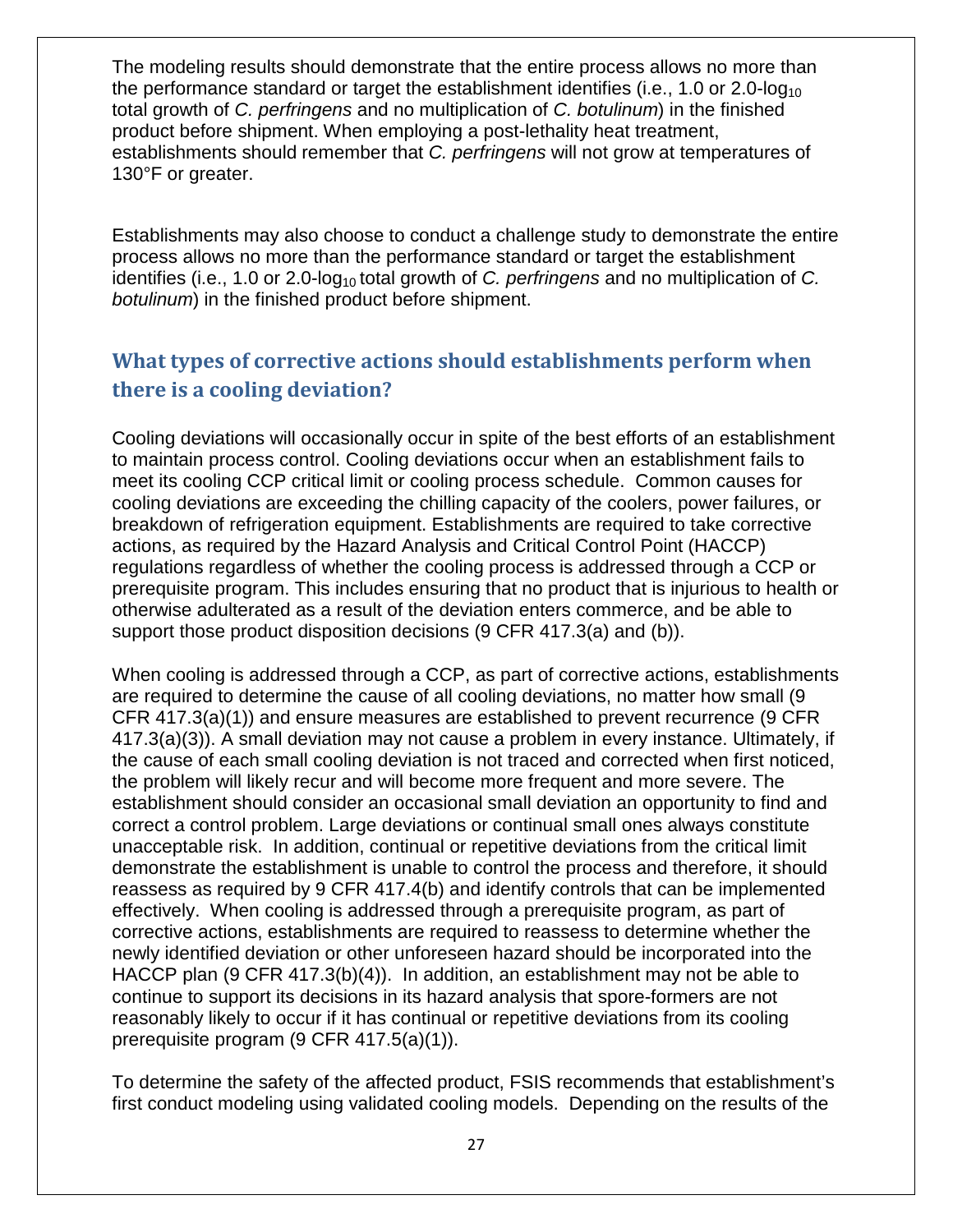The modeling results should demonstrate that the entire process allows no more than the performance standard or target the establishment identifies (i.e., 1.0 or 2.0-$\log_{10}$ total growth of *C. perfringens* and no multiplication of *C. botulinum*) in the finished product before shipment. When employing a post-lethality heat treatment, establishments should remember that *C. perfringens* will not grow at temperatures of 130°F or greater.

Establishments may also choose to conduct a challenge study to demonstrate the entire process allows no more than the performance standard or target the establishment identifies (i.e., 1.0 or 2.0-$\log_{10}$ total growth of *C. perfringens* and no multiplication of *C. botulinum*) in the finished product before shipment.

## What types of corrective actions should establishments perform when there is a cooling deviation?

Cooling deviations will occasionally occur in spite of the best efforts of an establishment to maintain process control. Cooling deviations occur when an establishment fails to meet its cooling CCP critical limit or cooling process schedule. Common causes for cooling deviations are exceeding the chilling capacity of the coolers, power failures, or breakdown of refrigeration equipment. Establishments are required to take corrective actions, as required by the Hazard Analysis and Critical Control Point (HACCP) regulations regardless of whether the cooling process is addressed through a CCP or prerequisite program. This includes ensuring that no product that is injurious to health or otherwise adulterated as a result of the deviation enters commerce, and be able to support those product disposition decisions (9 CFR 417.3(a) and (b)).

When cooling is addressed through a CCP, as part of corrective actions, establishments are required to determine the cause of all cooling deviations, no matter how small (9 CFR 417.3(a)(1)) and ensure measures are established to prevent recurrence (9 CFR 417.3(a)(3)). A small deviation may not cause a problem in every instance. Ultimately, if the cause of each small cooling deviation is not traced and corrected when first noticed, the problem will likely recur and will become more frequent and more severe. The establishment should consider an occasional small deviation an opportunity to find and correct a control problem. Large deviations or continual small ones always constitute unacceptable risk. In addition, continual or repetitive deviations from the critical limit demonstrate the establishment is unable to control the process and therefore, it should reassess as required by 9 CFR 417.4(b) and identify controls that can be implemented effectively. When cooling is addressed through a prerequisite program, as part of corrective actions, establishments are required to reassess to determine whether the newly identified deviation or other unforeseen hazard should be incorporated into the HACCP plan (9 CFR 417.3(b)(4)). In addition, an establishment may not be able to continue to support its decisions in its hazard analysis that spore-formers are not reasonably likely to occur if it has continual or repetitive deviations from its cooling prerequisite program (9 CFR 417.5(a)(1)).

To determine the safety of the affected product, FSIS recommends that establishment's first conduct modeling using validated cooling models. Depending on the results of the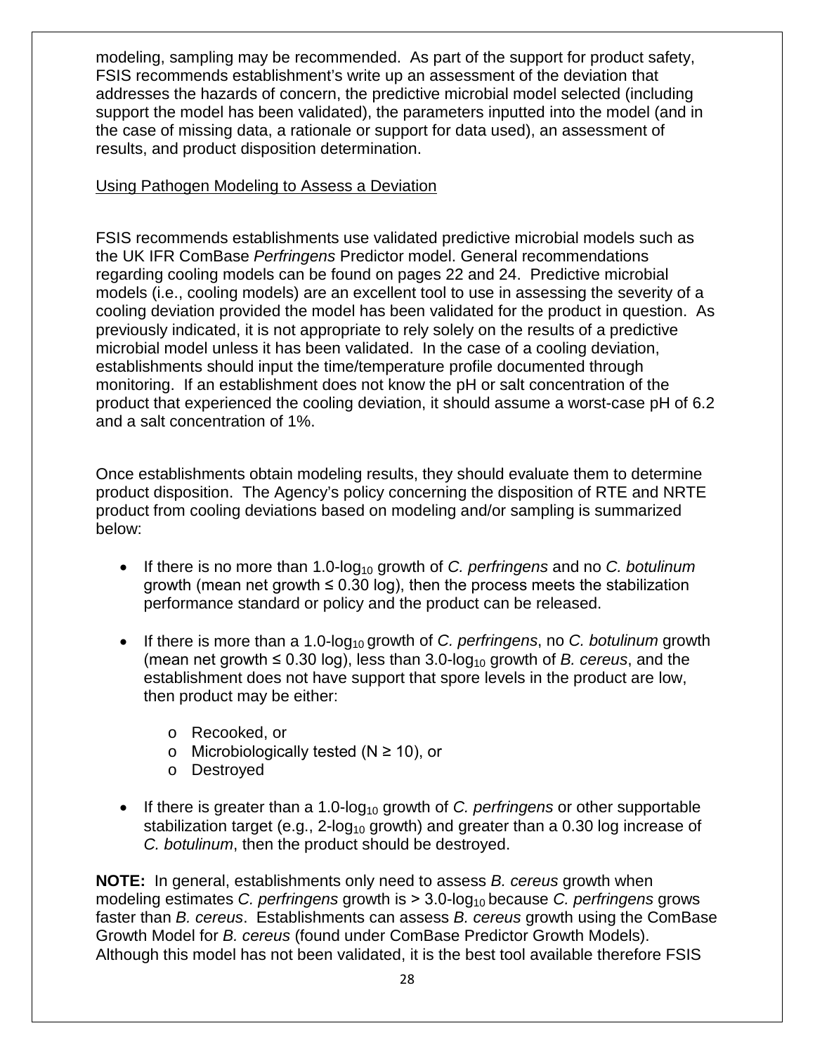modeling, sampling may be recommended. As part of the support for product safety, FSIS recommends establishment's write up an assessment of the deviation that addresses the hazards of concern, the predictive microbial model selected (including support the model has been validated), the parameters inputted into the model (and in the case of missing data, a rationale or support for data used), an assessment of results, and product disposition determination.

Using Pathogen Modeling to Assess a Deviation

FSIS recommends establishments use validated predictive microbial models such as the UK IFR ComBase *Perfringens* Predictor model. General recommendations regarding cooling models can be found on pages 22 and 24. Predictive microbial models (i.e., cooling models) are an excellent tool to use in assessing the severity of a cooling deviation provided the model has been validated for the product in question. As previously indicated, it is not appropriate to rely solely on the results of a predictive microbial model unless it has been validated. In the case of a cooling deviation, establishments should input the time/temperature profile documented through monitoring. If an establishment does not know the pH or salt concentration of the product that experienced the cooling deviation, it should assume a worst-case pH of 6.2 and a salt concentration of 1%.

Once establishments obtain modeling results, they should evaluate them to determine product disposition. The Agency's policy concerning the disposition of RTE and NRTE product from cooling deviations based on modeling and/or sampling is summarized below:

- If there is no more than 1.0-$\log_{10}$ growth of *C. perfringens* and no *C. botulinum* growth (mean net growth ≤ 0.30 log), then the process meets the stabilization performance standard or policy and the product can be released.
- If there is more than a 1.0-$\log_{10}$ growth of *C. perfringens*, no *C. botulinum* growth (mean net growth ≤ 0.30 log), less than 3.0-$\log_{10}$ growth of *B. cereus*, and the establishment does not have support that spore levels in the product are low, then product may be either:
  - Recooked, or
  - Microbiologically tested (N ≥ 10), or
  - Destroyed
- If there is greater than a 1.0-$\log_{10}$ growth of *C. perfringens* or other supportable stabilization target (e.g., 2-$\log_{10}$ growth) and greater than a 0.30 log increase of *C. botulinum*, then the product should be destroyed.

**NOTE:** In general, establishments only need to assess *B. cereus* growth when modeling estimates *C. perfringens* growth is > 3.0-$\log_{10}$ because *C. perfringens* grows faster than *B. cereus*. Establishments can assess *B. cereus* growth using the ComBase Growth Model for *B. cereus* (found under ComBase Predictor Growth Models). Although this model has not been validated, it is the best tool available therefore FSIS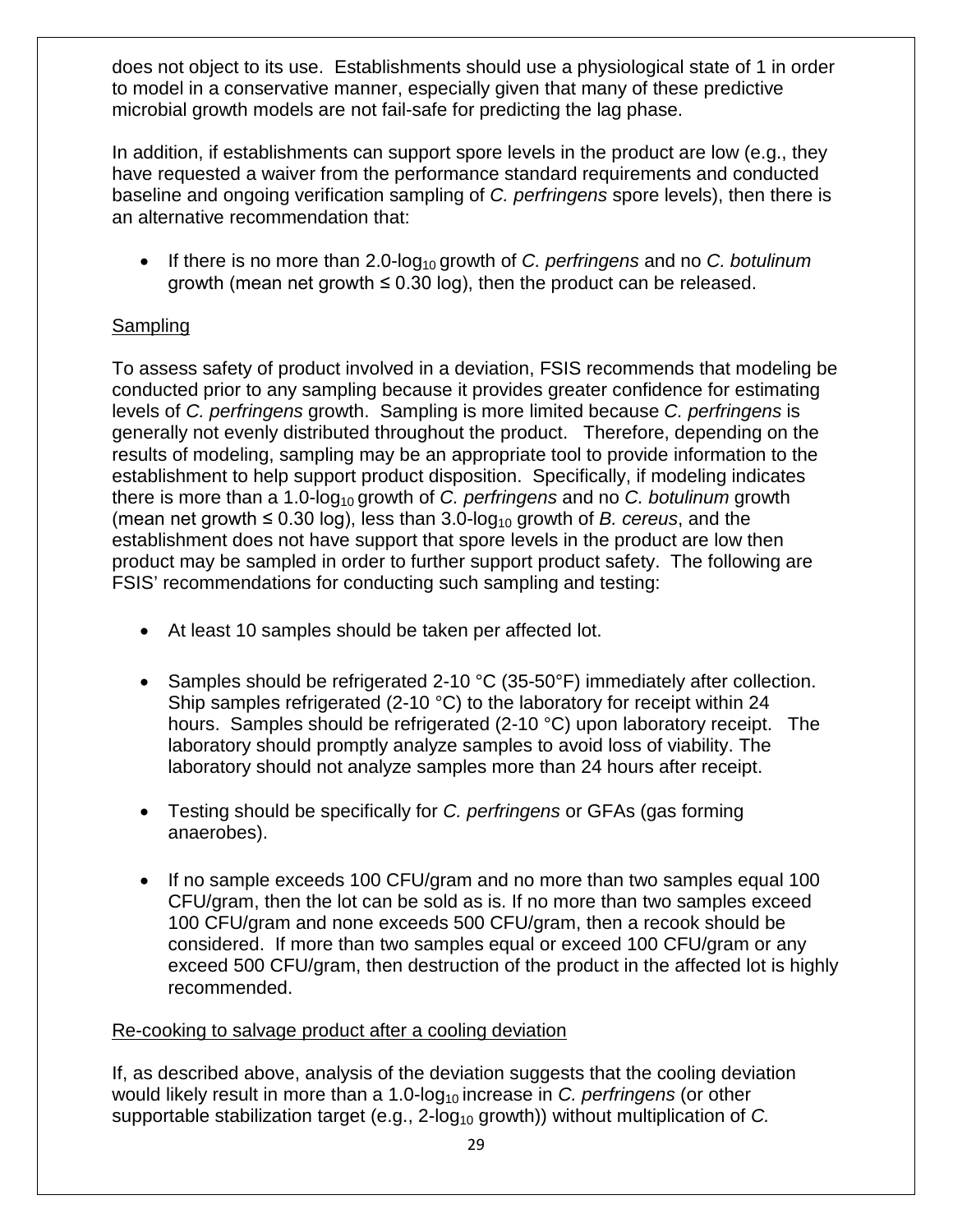does not object to its use. Establishments should use a physiological state of 1 in order to model in a conservative manner, especially given that many of these predictive microbial growth models are not fail-safe for predicting the lag phase.

In addition, if establishments can support spore levels in the product are low (e.g., they have requested a waiver from the performance standard requirements and conducted baseline and ongoing verification sampling of *C. perfringens* spore levels), then there is an alternative recommendation that:

- If there is no more than 2.0-$\log_{10}$ growth of *C. perfringens* and no *C. botulinum* growth (mean net growth ≤ 0.30 log), then the product can be released.

<u>Sampling</u>

To assess safety of product involved in a deviation, FSIS recommends that modeling be conducted prior to any sampling because it provides greater confidence for estimating levels of *C. perfringens* growth. Sampling is more limited because *C. perfringens* is generally not evenly distributed throughout the product. Therefore, depending on the results of modeling, sampling may be an appropriate tool to provide information to the establishment to help support product disposition. Specifically, if modeling indicates there is more than a 1.0-$\log_{10}$ growth of *C. perfringens* and no *C. botulinum* growth (mean net growth ≤ 0.30 log), less than 3.0-$\log_{10}$ growth of *B. cereus*, and the establishment does not have support that spore levels in the product are low then product may be sampled in order to further support product safety. The following are FSIS' recommendations for conducting such sampling and testing:

- At least 10 samples should be taken per affected lot.
- Samples should be refrigerated 2-10 °C (35-50°F) immediately after collection. Ship samples refrigerated (2-10 °C) to the laboratory for receipt within 24 hours. Samples should be refrigerated (2-10 °C) upon laboratory receipt. The laboratory should promptly analyze samples to avoid loss of viability. The laboratory should not analyze samples more than 24 hours after receipt.
- Testing should be specifically for *C. perfringens* or GFAs (gas forming anaerobes).
- If no sample exceeds 100 CFU/gram and no more than two samples equal 100 CFU/gram, then the lot can be sold as is. If no more than two samples exceed 100 CFU/gram and none exceeds 500 CFU/gram, then a recook should be considered. If more than two samples equal or exceed 100 CFU/gram or any exceed 500 CFU/gram, then destruction of the product in the affected lot is highly recommended.

<u>Re-cooking to salvage product after a cooling deviation</u>

If, as described above, analysis of the deviation suggests that the cooling deviation would likely result in more than a 1.0-$\log_{10}$ increase in *C. perfringens* (or other supportable stabilization target (e.g., 2-$\log_{10}$ growth)) without multiplication of *C.*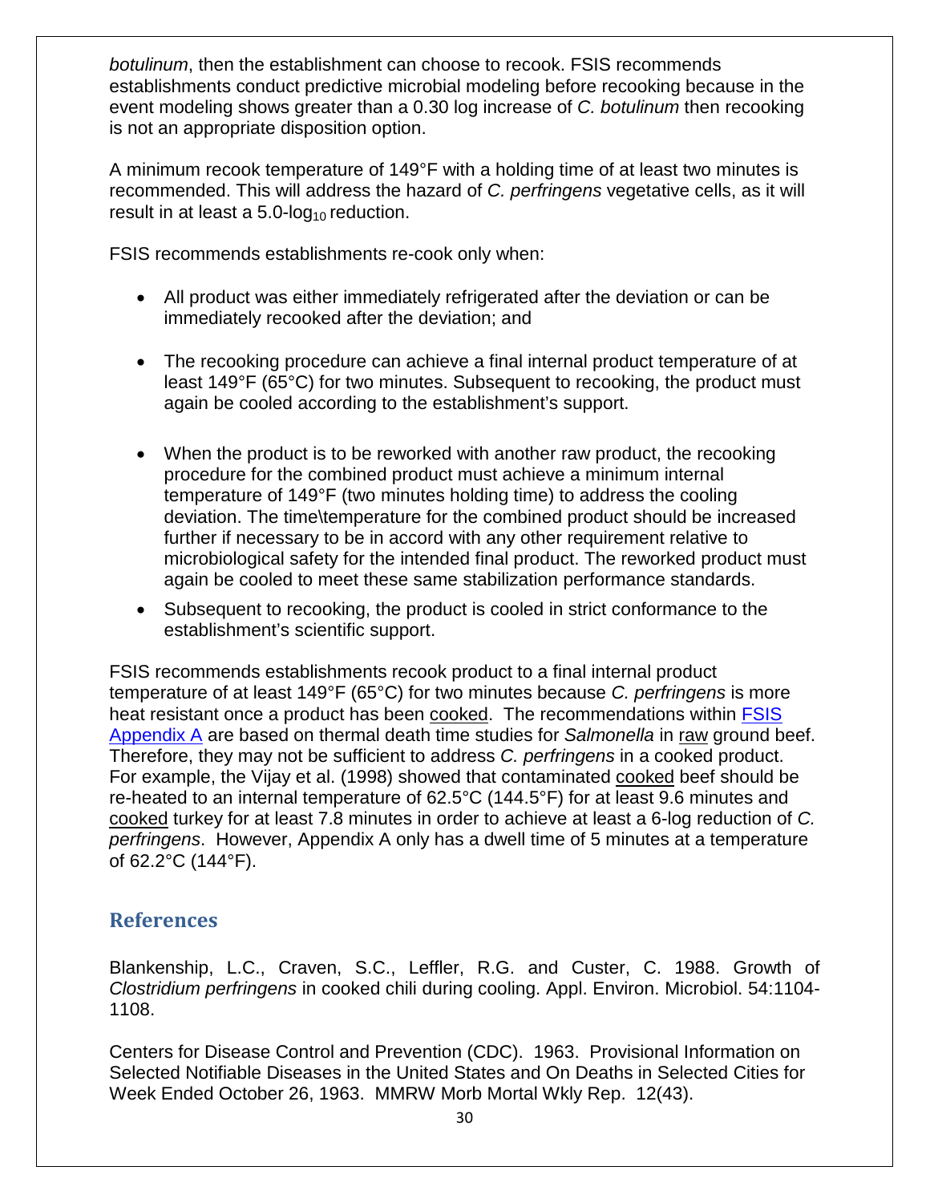*botulinum*, then the establishment can choose to recook. FSIS recommends establishments conduct predictive microbial modeling before recooking because in the event modeling shows greater than a 0.30 log increase of *C. botulinum* then recooking is not an appropriate disposition option.

A minimum recook temperature of 149°F with a holding time of at least two minutes is recommended. This will address the hazard of *C. perfringens* vegetative cells, as it will result in at least a 5.0-$\log_{10}$ reduction.

FSIS recommends establishments re-cook only when:

- All product was either immediately refrigerated after the deviation or can be immediately recooked after the deviation; and

- The recooking procedure can achieve a final internal product temperature of at least 149°F (65°C) for two minutes. Subsequent to recooking, the product must again be cooled according to the establishment's support.

- When the product is to be reworked with another raw product, the recooking procedure for the combined product must achieve a minimum internal temperature of 149°F (two minutes holding time) to address the cooling deviation. The time\temperature for the combined product should be increased further if necessary to be in accord with any other requirement relative to microbiological safety for the intended final product. The reworked product must again be cooled to meet these same stabilization performance standards.

- Subsequent to recooking, the product is cooled in strict conformance to the establishment's scientific support.

FSIS recommends establishments recook product to a final internal product temperature of at least 149°F (65°C) for two minutes because *C. perfringens* is more heat resistant once a product has been cooked. The recommendations within [FSIS Appendix A](FSIS Appendix A) are based on thermal death time studies for *Salmonella* in raw ground beef. Therefore, they may not be sufficient to address *C. perfringens* in a cooked product. For example, the Vijay et al. (1998) showed that contaminated cooked beef should be re-heated to an internal temperature of 62.5°C (144.5°F) for at least 9.6 minutes and cooked turkey for at least 7.8 minutes in order to achieve at least a 6-log reduction of *C. perfringens*. However, Appendix A only has a dwell time of 5 minutes at a temperature of 62.2°C (144°F).

## References

Blankenship, L.C., Craven, S.C., Leffler, R.G. and Custer, C. 1988. Growth of *Clostridium perfringens* in cooked chili during cooling. Appl. Environ. Microbiol. 54:1104-1108.

Centers for Disease Control and Prevention (CDC). 1963. Provisional Information on Selected Notifiable Diseases in the United States and On Deaths in Selected Cities for Week Ended October 26, 1963. MMRW Morb Mortal Wkly Rep. 12(43).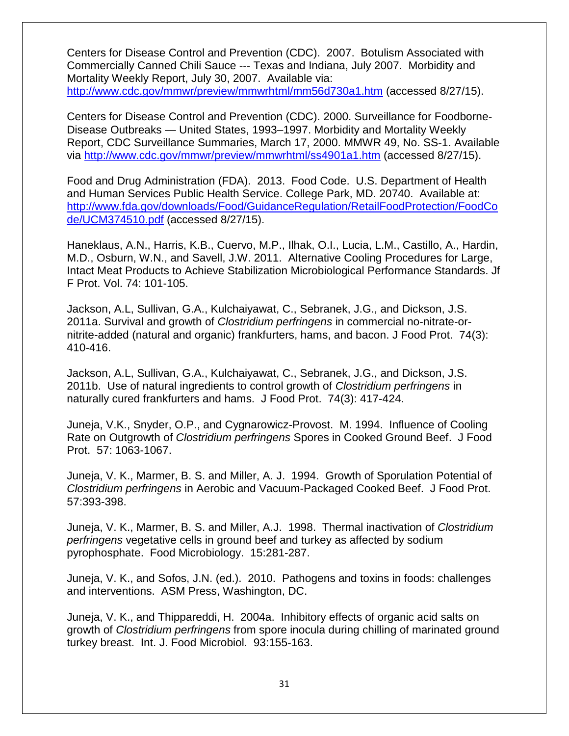Centers for Disease Control and Prevention (CDC). 2007. Botulism Associated with Commercially Canned Chili Sauce --- Texas and Indiana, July 2007. Morbidity and Mortality Weekly Report, July 30, 2007. Available via: http://www.cdc.gov/mmwr/preview/mmwrhtml/mm56d730a1.htm (accessed 8/27/15).

Centers for Disease Control and Prevention (CDC). 2000. Surveillance for Foodborne-Disease Outbreaks — United States, 1993–1997. Morbidity and Mortality Weekly Report, CDC Surveillance Summaries, March 17, 2000. MMWR 49, No. SS-1. Available via http://www.cdc.gov/mmwr/preview/mmwrhtml/ss4901a1.htm (accessed 8/27/15).

Food and Drug Administration (FDA). 2013. Food Code. U.S. Department of Health and Human Services Public Health Service. College Park, MD. 20740. Available at: http://www.fda.gov/downloads/Food/GuidanceRegulation/RetailFoodProtection/FoodCode/UCM374510.pdf (accessed 8/27/15).

Haneklaus, A.N., Harris, K.B., Cuervo, M.P., Ilhak, O.I., Lucia, L.M., Castillo, A., Hardin, M.D., Osburn, W.N., and Savell, J.W. 2011. Alternative Cooling Procedures for Large, Intact Meat Products to Achieve Stabilization Microbiological Performance Standards. Jf F Prot. Vol. 74: 101-105.

Jackson, A.L, Sullivan, G.A., Kulchaiyawat, C., Sebranek, J.G., and Dickson, J.S. 2011a. Survival and growth of *Clostridium perfringens* in commercial no-nitrate-or-nitrite-added (natural and organic) frankfurters, hams, and bacon. J Food Prot. 74(3): 410-416.

Jackson, A.L, Sullivan, G.A., Kulchaiyawat, C., Sebranek, J.G., and Dickson, J.S. 2011b. Use of natural ingredients to control growth of *Clostridium perfringens* in naturally cured frankfurters and hams. J Food Prot. 74(3): 417-424.

Juneja, V.K., Snyder, O.P., and Cygnarowicz-Provost. M. 1994. Influence of Cooling Rate on Outgrowth of *Clostridium perfringens* Spores in Cooked Ground Beef. J Food Prot. 57: 1063-1067.

Juneja, V. K., Marmer, B. S. and Miller, A. J. 1994. Growth of Sporulation Potential of *Clostridium perfringens* in Aerobic and Vacuum-Packaged Cooked Beef. J Food Prot. 57:393-398.

Juneja, V. K., Marmer, B. S. and Miller, A.J. 1998. Thermal inactivation of *Clostridium perfringens* vegetative cells in ground beef and turkey as affected by sodium pyrophosphate. Food Microbiology. 15:281-287.

Juneja, V. K., and Sofos, J.N. (ed.). 2010. Pathogens and toxins in foods: challenges and interventions. ASM Press, Washington, DC.

Juneja, V. K., and Thippareddi, H. 2004a. Inhibitory effects of organic acid salts on growth of *Clostridium perfringens* from spore inocula during chilling of marinated ground turkey breast. Int. J. Food Microbiol. 93:155-163.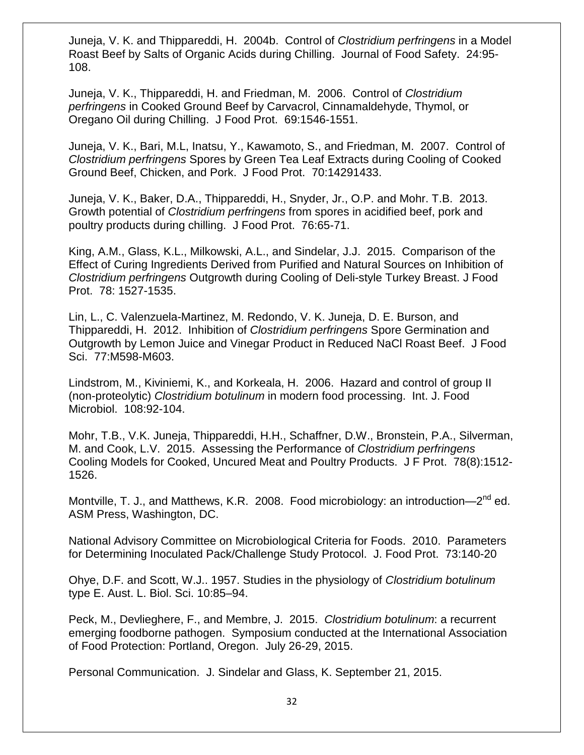Juneja, V. K. and Thippareddi, H. 2004b. Control of *Clostridium perfringens* in a Model Roast Beef by Salts of Organic Acids during Chilling. Journal of Food Safety. 24:95-108.

Juneja, V. K., Thippareddi, H. and Friedman, M. 2006. Control of *Clostridium perfringens* in Cooked Ground Beef by Carvacrol, Cinnamaldehyde, Thymol, or Oregano Oil during Chilling. J Food Prot. 69:1546-1551.

Juneja, V. K., Bari, M.L, Inatsu, Y., Kawamoto, S., and Friedman, M. 2007. Control of *Clostridium perfringens* Spores by Green Tea Leaf Extracts during Cooling of Cooked Ground Beef, Chicken, and Pork. J Food Prot. 70:14291433.

Juneja, V. K., Baker, D.A., Thippareddi, H., Snyder, Jr., O.P. and Mohr. T.B. 2013. Growth potential of *Clostridium perfringens* from spores in acidified beef, pork and poultry products during chilling. J Food Prot. 76:65-71.

King, A.M., Glass, K.L., Milkowski, A.L., and Sindelar, J.J. 2015. Comparison of the Effect of Curing Ingredients Derived from Purified and Natural Sources on Inhibition of *Clostridium perfringens* Outgrowth during Cooling of Deli-style Turkey Breast. J Food Prot. 78: 1527-1535.

Lin, L., C. Valenzuela-Martinez, M. Redondo, V. K. Juneja, D. E. Burson, and Thippareddi, H. 2012. Inhibition of *Clostridium perfringens* Spore Germination and Outgrowth by Lemon Juice and Vinegar Product in Reduced NaCl Roast Beef. J Food Sci. 77:M598-M603.

Lindstrom, M., Kiviniemi, K., and Korkeala, H. 2006. Hazard and control of group II (non-proteolytic) *Clostridium botulinum* in modern food processing. Int. J. Food Microbiol. 108:92-104.

Mohr, T.B., V.K. Juneja, Thippareddi, H.H., Schaffner, D.W., Bronstein, P.A., Silverman, M. and Cook, L.V. 2015. Assessing the Performance of *Clostridium perfringens* Cooling Models for Cooked, Uncured Meat and Poultry Products. J F Prot. 78(8):1512-1526.

Montville, T. J., and Matthews, K.R. 2008. Food microbiology: an introduction—2nd ed. ASM Press, Washington, DC.

National Advisory Committee on Microbiological Criteria for Foods. 2010. Parameters for Determining Inoculated Pack/Challenge Study Protocol. J. Food Prot. 73:140-20

Ohye, D.F. and Scott, W.J.. 1957. Studies in the physiology of *Clostridium botulinum* type E. Aust. L. Biol. Sci. 10:85–94.

Peck, M., Devlieghere, F., and Membre, J. 2015. *Clostridium botulinum*: a recurrent emerging foodborne pathogen. Symposium conducted at the International Association of Food Protection: Portland, Oregon. July 26-29, 2015.

Personal Communication. J. Sindelar and Glass, K. September 21, 2015.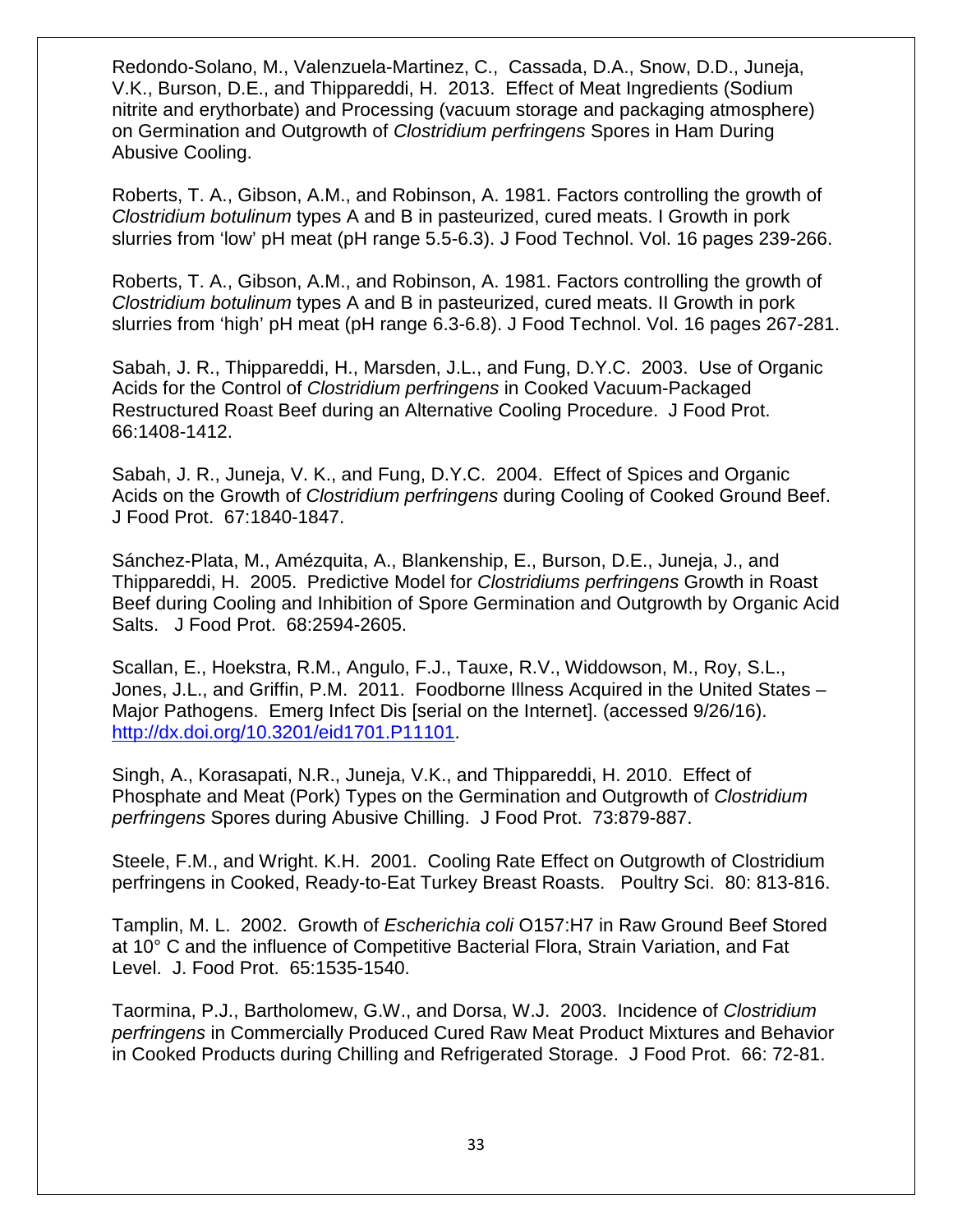Redondo-Solano, M., Valenzuela-Martinez, C., Cassada, D.A., Snow, D.D., Juneja, V.K., Burson, D.E., and Thippareddi, H. 2013. Effect of Meat Ingredients (Sodium nitrite and erythorbate) and Processing (vacuum storage and packaging atmosphere) on Germination and Outgrowth of *Clostridium perfringens* Spores in Ham During Abusive Cooling.

Roberts, T. A., Gibson, A.M., and Robinson, A. 1981. Factors controlling the growth of *Clostridium botulinum* types A and B in pasteurized, cured meats. I Growth in pork slurries from 'low' pH meat (pH range 5.5-6.3). J Food Technol. Vol. 16 pages 239-266.

Roberts, T. A., Gibson, A.M., and Robinson, A. 1981. Factors controlling the growth of *Clostridium botulinum* types A and B in pasteurized, cured meats. II Growth in pork slurries from 'high' pH meat (pH range 6.3-6.8). J Food Technol. Vol. 16 pages 267-281.

Sabah, J. R., Thippareddi, H., Marsden, J.L., and Fung, D.Y.C. 2003. Use of Organic Acids for the Control of *Clostridium perfringens* in Cooked Vacuum-Packaged Restructured Roast Beef during an Alternative Cooling Procedure. J Food Prot. 66:1408-1412.

Sabah, J. R., Juneja, V. K., and Fung, D.Y.C. 2004. Effect of Spices and Organic Acids on the Growth of *Clostridium perfringens* during Cooling of Cooked Ground Beef. J Food Prot. 67:1840-1847.

Sánchez-Plata, M., Amézquita, A., Blankenship, E., Burson, D.E., Juneja, J., and Thippareddi, H. 2005. Predictive Model for *Clostridiums perfringens* Growth in Roast Beef during Cooling and Inhibition of Spore Germination and Outgrowth by Organic Acid Salts. J Food Prot. 68:2594-2605.

Scallan, E., Hoekstra, R.M., Angulo, F.J., Tauxe, R.V., Widdowson, M., Roy, S.L., Jones, J.L., and Griffin, P.M. 2011. Foodborne Illness Acquired in the United States – Major Pathogens. Emerg Infect Dis [serial on the Internet]. (accessed 9/26/16). http://dx.doi.org/10.3201/eid1701.P11101.

Singh, A., Korasapati, N.R., Juneja, V.K., and Thippareddi, H. 2010. Effect of Phosphate and Meat (Pork) Types on the Germination and Outgrowth of *Clostridium perfringens* Spores during Abusive Chilling. J Food Prot. 73:879-887.

Steele, F.M., and Wright. K.H. 2001. Cooling Rate Effect on Outgrowth of Clostridium perfringens in Cooked, Ready-to-Eat Turkey Breast Roasts. Poultry Sci. 80: 813-816.

Tamplin, M. L. 2002. Growth of *Escherichia coli* O157:H7 in Raw Ground Beef Stored at 10° C and the influence of Competitive Bacterial Flora, Strain Variation, and Fat Level. J. Food Prot. 65:1535-1540.

Taormina, P.J., Bartholomew, G.W., and Dorsa, W.J. 2003. Incidence of *Clostridium perfringens* in Commercially Produced Cured Raw Meat Product Mixtures and Behavior in Cooked Products during Chilling and Refrigerated Storage. J Food Prot. 66: 72-81.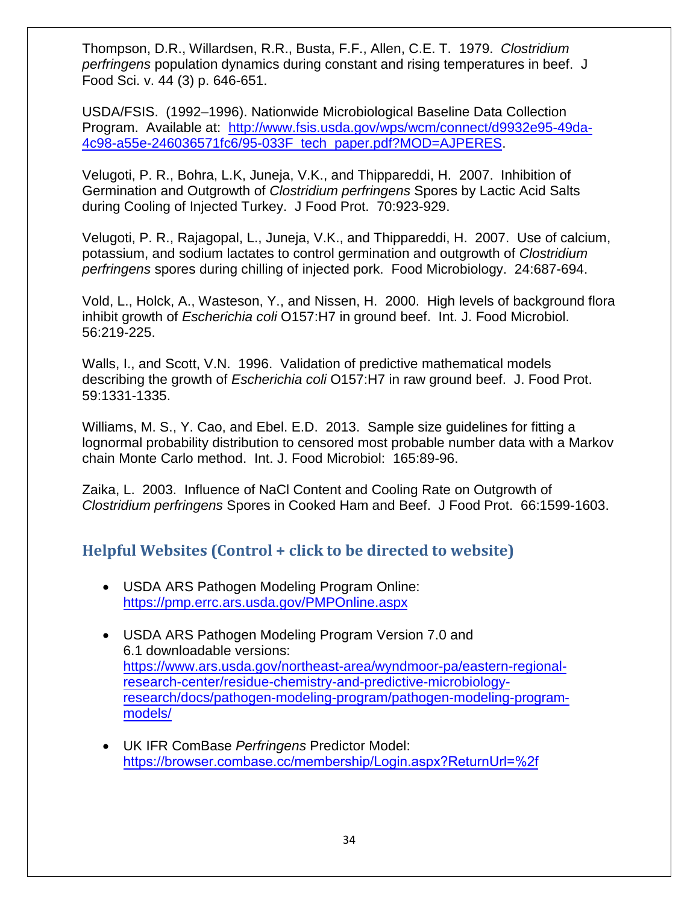Thompson, D.R., Willardsen, R.R., Busta, F.F., Allen, C.E. T. 1979. *Clostridium perfringens* population dynamics during constant and rising temperatures in beef. J Food Sci. v. 44 (3) p. 646-651.

USDA/FSIS. (1992–1996). Nationwide Microbiological Baseline Data Collection Program. Available at: [http://www.fsis.usda.gov/wps/wcm/connect/d9932e95-49da-4c98-a55e-246036571fc6/95-033F_tech_paper.pdf?MOD=AJPERES](http://www.fsis.usda.gov/wps/wcm/connect/d9932e95-49da-4c98-a55e-246036571fc6/95-033F_tech_paper.pdf?MOD=AJPERES).

Velugoti, P. R., Bohra, L.K, Juneja, V.K., and Thippareddi, H. 2007. Inhibition of Germination and Outgrowth of *Clostridium perfringens* Spores by Lactic Acid Salts during Cooling of Injected Turkey. J Food Prot. 70:923-929.

Velugoti, P. R., Rajagopal, L., Juneja, V.K., and Thippareddi, H. 2007. Use of calcium, potassium, and sodium lactates to control germination and outgrowth of *Clostridium perfringens* spores during chilling of injected pork. Food Microbiology. 24:687-694.

Vold, L., Holck, A., Wasteson, Y., and Nissen, H. 2000. High levels of background flora inhibit growth of *Escherichia coli* O157:H7 in ground beef. Int. J. Food Microbiol. 56:219-225.

Walls, I., and Scott, V.N. 1996. Validation of predictive mathematical models describing the growth of *Escherichia coli* O157:H7 in raw ground beef. J. Food Prot. 59:1331-1335.

Williams, M. S., Y. Cao, and Ebel. E.D. 2013. Sample size guidelines for fitting a lognormal probability distribution to censored most probable number data with a Markov chain Monte Carlo method. Int. J. Food Microbiol: 165:89-96.

Zaika, L. 2003. Influence of NaCl Content and Cooling Rate on Outgrowth of *Clostridium perfringens* Spores in Cooked Ham and Beef. J Food Prot. 66:1599-1603.

## Helpful Websites (Control + click to be directed to website)

- USDA ARS Pathogen Modeling Program Online: [https://pmp.errc.ars.usda.gov/PMPOnline.aspx](https://pmp.errc.ars.usda.gov/PMPOnline.aspx)

- USDA ARS Pathogen Modeling Program Version 7.0 and 6.1 downloadable versions: [https://www.ars.usda.gov/northeast-area/wyndmoor-pa/eastern-regional-research-center/residue-chemistry-and-predictive-microbiology-research/docs/pathogen-modeling-program/pathogen-modeling-program-models/](https://www.ars.usda.gov/northeast-area/wyndmoor-pa/eastern-regional-research-center/residue-chemistry-and-predictive-microbiology-research/docs/pathogen-modeling-program/pathogen-modeling-program-models/)

- UK IFR ComBase *Perfringens* Predictor Model: [https://browser.combase.cc/membership/Login.aspx?ReturnUrl=%2f](https://browser.combase.cc/membership/Login.aspx?ReturnUrl=%2f)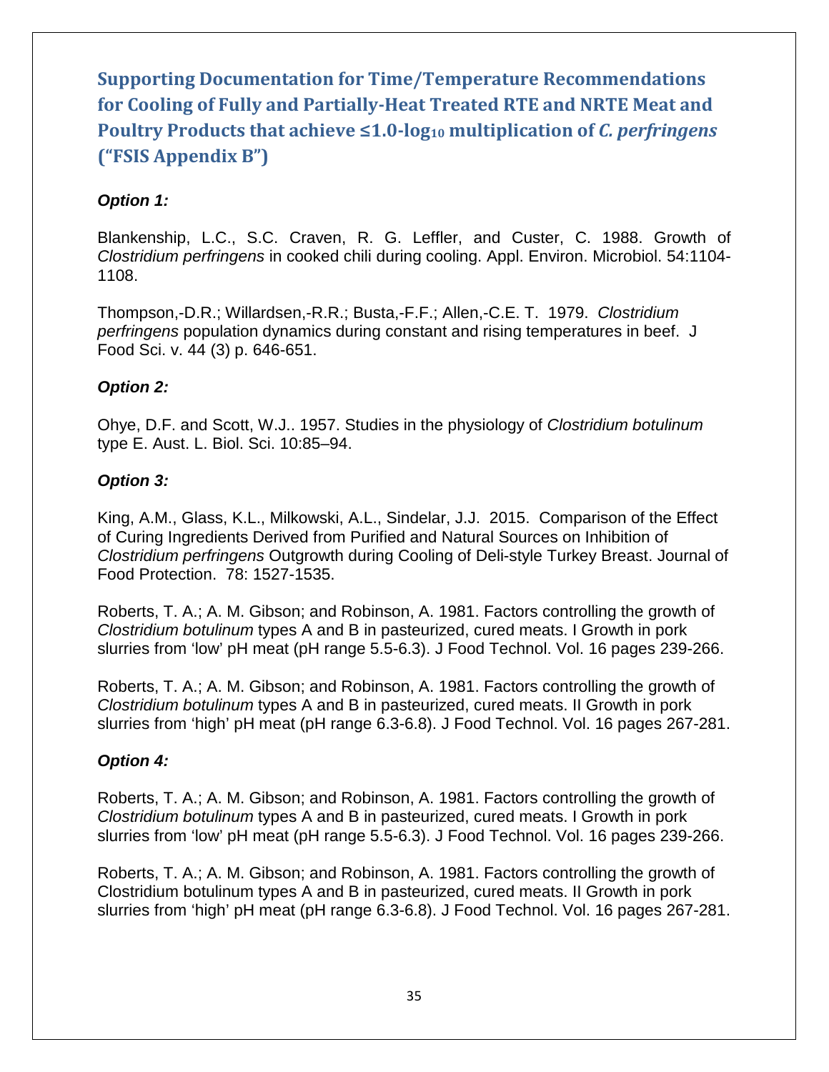# Supporting Documentation for Time/Temperature Recommendations for Cooling of Fully and Partially-Heat Treated RTE and NRTE Meat and Poultry Products that achieve ≤1.0-$\log_{10}$ multiplication of *C. perfringens* (“FSIS Appendix B”)

***Option 1:***

Blankenship, L.C., S.C. Craven, R. G. Leffler, and Custer, C. 1988. Growth of *Clostridium perfringens* in cooked chili during cooling. Appl. Environ. Microbiol. 54:1104-1108.

Thompson,-D.R.; Willardsen,-R.R.; Busta,-F.F.; Allen,-C.E. T. 1979. *Clostridium perfringens* population dynamics during constant and rising temperatures in beef. J Food Sci. v. 44 (3) p. 646-651.

***Option 2:***

Ohye, D.F. and Scott, W.J.. 1957. Studies in the physiology of *Clostridium botulinum* type E. Aust. L. Biol. Sci. 10:85–94.

***Option 3:***

King, A.M., Glass, K.L., Milkowski, A.L., Sindelar, J.J. 2015. Comparison of the Effect of Curing Ingredients Derived from Purified and Natural Sources on Inhibition of *Clostridium perfringens* Outgrowth during Cooling of Deli-style Turkey Breast. Journal of Food Protection. 78: 1527-1535.

Roberts, T. A.; A. M. Gibson; and Robinson, A. 1981. Factors controlling the growth of *Clostridium botulinum* types A and B in pasteurized, cured meats. I Growth in pork slurries from ‘low’ pH meat (pH range 5.5-6.3). J Food Technol. Vol. 16 pages 239-266.

Roberts, T. A.; A. M. Gibson; and Robinson, A. 1981. Factors controlling the growth of *Clostridium botulinum* types A and B in pasteurized, cured meats. II Growth in pork slurries from ‘high’ pH meat (pH range 6.3-6.8). J Food Technol. Vol. 16 pages 267-281.

***Option 4:***

Roberts, T. A.; A. M. Gibson; and Robinson, A. 1981. Factors controlling the growth of *Clostridium botulinum* types A and B in pasteurized, cured meats. I Growth in pork slurries from ‘low’ pH meat (pH range 5.5-6.3). J Food Technol. Vol. 16 pages 239-266.

Roberts, T. A.; A. M. Gibson; and Robinson, A. 1981. Factors controlling the growth of Clostridium botulinum types A and B in pasteurized, cured meats. II Growth in pork slurries from ‘high’ pH meat (pH range 6.3-6.8). J Food Technol. Vol. 16 pages 267-281.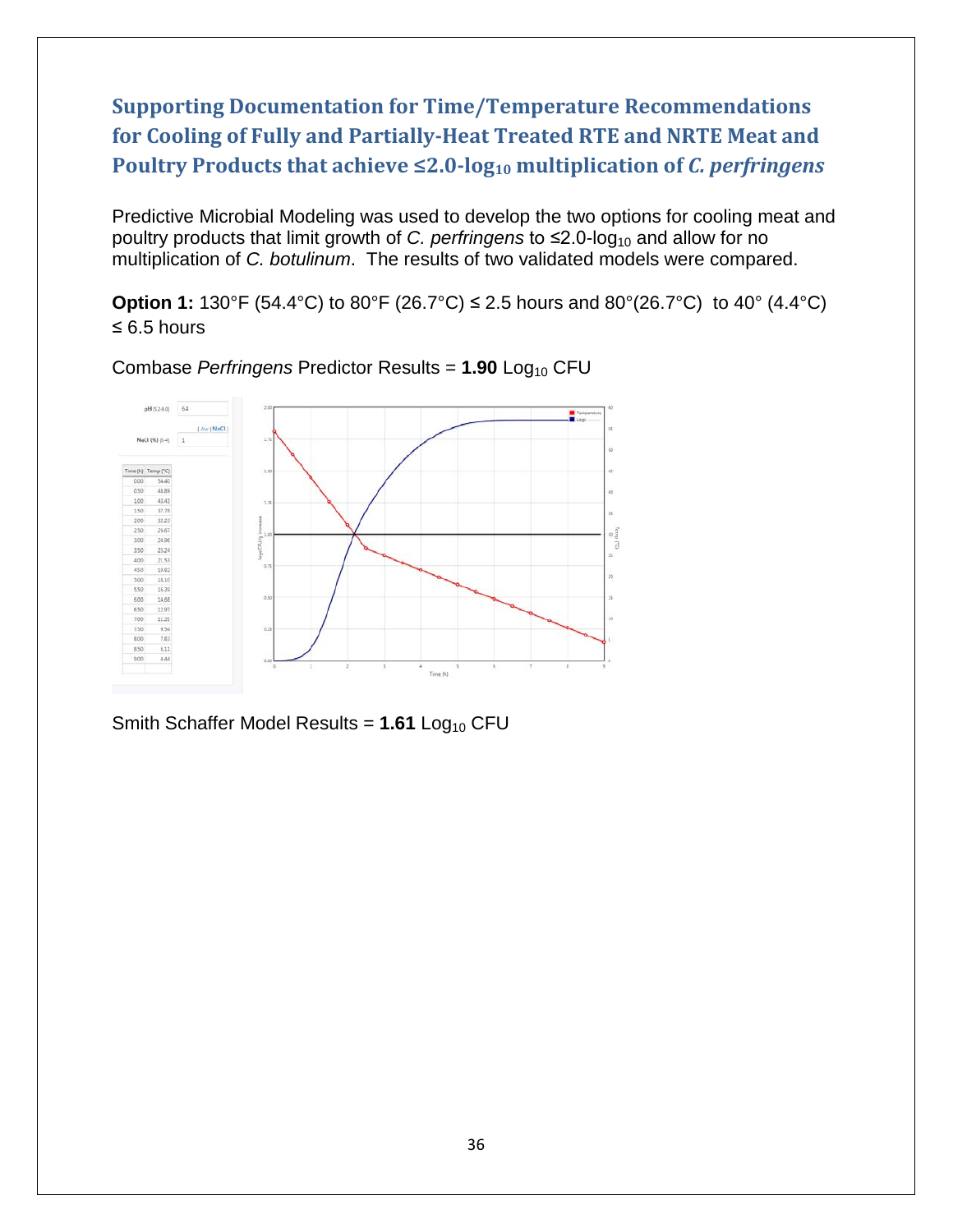## Supporting Documentation for Time/Temperature Recommendations for Cooling of Fully and Partially-Heat Treated RTE and NRTE Meat and Poultry Products that achieve ≤2.0-log$_{10}$ multiplication of *C. perfringens*

Predictive Microbial Modeling was used to develop the two options for cooling meat and poultry products that limit growth of *C. perfringens* to ≤2.0-log$_{10}$ and allow for no multiplication of *C. botulinum*. The results of two validated models were compared.

**Option 1:** 130°F (54.4°C) to 80°F (26.7°C) ≤ 2.5 hours and 80°(26.7°C) to 40° (4.4°C) ≤ 6.5 hours

Combase *Perfringens* Predictor Results = **1.90** Log$_{10}$ CFU

pH (5.2-8.0): 6.4

NaCl (%) (0-4): 1

| Time (h) | Temp (°C) |
|---|---|
| 0.00 | 54.40 |
| 0.50 | 48.89 |
| 1.00 | 43.43 |
| 1.50 | 37.78 |
| 2.00 | 32.23 |
| 2.50 | 26.67 |
| 3.00 | 24.96 |
| 3.50 | 23.24 |
| 4.00 | 21.53 |
| 4.50 | 19.82 |
| 5.00 | 18.10 |
| 5.50 | 16.39 |
| 6.00 | 14.68 |
| 6.50 | 12.97 |
| 7.00 | 11.25 |
| 7.50 | 9.54 |
| 8.00 | 7.83 |
| 8.50 | 6.11 |
| 9.00 | 4.44 |

Smith Schaffer Model Results = **1.61** Log$_{10}$ CFU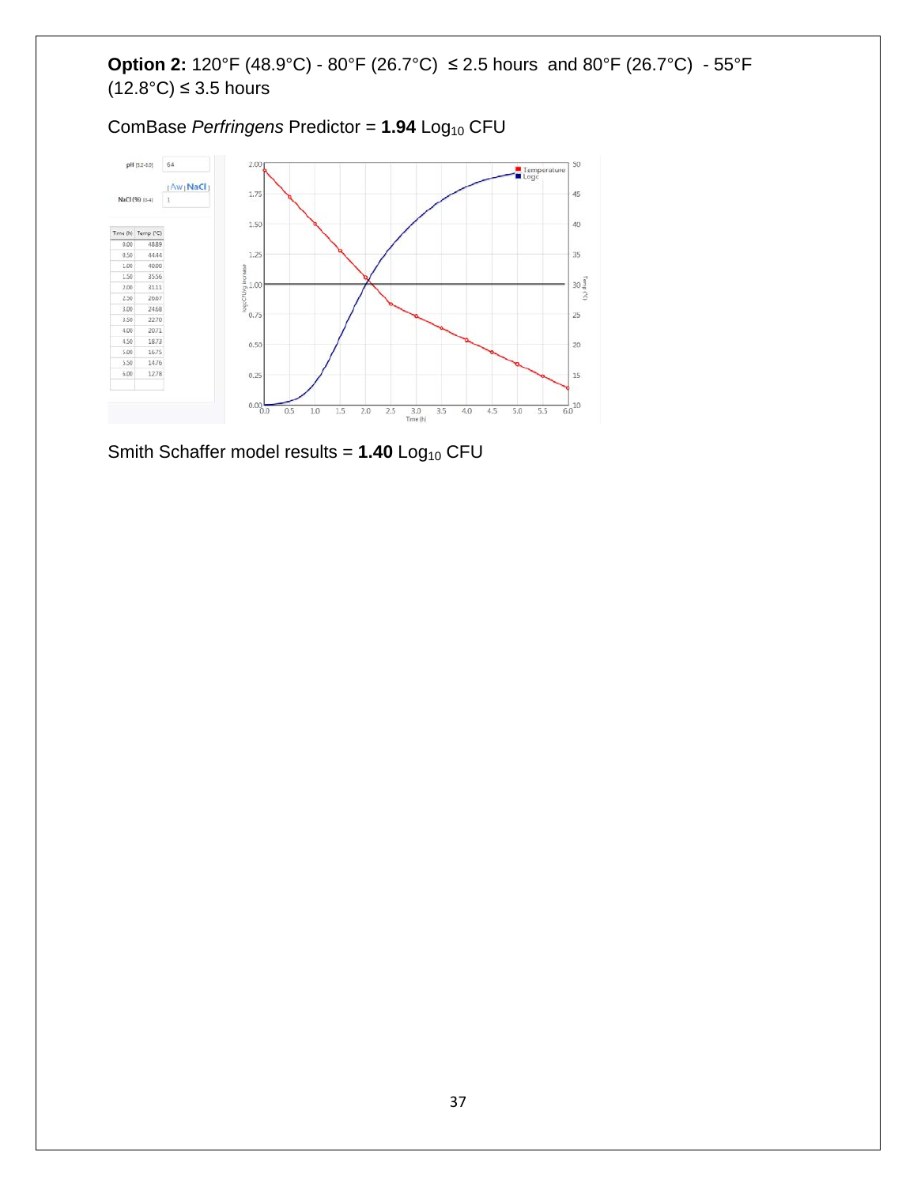**Option 2:** 120°F (48.9°C) - 80°F (26.7°C) ≤ 2.5 hours and 80°F (26.7°C) - 55°F (12.8°C) ≤ 3.5 hours

ComBase *Perfringens* Predictor = **1.94** $Log_{10}$ CFU

| Time (h) | Temp (°C) |
|---|---|
| 0.00 | 48.89 |
| 0.50 | 44.44 |
| 1.00 | 40.00 |
| 1.50 | 35.56 |
| 2.00 | 31.11 |
| 2.50 | 26.67 |
| 3.00 | 24.68 |
| 3.50 | 22.70 |
| 4.00 | 20.71 |
| 4.50 | 18.73 |
| 5.00 | 16.75 |
| 5.50 | 14.76 |
| 6.00 | 12.78 |

Smith Schaffer model results = **1.40** $Log_{10}$ CFU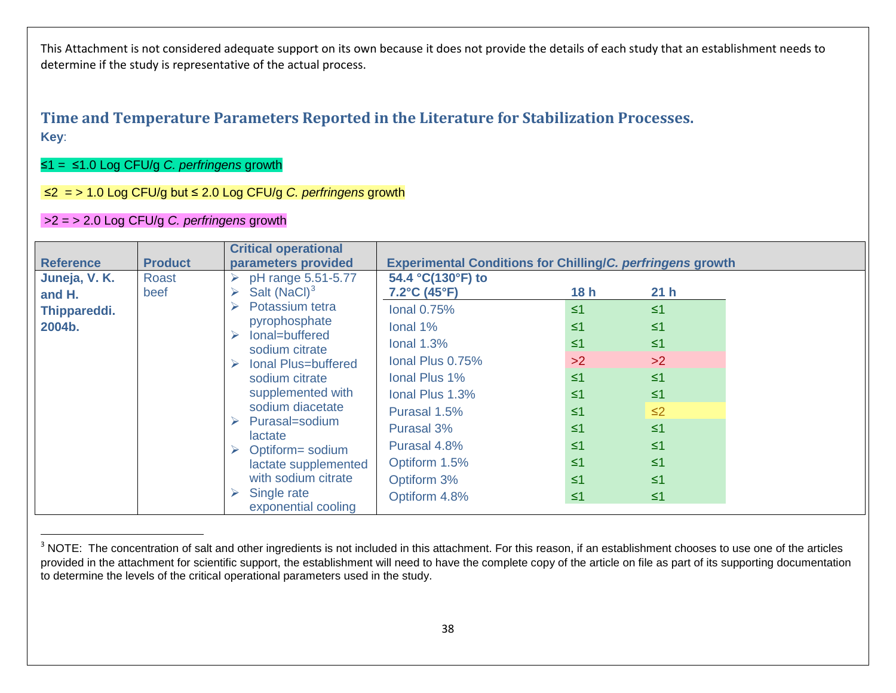This Attachment is not considered adequate support on its own because it does not provide the details of each study that an establishment needs to determine if the study is representative of the actual process.

## Time and Temperature Parameters Reported in the Literature for Stabilization Processes.

**Key**:

≤1 = ≤1.0 Log CFU/g *C. perfringens* growth

≤2 = > 1.0 Log CFU/g but ≤ 2.0 Log CFU/g *C. perfringens* growth

>2 = > 2.0 Log CFU/g *C. perfringens* growth

| Reference | Product | Critical operational parameters provided | Experimental Conditions for Chilling/*C. perfringens* growth | | |
|---|---|---|---|---|---|
| **Juneja, V. K. and H. Thippareddi. 2004b.** | Roast beef | - pH range 5.51-5.77<br>- Salt (NaCl)[3]<br>- Potassium tetra pyrophosphate<br>- Ional=buffered sodium citrate<br>- Ional Plus=buffered sodium citrate supplemented with sodium diacetate<br>- Purasal=sodium lactate<br>- Optiform= sodium lactate supplemented with sodium citrate<br>- Single rate exponential cooling | **54.4 °C(130°F) to 7.2°C (45°F)** | **18 h** | **21 h** |
| | | | Ional 0.75% | ≤1 | ≤1 |
| | | | Ional 1% | ≤1 | ≤1 |
| | | | Ional 1.3% | ≤1 | ≤1 |
| | | | Ional Plus 0.75% | >2 | >2 |
| | | | Ional Plus 1% | ≤1 | ≤1 |
| | | | Ional Plus 1.3% | ≤1 | ≤1 |
| | | | Purasal 1.5% | ≤1 | ≤2 |
| | | | Purasal 3% | ≤1 | ≤1 |
| | | | Purasal 4.8% | ≤1 | ≤1 |
| | | | Optiform 1.5% | ≤1 | ≤1 |
| | | | Optiform 3% | ≤1 | ≤1 |
| | | | Optiform 4.8% | ≤1 | ≤1 |

[3] NOTE: The concentration of salt and other ingredients is not included in this attachment. For this reason, if an establishment chooses to use one of the articles provided in the attachment for scientific support, the establishment will need to have the complete copy of the article on file as part of its supporting documentation to determine the levels of the critical operational parameters used in the study.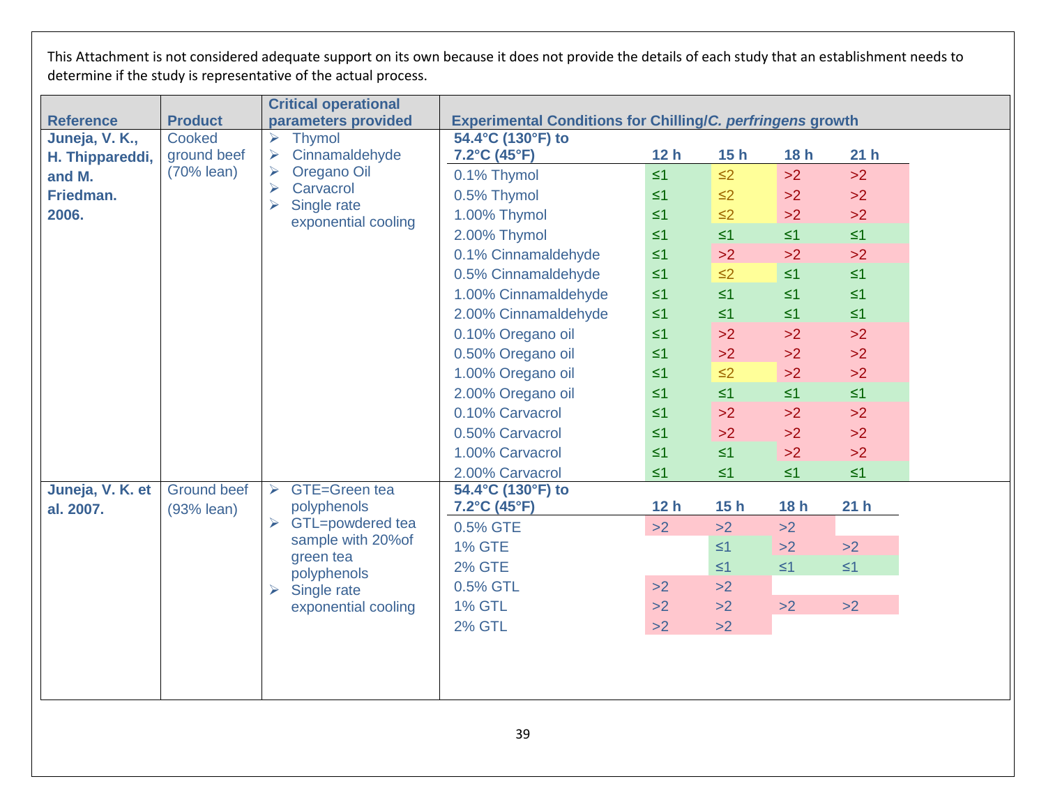This Attachment is not considered adequate support on its own because it does not provide the details of each study that an establishment needs to determine if the study is representative of the actual process.

| Reference | Product | Critical operational parameters provided | Experimental Conditions for Chilling/*C. perfringens* growth | | | | |
|---|---|---|---|---|---|---|---|
| **Juneja, V. K., H. Thippareddi, and M. Friedman. 2006.** | Cooked ground beef (70% lean) | ➢ Thymol<br>➢ Cinnamaldehyde<br>➢ Oregano Oil<br>➢ Carvacrol<br>➢ Single rate exponential cooling | **54.4°C (130°F) to 7.2°C (45°F)** | **12 h** | **15 h** | **18 h** | **21 h** |
| | | | 0.1% Thymol | ≤1 | ≤2 | >2 | >2 |
| | | | 0.5% Thymol | ≤1 | ≤2 | >2 | >2 |
| | | | 1.00% Thymol | ≤1 | ≤2 | >2 | >2 |
| | | | 2.00% Thymol | ≤1 | ≤1 | ≤1 | ≤1 |
| | | | 0.1% Cinnamaldehyde | ≤1 | >2 | >2 | >2 |
| | | | 0.5% Cinnamaldehyde | ≤1 | ≤2 | ≤1 | ≤1 |
| | | | 1.00% Cinnamaldehyde | ≤1 | ≤1 | ≤1 | ≤1 |
| | | | 2.00% Cinnamaldehyde | ≤1 | ≤1 | ≤1 | ≤1 |
| | | | 0.10% Oregano oil | ≤1 | >2 | >2 | >2 |
| | | | 0.50% Oregano oil | ≤1 | >2 | >2 | >2 |
| | | | 1.00% Oregano oil | ≤1 | ≤2 | >2 | >2 |
| | | | 2.00% Oregano oil | ≤1 | ≤1 | ≤1 | ≤1 |
| | | | 0.10% Carvacrol | ≤1 | >2 | >2 | >2 |
| | | | 0.50% Carvacrol | ≤1 | >2 | >2 | >2 |
| | | | 1.00% Carvacrol | ≤1 | ≤1 | >2 | >2 |
| | | | 2.00% Carvacrol | ≤1 | ≤1 | ≤1 | ≤1 |
| **Juneja, V. K. et al. 2007.** | Ground beef (93% lean) | ➢ GTE=Green tea polyphenols<br>➢ GTL=powdered tea sample with 20%of green tea polyphenols<br>➢ Single rate exponential cooling | **54.4°C (130°F) to 7.2°C (45°F)** | **12 h** | **15 h** | **18 h** | **21 h** |
| | | | 0.5% GTE | >2 | >2 | >2 | |
| | | | 1% GTE | | ≤1 | >2 | >2 |
| | | | 2% GTE | | ≤1 | ≤1 | ≤1 |
| | | | 0.5% GTL | >2 | >2 | | |
| | | | 1% GTL | >2 | >2 | >2 | >2 |
| | | | 2% GTL | >2 | >2 | | |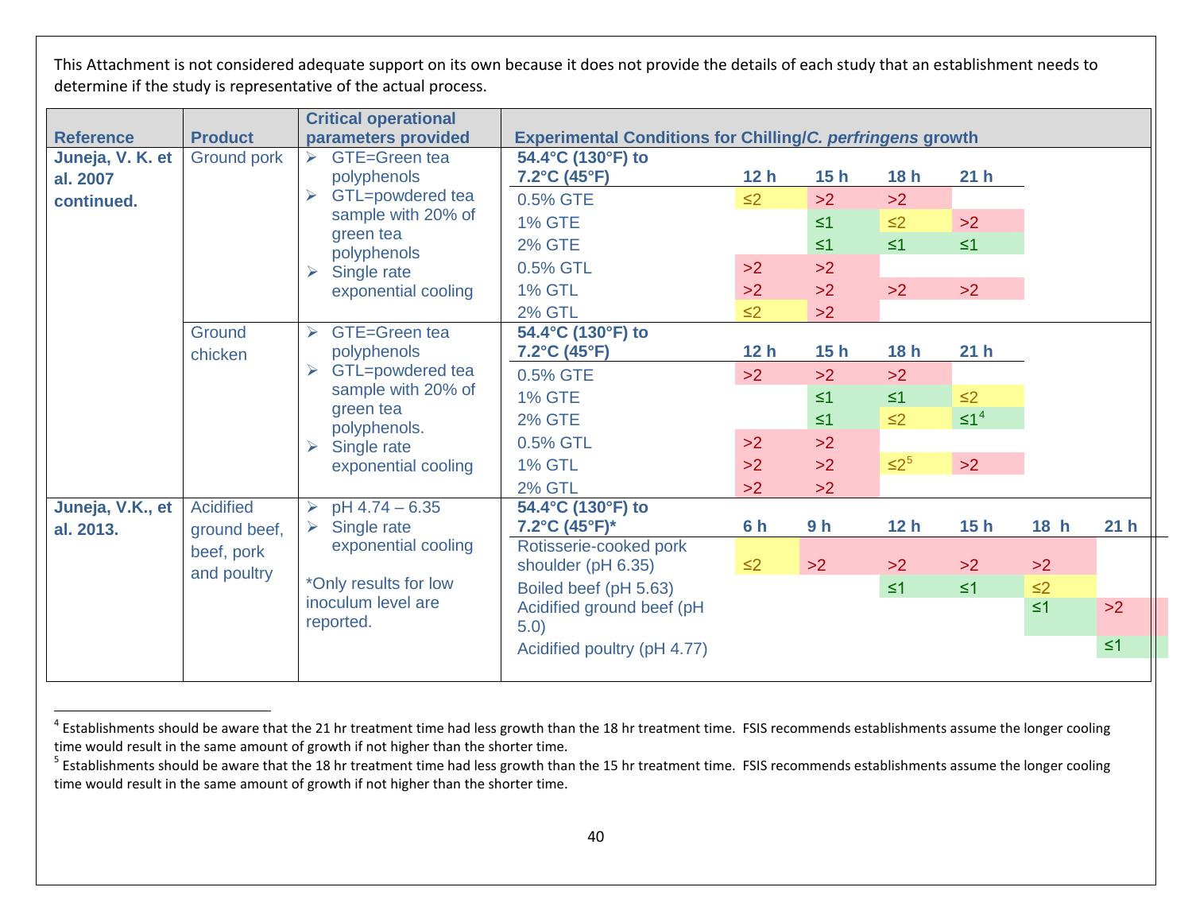This Attachment is not considered adequate support on its own because it does not provide the details of each study that an establishment needs to determine if the study is representative of the actual process.

| Reference | Product | Critical operational parameters provided | Experimental Conditions for Chilling/*C. perfringens* growth | | | | | | |
|---|---|---|---|---|---|---|---|---|---|
| **Juneja, V. K. et al. 2007 continued.** | Ground pork | ➢ GTE=Green tea polyphenols<br>➢ GTL=powdered tea sample with 20% of green tea polyphenols<br>➢ Single rate exponential cooling | **54.4°C (130°F) to 7.2°C (45°F)** | | | **12 h** | **15 h** | **18 h** | **21 h** |
| | | | 0.5% GTE | | | ≤2 | >2 | >2 | |
| | | | 1% GTE | | | | ≤1 | ≤2 | >2 |
| | | | 2% GTE | | | | ≤1 | ≤1 | ≤1 |
| | | | 0.5% GTL | | | >2 | >2 | | |
| | | | 1% GTL | | | >2 | >2 | >2 | >2 |
| | | | 2% GTL | | | ≤2 | >2 | | |
| | Ground chicken | ➢ GTE=Green tea polyphenols<br>➢ GTL=powdered tea sample with 20% of green tea polyphenols.<br>➢ Single rate exponential cooling | **54.4°C (130°F) to 7.2°C (45°F)** | | | **12 h** | **15 h** | **18 h** | **21 h** |
| | | | 0.5% GTE | | | >2 | >2 | >2 | |
| | | | 1% GTE | | | | ≤1 | ≤1 | ≤2 |
| | | | 2% GTE | | | | ≤1 | ≤2 | ≤1[4] |
| | | | 0.5% GTL | | | >2 | >2 | | |
| | | | 1% GTL | | | >2 | >2 | ≤2[5] | >2 |
| | | | 2% GTL | | | >2 | >2 | | |
| **Juneja, V.K., et al. 2013.** | Acidified ground beef, beef, pork and poultry | ➢ pH 4.74 – 6.35<br>➢ Single rate exponential cooling<br><br>*Only results for low inoculum level are reported. | **54.4°C (130°F) to 7.2°C (45°F)*** | **6 h** | **9 h** | **12 h** | **15 h** | **18 h** | **21 h** |
| | | | Rotisserie-cooked pork shoulder (pH 6.35) | ≤2 | >2 | >2 | >2 | >2 | |
| | | | Boiled beef (pH 5.63) | | | ≤1 | ≤1 | ≤2 | |
| | | | Acidified ground beef (pH 5.0) | | | | | ≤1 | >2 |
| | | | Acidified poultry (pH 4.77) | | | | | | ≤1 |

[4] Establishments should be aware that the 21 hr treatment time had less growth than the 18 hr treatment time. FSIS recommends establishments assume the longer cooling time would result in the same amount of growth if not higher than the shorter time.

[5] Establishments should be aware that the 18 hr treatment time had less growth than the 15 hr treatment time. FSIS recommends establishments assume the longer cooling time would result in the same amount of growth if not higher than the shorter time.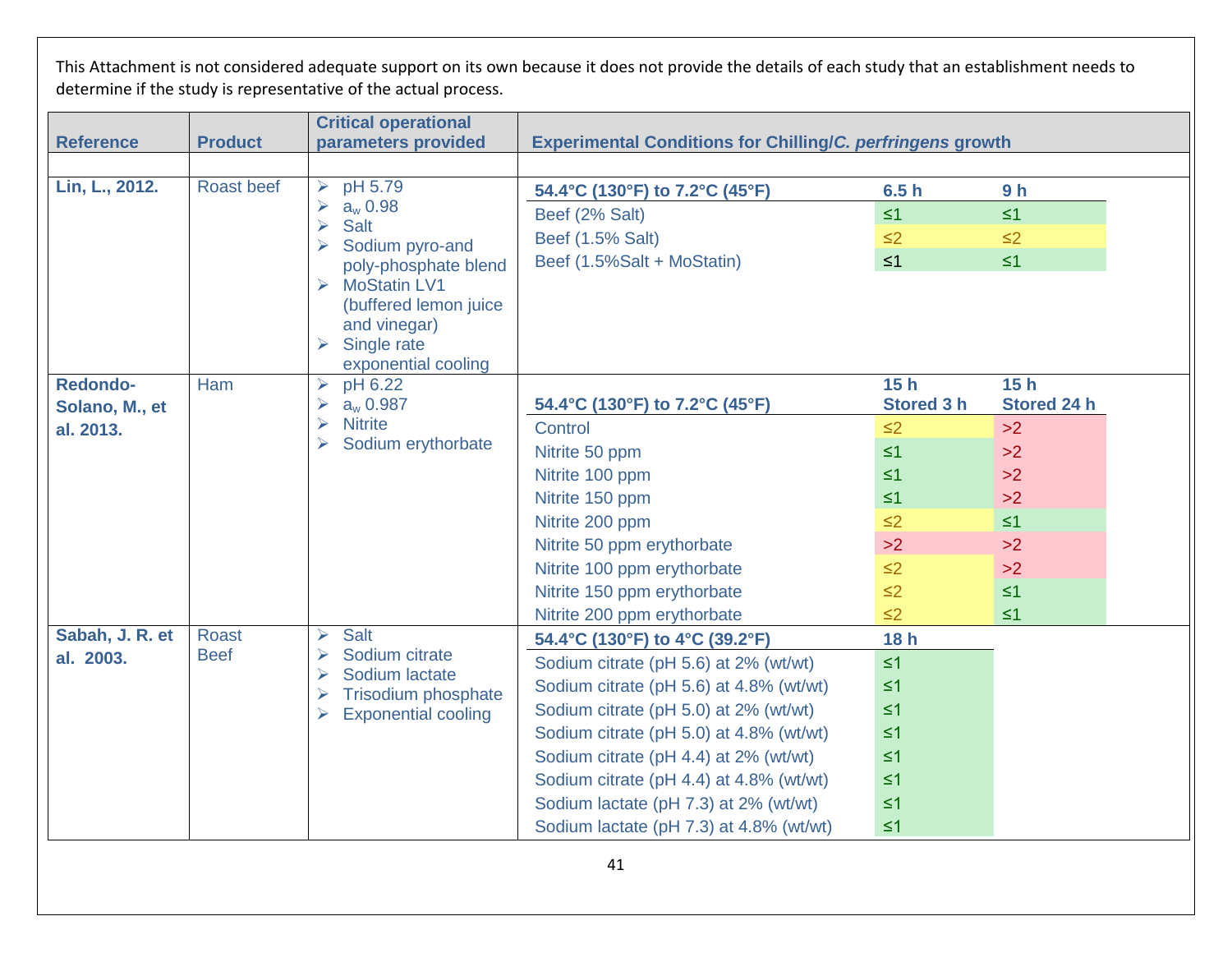This Attachment is not considered adequate support on its own because it does not provide the details of each study that an establishment needs to determine if the study is representative of the actual process.

| Reference | Product | Critical operational parameters provided | Experimental Conditions for Chilling/*C. perfringens* growth | | |
|---|---|---|---|---|---|
| **Lin, L., 2012.** | Roast beef | ➢ pH 5.79<br>➢ $a_w$ 0.98<br>➢ Salt<br>➢ Sodium pyro-and poly-phosphate blend<br>➢ MoStatin LV1 (buffered lemon juice and vinegar)<br>➢ Single rate exponential cooling | **54.4°C (130°F) to 7.2°C (45°F)** | **6.5 h** | **9 h** |
| | | | Beef (2% Salt) | ≤1 | ≤1 |
| | | | Beef (1.5% Salt) | ≤2 | ≤2 |
| | | | Beef (1.5%Salt + MoStatin) | ≤1 | ≤1 |
| **Redondo-Solano, M., et al. 2013.** | Ham | ➢ pH 6.22<br>➢ $a_w$ 0.987<br>➢ Nitrite<br>➢ Sodium erythorbate | **54.4°C (130°F) to 7.2°C (45°F)** | **15 h Stored 3 h** | **15 h Stored 24 h** |
| | | | Control | ≤2 | >2 |
| | | | Nitrite 50 ppm | ≤1 | >2 |
| | | | Nitrite 100 ppm | ≤1 | >2 |
| | | | Nitrite 150 ppm | ≤1 | >2 |
| | | | Nitrite 200 ppm | ≤2 | ≤1 |
| | | | Nitrite 50 ppm erythorbate | >2 | >2 |
| | | | Nitrite 100 ppm erythorbate | ≤2 | >2 |
| | | | Nitrite 150 ppm erythorbate | ≤2 | ≤1 |
| | | | Nitrite 200 ppm erythorbate | ≤2 | ≤1 |
| **Sabah, J. R. et al. 2003.** | Roast Beef | ➢ Salt<br>➢ Sodium citrate<br>➢ Sodium lactate<br>➢ Trisodium phosphate<br>➢ Exponential cooling | **54.4°C (130°F) to 4°C (39.2°F)** | **18 h** | |
| | | | Sodium citrate (pH 5.6) at 2% (wt/wt) | ≤1 | |
| | | | Sodium citrate (pH 5.6) at 4.8% (wt/wt) | ≤1 | |
| | | | Sodium citrate (pH 5.0) at 2% (wt/wt) | ≤1 | |
| | | | Sodium citrate (pH 5.0) at 4.8% (wt/wt) | ≤1 | |
| | | | Sodium citrate (pH 4.4) at 2% (wt/wt) | ≤1 | |
| | | | Sodium citrate (pH 4.4) at 4.8% (wt/wt) | ≤1 | |
| | | | Sodium lactate (pH 7.3) at 2% (wt/wt) | ≤1 | |
| | | | Sodium lactate (pH 7.3) at 4.8% (wt/wt) | ≤1 | |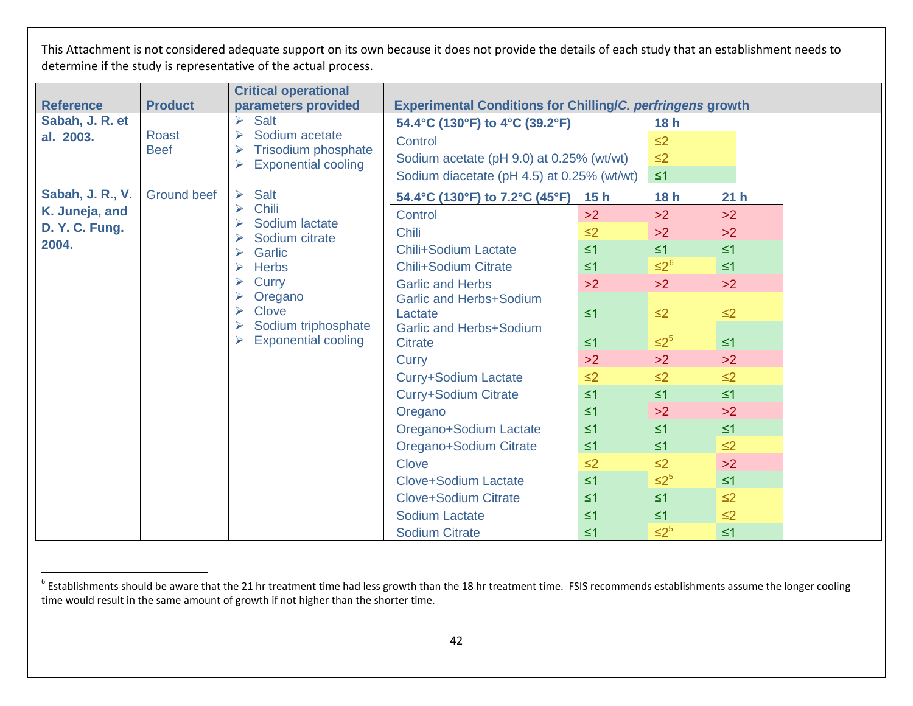This Attachment is not considered adequate support on its own because it does not provide the details of each study that an establishment needs to determine if the study is representative of the actual process.

| Reference | Product | Critical operational parameters provided | Experimental Conditions for Chilling/*C. perfringens* growth | | | |
|---|---|---|---|---|---|---|
| Sabah, J. R. et al. 2003. | Roast Beef | ➢ Salt<br>➢ Sodium acetate<br>➢ Trisodium phosphate<br>➢ Exponential cooling | **54.4°C (130°F) to 4°C (39.2°F)** | | **18 h** | |
| | | | Control | | ≤2 | |
| | | | Sodium acetate (pH 9.0) at 0.25% (wt/wt) | | ≤2 | |
| | | | Sodium diacetate (pH 4.5) at 0.25% (wt/wt) | | ≤1 | |
| Sabah, J. R., V. K. Juneja, and D. Y. C. Fung. 2004. | Ground beef | ➢ Salt<br>➢ Chili<br>➢ Sodium lactate<br>➢ Sodium citrate<br>➢ Garlic<br>➢ Herbs<br>➢ Curry<br>➢ Oregano<br>➢ Clove<br>➢ Sodium triphosphate<br>➢ Exponential cooling | **54.4°C (130°F) to 7.2°C (45°F)** | **15 h** | **18 h** | **21 h** |
| | | | Control | >2 | >2 | >2 |
| | | | Chili | ≤2 | >2 | >2 |
| | | | Chili+Sodium Lactate | ≤1 | ≤1 | ≤1 |
| | | | Chili+Sodium Citrate | ≤1 | ≤2[6] | ≤1 |
| | | | Garlic and Herbs | >2 | >2 | >2 |
| | | | Garlic and Herbs+Sodium Lactate | ≤1 | ≤2 | ≤2 |
| | | | Garlic and Herbs+Sodium Citrate | ≤1 | ≤2[5] | ≤1 |
| | | | Curry | >2 | >2 | >2 |
| | | | Curry+Sodium Lactate | ≤2 | ≤2 | ≤2 |
| | | | Curry+Sodium Citrate | ≤1 | ≤1 | ≤1 |
| | | | Oregano | ≤1 | >2 | >2 |
| | | | Oregano+Sodium Lactate | ≤1 | ≤1 | ≤1 |
| | | | Oregano+Sodium Citrate | ≤1 | ≤1 | ≤2 |
| | | | Clove | ≤2 | ≤2 | >2 |
| | | | Clove+Sodium Lactate | ≤1 | ≤2[5] | ≤1 |
| | | | Clove+Sodium Citrate | ≤1 | ≤1 | ≤2 |
| | | | Sodium Lactate | ≤1 | ≤1 | ≤2 |
| | | | Sodium Citrate | ≤1 | ≤2[5] | ≤1 |

[6] Establishments should be aware that the 21 hr treatment time had less growth than the 18 hr treatment time. FSIS recommends establishments assume the longer cooling time would result in the same amount of growth if not higher than the shorter time.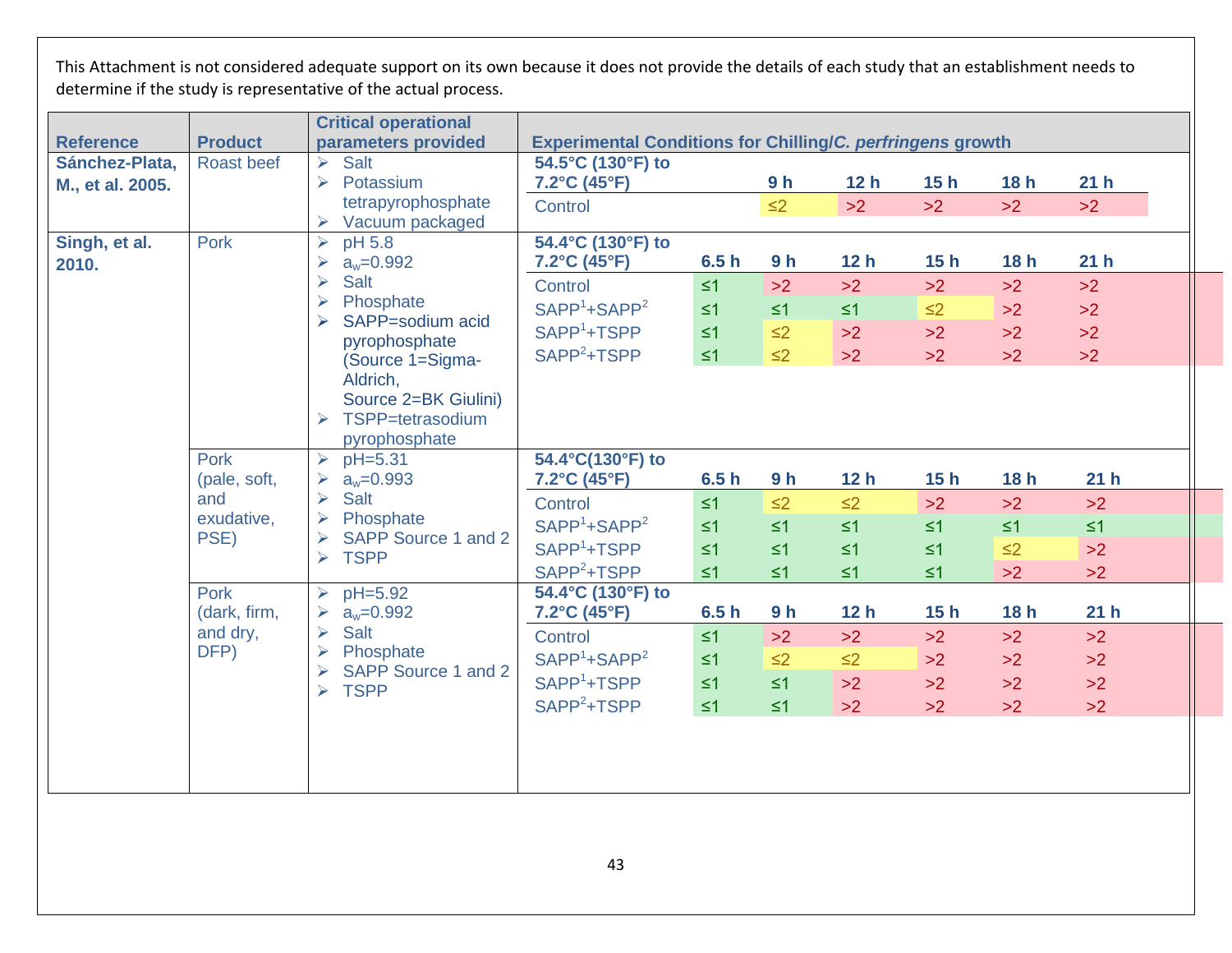This Attachment is not considered adequate support on its own because it does not provide the details of each study that an establishment needs to determine if the study is representative of the actual process.

| Reference | Product | Critical operational parameters provided | Experimental Conditions for Chilling/*C. perfringens* growth | | | | | | |
|---|---|---|---|---|---|---|---|---|---|
| **Sánchez-Plata, M., et al. 2005.** | Roast beef | ➢ Salt<br>➢ Potassium tetrapyrophosphate<br>➢ Vacuum packaged | **54.5°C (130°F) to 7.2°C (45°F)** | | **9 h** | **12 h** | **15 h** | **18 h** | **21 h** |
| | | | Control | | ≤2 | >2 | >2 | >2 | >2 |
| **Singh, et al. 2010.** | Pork | ➢ pH 5.8<br>➢ $a_w$=0.992<br>➢ Salt<br>➢ Phosphate<br>➢ SAPP=sodium acid pyrophosphate (Source 1=Sigma-Aldrich, Source 2=BK Giulini)<br>➢ TSPP=tetrasodium pyrophosphate | **54.4°C (130°F) to 7.2°C (45°F)** | **6.5 h** | **9 h** | **12 h** | **15 h** | **18 h** | **21 h** |
| | | | Control | ≤1 | >2 | >2 | >2 | >2 | >2 |
| | | | SAPP[1]+SAPP[2] | ≤1 | ≤1 | ≤1 | ≤2 | >2 | >2 |
| | | | SAPP[1]+TSPP | ≤1 | ≤2 | >2 | >2 | >2 | >2 |
| | | | SAPP[2]+TSPP | ≤1 | ≤2 | >2 | >2 | >2 | >2 |
| | Pork (pale, soft, and exudative, PSE) | ➢ pH=5.31<br>➢ $a_w$=0.993<br>➢ Salt<br>➢ Phosphate<br>➢ SAPP Source 1 and 2<br>➢ TSPP | **54.4°C(130°F) to 7.2°C (45°F)** | **6.5 h** | **9 h** | **12 h** | **15 h** | **18 h** | **21 h** |
| | | | Control | ≤1 | ≤2 | ≤2 | >2 | >2 | >2 |
| | | | SAPP[1]+SAPP[2] | ≤1 | ≤1 | ≤1 | ≤1 | ≤1 | ≤1 |
| | | | SAPP[1]+TSPP | ≤1 | ≤1 | ≤1 | ≤1 | ≤2 | >2 |
| | | | SAPP[2]+TSPP | ≤1 | ≤1 | ≤1 | ≤1 | >2 | >2 |
| | Pork (dark, firm, and dry, DFP) | ➢ pH=5.92<br>➢ $a_w$=0.992<br>➢ Salt<br>➢ Phosphate<br>➢ SAPP Source 1 and 2<br>➢ TSPP | **54.4°C (130°F) to 7.2°C (45°F)** | **6.5 h** | **9 h** | **12 h** | **15 h** | **18 h** | **21 h** |
| | | | Control | ≤1 | >2 | >2 | >2 | >2 | >2 |
| | | | SAPP[1]+SAPP[2] | ≤1 | ≤2 | ≤2 | >2 | >2 | >2 |
| | | | SAPP[1]+TSPP | ≤1 | ≤1 | >2 | >2 | >2 | >2 |
| | | | SAPP[2]+TSPP | ≤1 | ≤1 | >2 | >2 | >2 | >2 |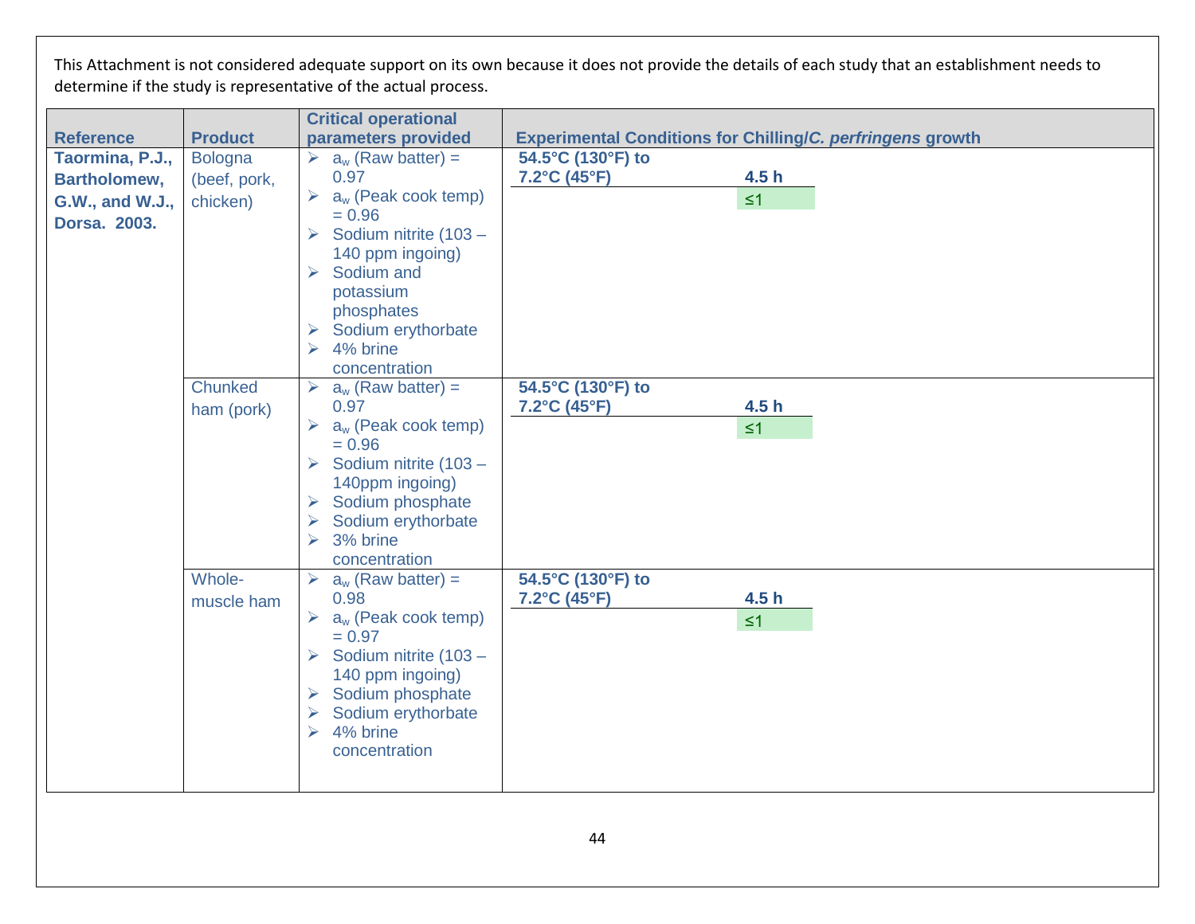This Attachment is not considered adequate support on its own because it does not provide the details of each study that an establishment needs to determine if the study is representative of the actual process.

| Reference | Product | Critical operational parameters provided | Experimental Conditions for Chilling/*C. perfringens* growth | |
|---|---|---|---|---|
| **Taormina, P.J., Bartholomew, G.W., and W.J., Dorsa. 2003.** | Bologna (beef, pork, chicken) | ➢ $a_w$ (Raw batter) = 0.97<br>➢ $a_w$ (Peak cook temp) = 0.96<br>➢ Sodium nitrite (103 – 140 ppm ingoing)<br>➢ Sodium and potassium phosphates<br>➢ Sodium erythorbate<br>➢ 4% brine concentration | **54.5°C (130°F) to 7.2°C (45°F)** | **4.5 h**<br>≤1 |
| | Chunked ham (pork) | ➢ $a_w$ (Raw batter) = 0.97<br>➢ $a_w$ (Peak cook temp) = 0.96<br>➢ Sodium nitrite (103 – 140ppm ingoing)<br>➢ Sodium phosphate<br>➢ Sodium erythorbate<br>➢ 3% brine concentration | **54.5°C (130°F) to 7.2°C (45°F)** | **4.5 h**<br>≤1 |
| | Whole-muscle ham | ➢ $a_w$ (Raw batter) = 0.98<br>➢ $a_w$ (Peak cook temp) = 0.97<br>➢ Sodium nitrite (103 – 140 ppm ingoing)<br>➢ Sodium phosphate<br>➢ Sodium erythorbate<br>➢ 4% brine concentration | **54.5°C (130°F) to 7.2°C (45°F)** | **4.5 h**<br>≤1 |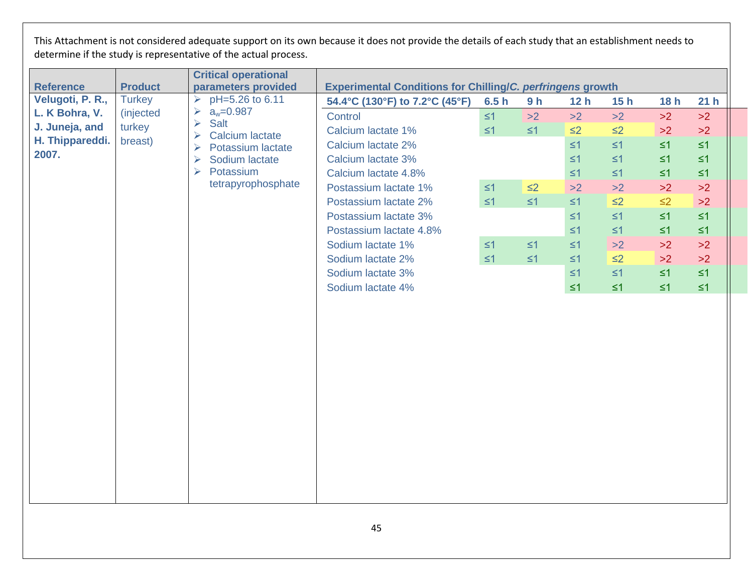This Attachment is not considered adequate support on its own because it does not provide the details of each study that an establishment needs to determine if the study is representative of the actual process.

| Reference | Product | Critical operational parameters provided | Experimental Conditions for Chilling/*C. perfringens* growth | | | | | | |
|---|---|---|---|---|---|---|---|---|---|
| **Velugoti, P. R., L. K Bohra, V. J. Juneja, and H. Thippareddi. 2007.** | Turkey (injected turkey breast) | ➢ pH=5.26 to 6.11<br>➢ $a_w$=0.987<br>➢ Salt<br>➢ Calcium lactate<br>➢ Potassium lactate<br>➢ Sodium lactate<br>➢ Potassium tetrapyrophosphate | **54.4°C (130°F) to 7.2°C (45°F)** | **6.5 h** | **9 h** | **12 h** | **15 h** | **18 h** | **21 h** |
| | | | Control | ≤1 | >2 | >2 | >2 | >2 | >2 |
| | | | Calcium lactate 1% | ≤1 | ≤1 | ≤2 | ≤2 | >2 | >2 |
| | | | Calcium lactate 2% | | | ≤1 | ≤1 | ≤1 | ≤1 |
| | | | Calcium lactate 3% | | | ≤1 | ≤1 | ≤1 | ≤1 |
| | | | Calcium lactate 4.8% | | | ≤1 | ≤1 | ≤1 | ≤1 |
| | | | Postassium lactate 1% | ≤1 | ≤2 | >2 | >2 | >2 | >2 |
| | | | Postassium lactate 2% | ≤1 | ≤1 | ≤1 | ≤2 | ≤2 | >2 |
| | | | Postassium lactate 3% | | | ≤1 | ≤1 | ≤1 | ≤1 |
| | | | Postassium lactate 4.8% | | | ≤1 | ≤1 | ≤1 | ≤1 |
| | | | Sodium lactate 1% | ≤1 | ≤1 | ≤1 | >2 | >2 | >2 |
| | | | Sodium lactate 2% | ≤1 | ≤1 | ≤1 | ≤2 | >2 | >2 |
| | | | Sodium lactate 3% | | | ≤1 | ≤1 | ≤1 | ≤1 |
| | | | Sodium lactate 4% | | | ≤1 | ≤1 | ≤1 | ≤1 |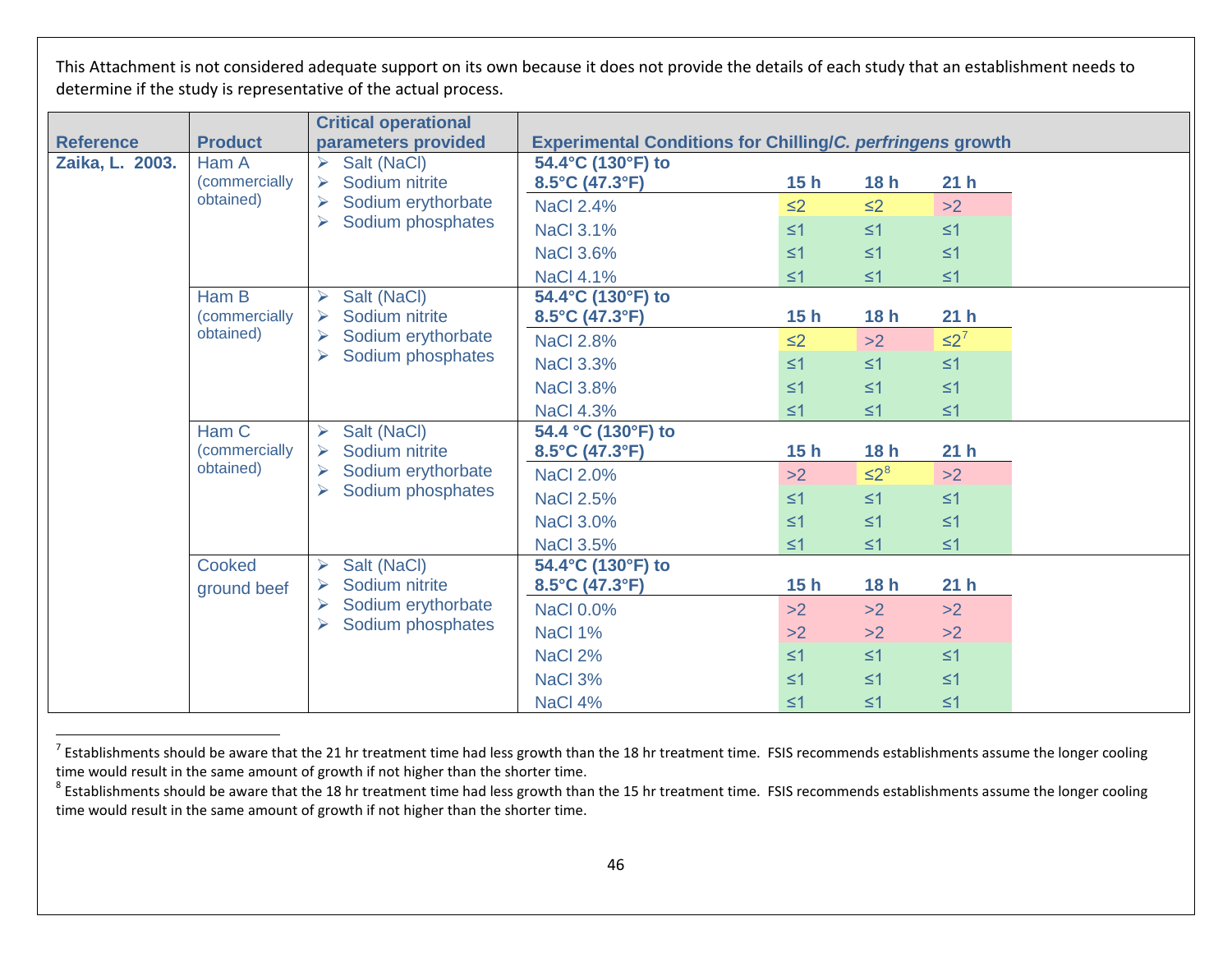This Attachment is not considered adequate support on its own because it does not provide the details of each study that an establishment needs to determine if the study is representative of the actual process.

| Reference | Product | Critical operational parameters provided | Experimental Conditions for Chilling/*C. perfringens* growth | | | |
|---|---|---|---|---|---|---|
| **Zaika, L. 2003.** | Ham A (commercially obtained) | ➢ Salt (NaCl) ➢ Sodium nitrite ➢ Sodium erythorbate ➢ Sodium phosphates | **54.4°C (130°F) to 8.5°C (47.3°F)** | **15 h** | **18 h** | **21 h** |
| | | | NaCl 2.4% | ≤2 | ≤2 | >2 |
| | | | NaCl 3.1% | ≤1 | ≤1 | ≤1 |
| | | | NaCl 3.6% | ≤1 | ≤1 | ≤1 |
| | | | NaCl 4.1% | ≤1 | ≤1 | ≤1 |
| | Ham B (commercially obtained) | ➢ Salt (NaCl) ➢ Sodium nitrite ➢ Sodium erythorbate ➢ Sodium phosphates | **54.4°C (130°F) to 8.5°C (47.3°F)** | **15 h** | **18 h** | **21 h** |
| | | | NaCl 2.8% | ≤2 | >2 | ≤2[7] |
| | | | NaCl 3.3% | ≤1 | ≤1 | ≤1 |
| | | | NaCl 3.8% | ≤1 | ≤1 | ≤1 |
| | | | NaCl 4.3% | ≤1 | ≤1 | ≤1 |
| | Ham C (commercially obtained) | ➢ Salt (NaCl) ➢ Sodium nitrite ➢ Sodium erythorbate ➢ Sodium phosphates | **54.4 °C (130°F) to 8.5°C (47.3°F)** | **15 h** | **18 h** | **21 h** |
| | | | NaCl 2.0% | >2 | ≤2[8] | >2 |
| | | | NaCl 2.5% | ≤1 | ≤1 | ≤1 |
| | | | NaCl 3.0% | ≤1 | ≤1 | ≤1 |
| | | | NaCl 3.5% | ≤1 | ≤1 | ≤1 |
| | Cooked ground beef | ➢ Salt (NaCl) ➢ Sodium nitrite ➢ Sodium erythorbate ➢ Sodium phosphates | **54.4°C (130°F) to 8.5°C (47.3°F)** | **15 h** | **18 h** | **21 h** |
| | | | NaCl 0.0% | >2 | >2 | >2 |
| | | | NaCl 1% | >2 | >2 | >2 |
| | | | NaCl 2% | ≤1 | ≤1 | ≤1 |
| | | | NaCl 3% | ≤1 | ≤1 | ≤1 |
| | | | NaCl 4% | ≤1 | ≤1 | ≤1 |

[7] Establishments should be aware that the 21 hr treatment time had less growth than the 18 hr treatment time. FSIS recommends establishments assume the longer cooling time would result in the same amount of growth if not higher than the shorter time.

[8] Establishments should be aware that the 18 hr treatment time had less growth than the 15 hr treatment time. FSIS recommends establishments assume the longer cooling time would result in the same amount of growth if not higher than the shorter time.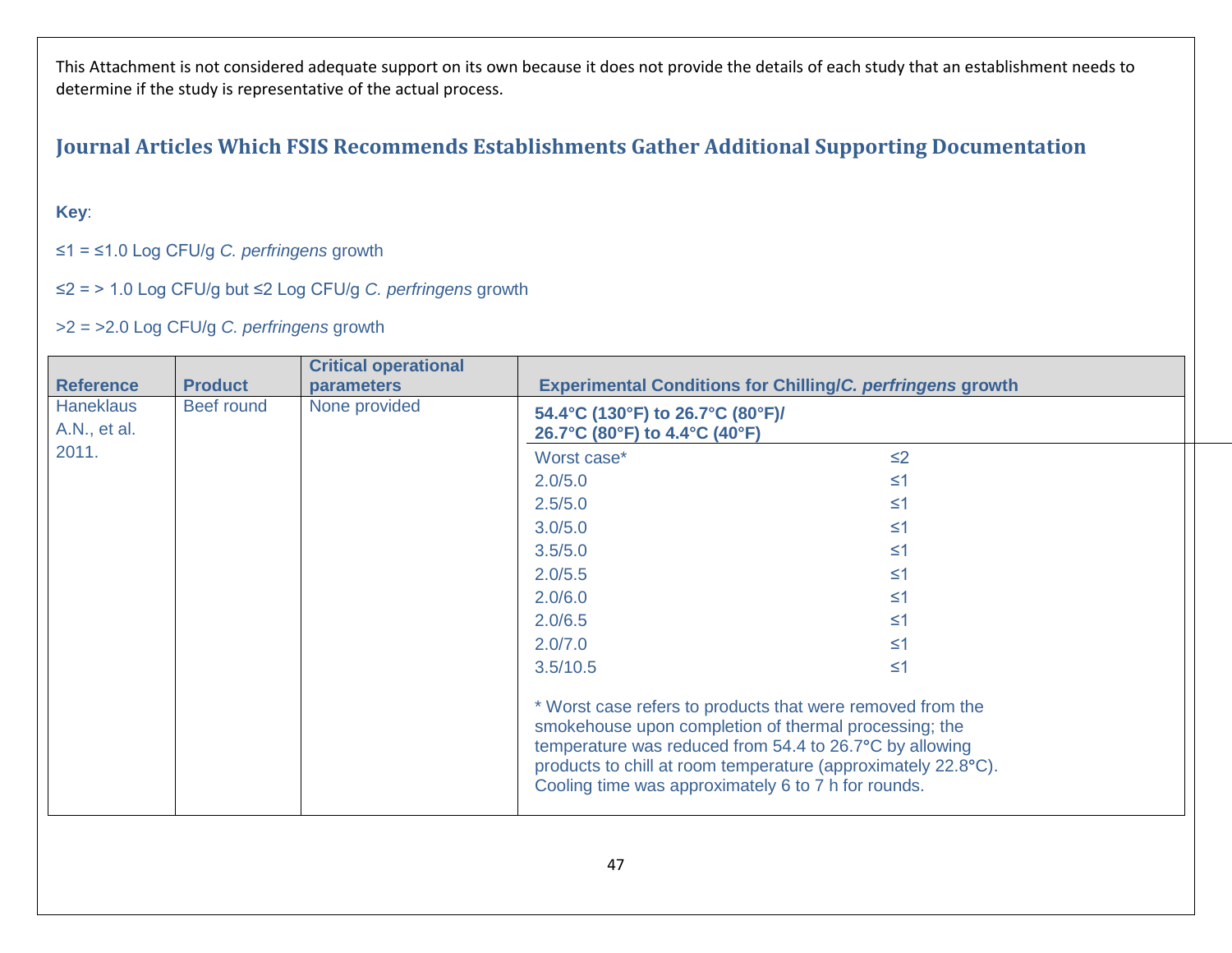This Attachment is not considered adequate support on its own because it does not provide the details of each study that an establishment needs to determine if the study is representative of the actual process.

## Journal Articles Which FSIS Recommends Establishments Gather Additional Supporting Documentation

**Key**:

≤1 = ≤1.0 Log CFU/g *C. perfringens* growth

≤2 = > 1.0 Log CFU/g but ≤2 Log CFU/g *C. perfringens* growth

>2 = >2.0 Log CFU/g *C. perfringens* growth

| Reference | Product | Critical operational parameters | Experimental Conditions for Chilling/*C. perfringens* growth | |
|---|---|---|---|---|
| Haneklaus A.N., et al. 2011. | Beef round | None provided | **54.4°C (130°F) to 26.7°C (80°F)/ 26.7°C (80°F) to 4.4°C (40°F)** | |
| | | | Worst case* | ≤2 |
| | | | 2.0/5.0 | ≤1 |
| | | | 2.5/5.0 | ≤1 |
| | | | 3.0/5.0 | ≤1 |
| | | | 3.5/5.0 | ≤1 |
| | | | 2.0/5.5 | ≤1 |
| | | | 2.0/6.0 | ≤1 |
| | | | 2.0/6.5 | ≤1 |
| | | | 2.0/7.0 | ≤1 |
| | | | 3.5/10.5 | ≤1 |
| | | | * Worst case refers to products that were removed from the smokehouse upon completion of thermal processing; the temperature was reduced from 54.4 to 26.7°C by allowing products to chill at room temperature (approximately 22.8°C). Cooling time was approximately 6 to 7 h for rounds. | |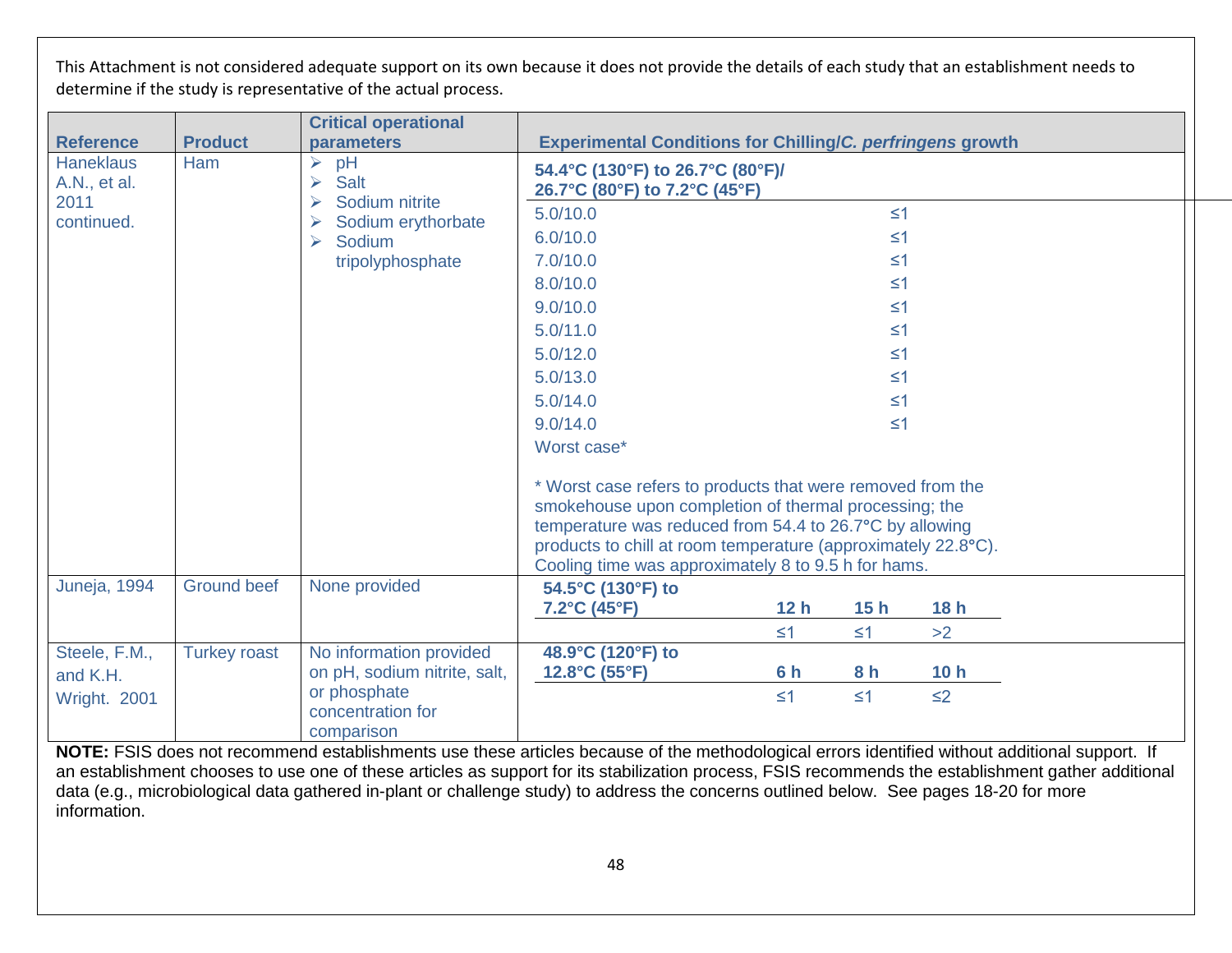This Attachment is not considered adequate support on its own because it does not provide the details of each study that an establishment needs to determine if the study is representative of the actual process.

| Reference | Product | Critical operational parameters | Experimental Conditions for Chilling/*C. perfringens* growth | | | |
|---|---|---|---|---|---|---|
| Haneklaus A.N., et al. 2011 continued. | Ham | ➢ pH<br>➢ Salt<br>➢ Sodium nitrite<br>➢ Sodium erythorbate<br>➢ Sodium tripolyphosphate | **54.4°C (130°F) to 26.7°C (80°F)/ 26.7°C (80°F) to 7.2°C (45°F)** | | | |
| | | | 5.0/10.0 | ≤1 | | |
| | | | 6.0/10.0 | ≤1 | | |
| | | | 7.0/10.0 | ≤1 | | |
| | | | 8.0/10.0 | ≤1 | | |
| | | | 9.0/10.0 | ≤1 | | |
| | | | 5.0/11.0 | ≤1 | | |
| | | | 5.0/12.0 | ≤1 | | |
| | | | 5.0/13.0 | ≤1 | | |
| | | | 5.0/14.0 | ≤1 | | |
| | | | 9.0/14.0 | ≤1 | | |
| | | | Worst case*<br><br>* Worst case refers to products that were removed from the smokehouse upon completion of thermal processing; the temperature was reduced from 54.4 to 26.7°C by allowing products to chill at room temperature (approximately 22.8°C). Cooling time was approximately 8 to 9.5 h for hams. | | | |
| Juneja, 1994 | Ground beef | None provided | **54.5°C (130°F) to 7.2°C (45°F)** | **12 h** | **15 h** | **18 h** |
| | | | | ≤1 | ≤1 | >2 |
| Steele, F.M., and K.H. Wright. 2001 | Turkey roast | No information provided on pH, sodium nitrite, salt, or phosphate concentration for comparison | **48.9°C (120°F) to 12.8°C (55°F)** | **6 h** | **8 h** | **10 h** |
| | | | | ≤1 | ≤1 | ≤2 |

**NOTE:** FSIS does not recommend establishments use these articles because of the methodological errors identified without additional support. If an establishment chooses to use one of these articles as support for its stabilization process, FSIS recommends the establishment gather additional data (e.g., microbiological data gathered in-plant or challenge study) to address the concerns outlined below. See pages 18-20 for more information.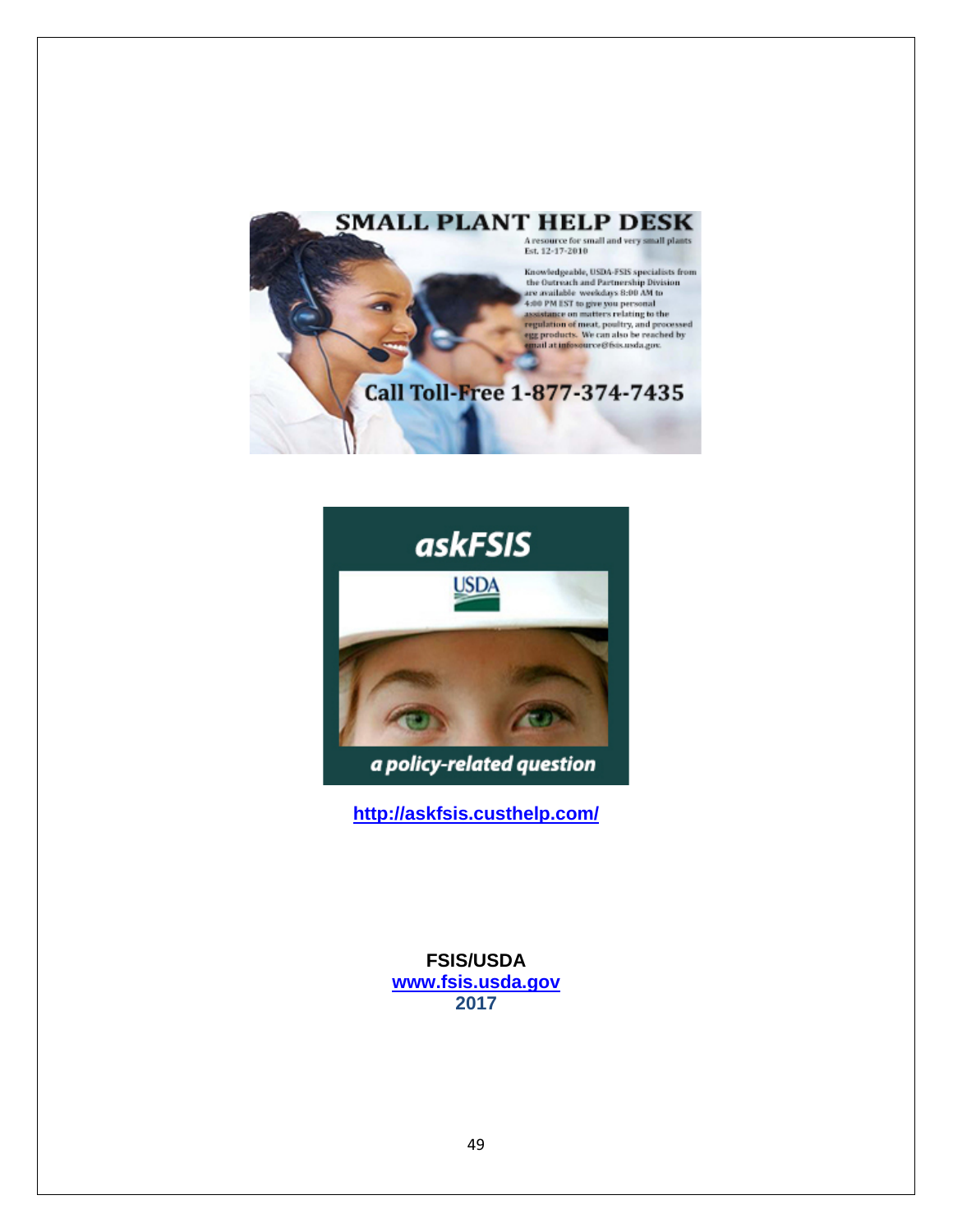SMALL PLANT HELP DESK

A resource for small and very small plants
Est. 12-17-2010

Knowledgeable, USDA-FSIS specialists from the Outreach and Partnership Division are available weekdays 8:00 AM to 4:00 PM EST to give you personal assistance on matters relating to the regulation of meat, poultry, and processed egg products. We can also be reached by email at infosource@fsis.usda.gov.

Call Toll-Free 1-877-374-7435

askFSIS

USDA

a policy-related question

http://askfsis.custhelp.com/

**FSIS/USDA**
**www.fsis.usda.gov**
**2017**